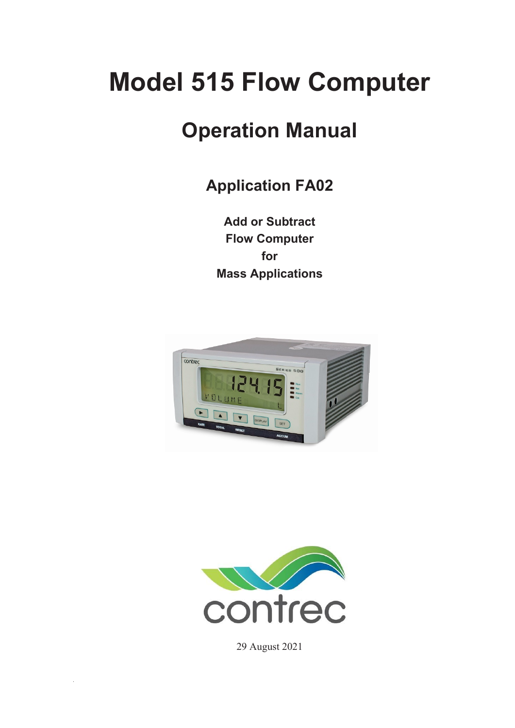# Model 515 Flow Computer

## Operation Manual

### Application FA02

**Add or Subtract**
**Flow Computer**
**for**
**Mass Applications**

29 August 2021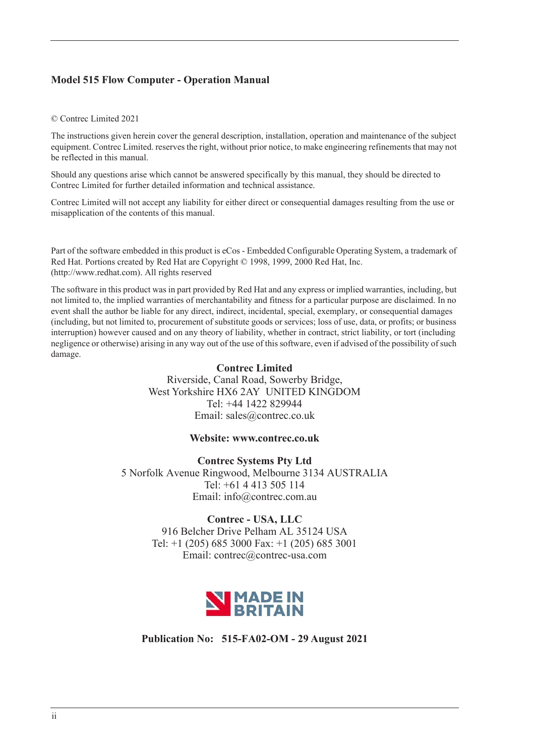**Model 515 Flow Computer - Operation Manual**

© Contrec Limited 2021

The instructions given herein cover the general description, installation, operation and maintenance of the subject equipment. Contrec Limited. reserves the right, without prior notice, to make engineering refinements that may not be reflected in this manual.

Should any questions arise which cannot be answered specifically by this manual, they should be directed to Contrec Limited for further detailed information and technical assistance.

Contrec Limited will not accept any liability for either direct or consequential damages resulting from the use or misapplication of the contents of this manual.

Part of the software embedded in this product is eCos - Embedded Configurable Operating System, a trademark of Red Hat. Portions created by Red Hat are Copyright © 1998, 1999, 2000 Red Hat, Inc. (http://www.redhat.com). All rights reserved

The software in this product was in part provided by Red Hat and any express or implied warranties, including, but not limited to, the implied warranties of merchantability and fitness for a particular purpose are disclaimed. In no event shall the author be liable for any direct, indirect, incidental, special, exemplary, or consequential damages (including, but not limited to, procurement of substitute goods or services; loss of use, data, or profits; or business interruption) however caused and on any theory of liability, whether in contract, strict liability, or tort (including negligence or otherwise) arising in any way out of the use of this software, even if advised of the possibility of such damage.

**Contrec Limited**
Riverside, Canal Road, Sowerby Bridge,
West Yorkshire HX6 2AY UNITED KINGDOM
Tel: +44 1422 829944
Email: sales@contrec.co.uk

**Website: www.contrec.co.uk**

**Contrec Systems Pty Ltd**
5 Norfolk Avenue Ringwood, Melbourne 3134 AUSTRALIA
Tel: +61 4 413 505 114
Email: info@contrec.com.au

**Contrec - USA, LLC**
916 Belcher Drive Pelham AL 35124 USA
Tel: +1 (205) 685 3000 Fax: +1 (205) 685 3001
Email: contrec@contrec-usa.com

MADE IN BRITAIN

**Publication No: 515-FA02-OM - 29 August 2021**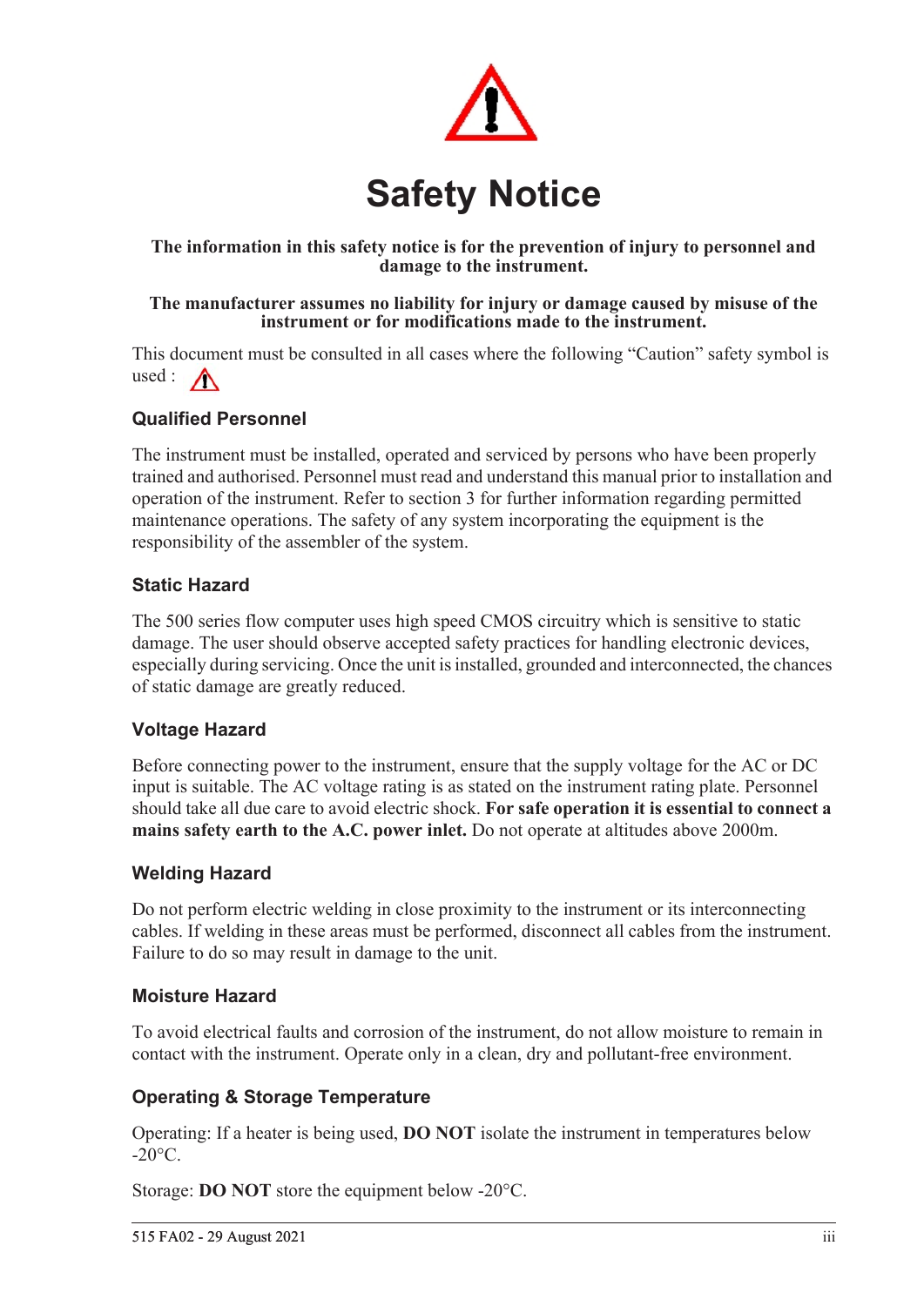# Safety Notice

**The information in this safety notice is for the prevention of injury to personnel and damage to the instrument.**

**The manufacturer assumes no liability for injury or damage caused by misuse of the instrument or for modifications made to the instrument.**

This document must be consulted in all cases where the following "Caution" safety symbol is used : ⚠

### Qualified Personnel

The instrument must be installed, operated and serviced by persons who have been properly trained and authorised. Personnel must read and understand this manual prior to installation and operation of the instrument. Refer to section 3 for further information regarding permitted maintenance operations. The safety of any system incorporating the equipment is the responsibility of the assembler of the system.

### Static Hazard

The 500 series flow computer uses high speed CMOS circuitry which is sensitive to static damage. The user should observe accepted safety practices for handling electronic devices, especially during servicing. Once the unit is installed, grounded and interconnected, the chances of static damage are greatly reduced.

### Voltage Hazard

Before connecting power to the instrument, ensure that the supply voltage for the AC or DC input is suitable. The AC voltage rating is as stated on the instrument rating plate. Personnel should take all due care to avoid electric shock. **For safe operation it is essential to connect a mains safety earth to the A.C. power inlet.** Do not operate at altitudes above 2000m.

### Welding Hazard

Do not perform electric welding in close proximity to the instrument or its interconnecting cables. If welding in these areas must be performed, disconnect all cables from the instrument. Failure to do so may result in damage to the unit.

### Moisture Hazard

To avoid electrical faults and corrosion of the instrument, do not allow moisture to remain in contact with the instrument. Operate only in a clean, dry and pollutant-free environment.

### Operating & Storage Temperature

Operating: If a heater is being used, **DO NOT** isolate the instrument in temperatures below -20°C.

Storage: **DO NOT** store the equipment below -20°C.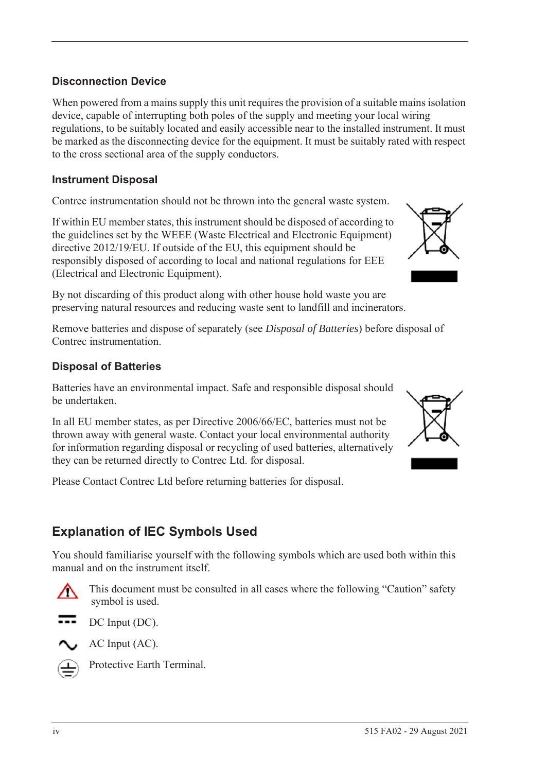### Disconnection Device

When powered from a mains supply this unit requires the provision of a suitable mains isolation device, capable of interrupting both poles of the supply and meeting your local wiring regulations, to be suitably located and easily accessible near to the installed instrument. It must be marked as the disconnecting device for the equipment. It must be suitably rated with respect to the cross sectional area of the supply conductors.

### Instrument Disposal

Contrec instrumentation should not be thrown into the general waste system.

If within EU member states, this instrument should be disposed of according to the guidelines set by the WEEE (Waste Electrical and Electronic Equipment) directive 2012/19/EU. If outside of the EU, this equipment should be responsibly disposed of according to local and national regulations for EEE (Electrical and Electronic Equipment).

By not discarding of this product along with other house hold waste you are preserving natural resources and reducing waste sent to landfill and incinerators.

Remove batteries and dispose of separately (see *Disposal of Batteries*) before disposal of Contrec instrumentation.

### Disposal of Batteries

Batteries have an environmental impact. Safe and responsible disposal should be undertaken.

In all EU member states, as per Directive 2006/66/EC, batteries must not be thrown away with general waste. Contact your local environmental authority for information regarding disposal or recycling of used batteries, alternatively they can be returned directly to Contrec Ltd. for disposal.

Please Contact Contrec Ltd before returning batteries for disposal.

## Explanation of IEC Symbols Used

You should familiarise yourself with the following symbols which are used both within this manual and on the instrument itself.

This document must be consulted in all cases where the following "Caution" safety symbol is used.

DC Input (DC).

AC Input (AC).

Protective Earth Terminal.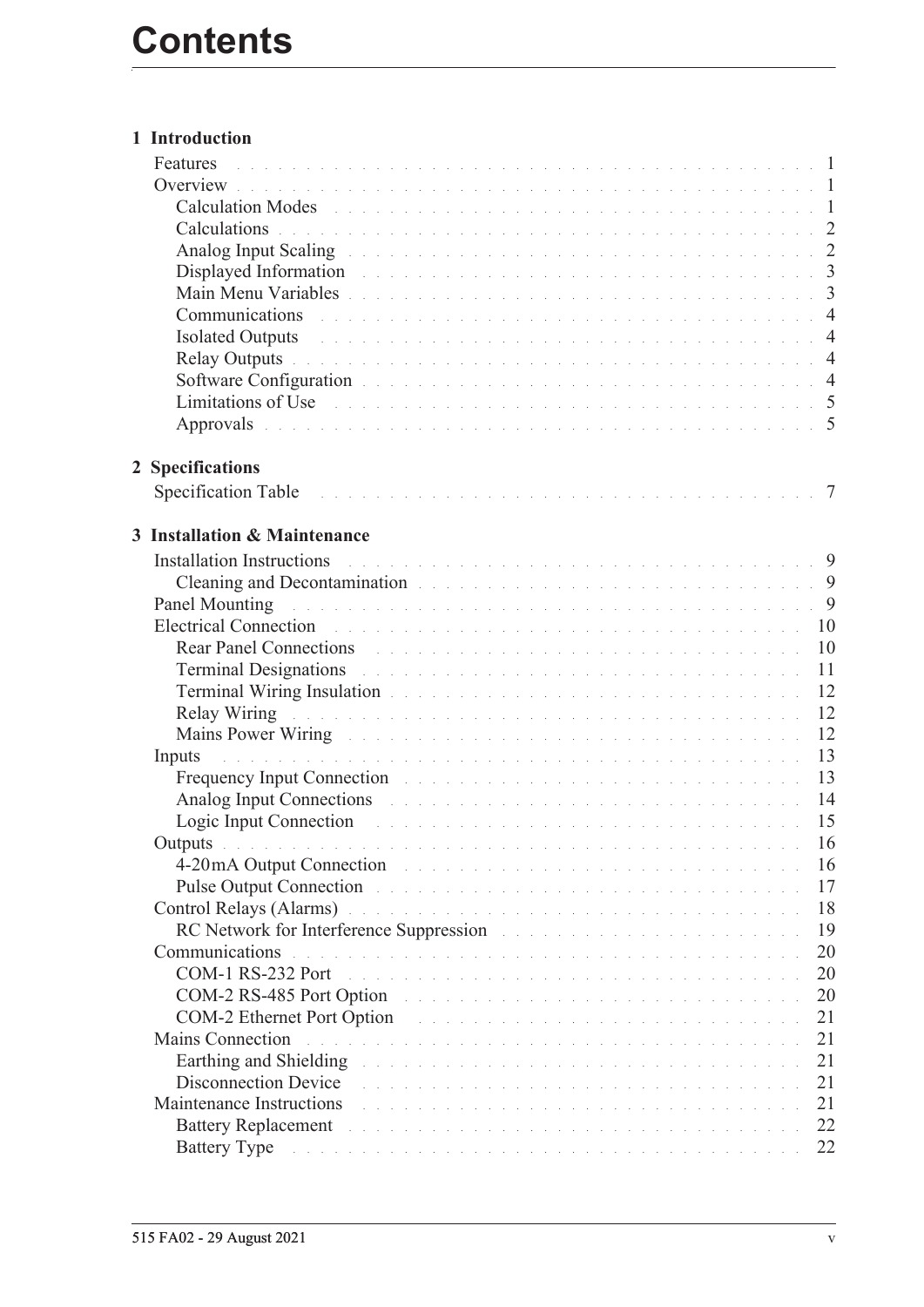# Contents

## 1 Introduction

- Features . . . 1
- Overview . . . 1
  - Calculation Modes . . . 1
  - Calculations . . . 2
  - Analog Input Scaling . . . 2
  - Displayed Information . . . 3
  - Main Menu Variables . . . 3
  - Communications . . . 4
  - Isolated Outputs . . . 4
  - Relay Outputs . . . 4
  - Software Configuration . . . 4
  - Limitations of Use . . . 5
  - Approvals . . . 5

## 2 Specifications

- Specification Table . . . 7

## 3 Installation & Maintenance

- Installation Instructions . . . 9
  - Cleaning and Decontamination . . . 9
- Panel Mounting . . . 9
- Electrical Connection . . . 10
  - Rear Panel Connections . . . 10
  - Terminal Designations . . . 11
  - Terminal Wiring Insulation . . . 12
  - Relay Wiring . . . 12
  - Mains Power Wiring . . . 12
- Inputs . . . 13
  - Frequency Input Connection . . . 13
  - Analog Input Connections . . . 14
  - Logic Input Connection . . . 15
- Outputs . . . 16
  - 4-20mA Output Connection . . . 16
  - Pulse Output Connection . . . 17
- Control Relays (Alarms) . . . 18
  - RC Network for Interference Suppression . . . 19
- Communications . . . 20
  - COM-1 RS-232 Port . . . 20
  - COM-2 RS-485 Port Option . . . 20
  - COM-2 Ethernet Port Option . . . 21
- Mains Connection . . . 21
  - Earthing and Shielding . . . 21
  - Disconnection Device . . . 21
- Maintenance Instructions . . . 21
  - Battery Replacement . . . 22
  - Battery Type . . . 22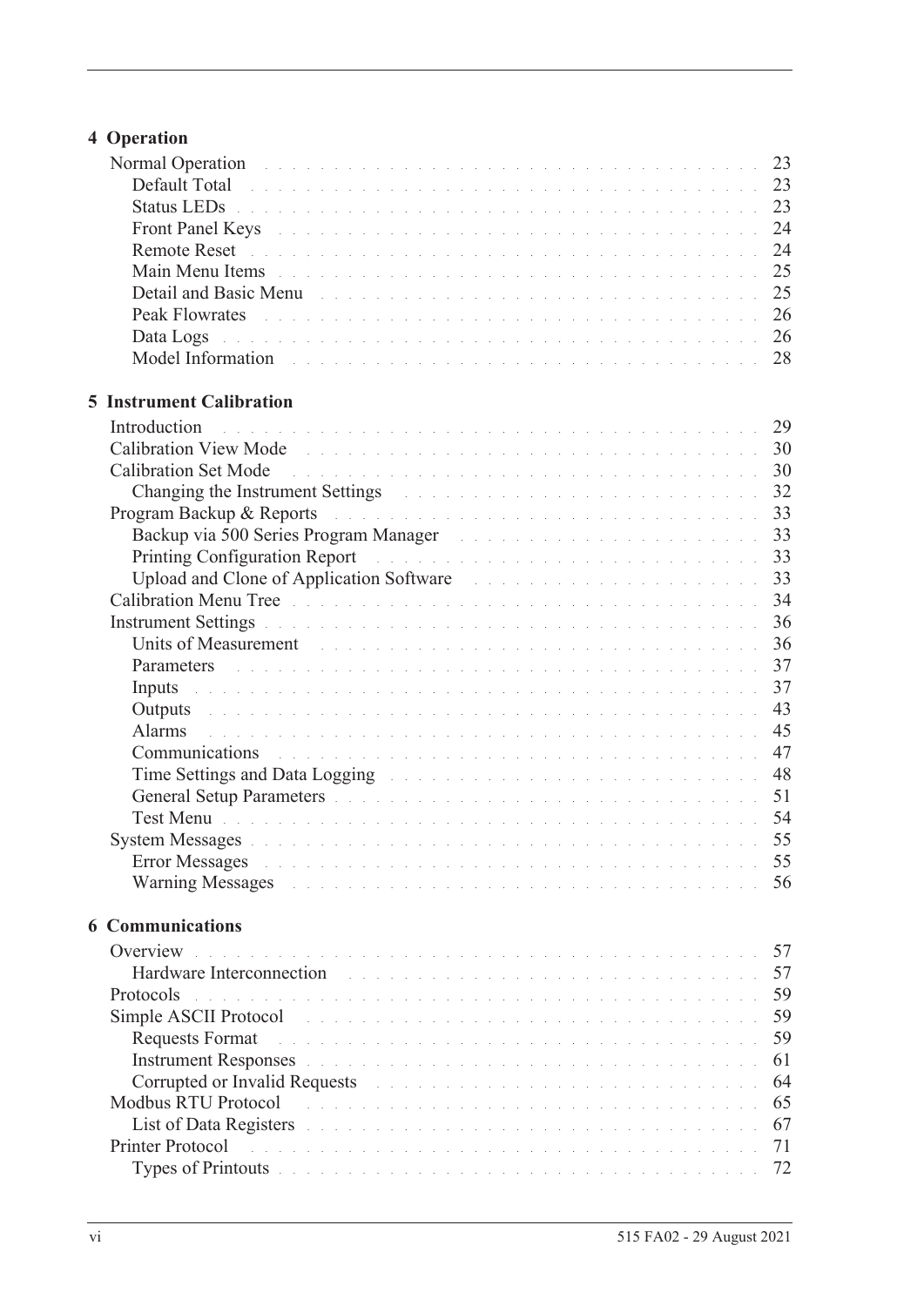## 4 Operation

- Normal Operation . . . . . 23
  - Default Total . . . . . 23
  - Status LEDs . . . . . 23
  - Front Panel Keys . . . . . 24
  - Remote Reset . . . . . 24
  - Main Menu Items . . . . . 25
  - Detail and Basic Menu . . . . . 25
  - Peak Flowrates . . . . . 26
  - Data Logs . . . . . 26
  - Model Information . . . . . 28

## 5 Instrument Calibration

- Introduction . . . . . 29
- Calibration View Mode . . . . . 30
- Calibration Set Mode . . . . . 30
  - Changing the Instrument Settings . . . . . 32
- Program Backup & Reports . . . . . 33
  - Backup via 500 Series Program Manager . . . . . 33
  - Printing Configuration Report . . . . . 33
  - Upload and Clone of Application Software . . . . . 33
- Calibration Menu Tree . . . . . 34
- Instrument Settings . . . . . 36
  - Units of Measurement . . . . . 36
  - Parameters . . . . . 37
  - Inputs . . . . . 37
  - Outputs . . . . . 43
  - Alarms . . . . . 45
  - Communications . . . . . 47
  - Time Settings and Data Logging . . . . . 48
  - General Setup Parameters . . . . . 51
  - Test Menu . . . . . 54
- System Messages . . . . . 55
  - Error Messages . . . . . 55
  - Warning Messages . . . . . 56

## 6 Communications

- Overview . . . . . 57
  - Hardware Interconnection . . . . . 57
- Protocols . . . . . 59
- Simple ASCII Protocol . . . . . 59
  - Requests Format . . . . . 59
  - Instrument Responses . . . . . 61
  - Corrupted or Invalid Requests . . . . . 64
- Modbus RTU Protocol . . . . . 65
  - List of Data Registers . . . . . 67
- Printer Protocol . . . . . 71
  - Types of Printouts . . . . . 72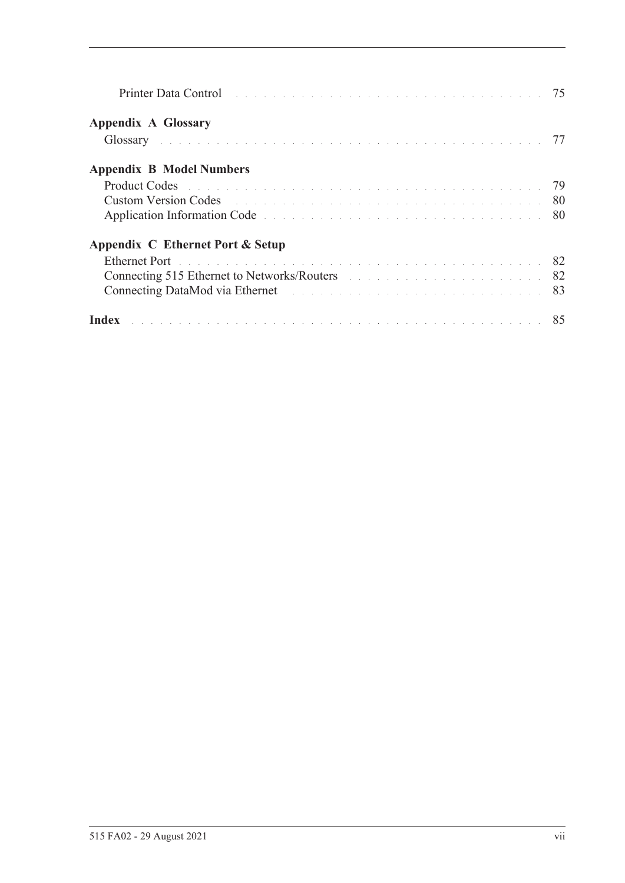Printer Data Control . . . . . . . . . . . . . . . . . . . . . . . . . . . . . . . . . 75

**Appendix A Glossary**

Glossary . . . . . . . . . . . . . . . . . . . . . . . . . . . . . . . . . . . . . . . . . 77

**Appendix B Model Numbers**

Product Codes . . . . . . . . . . . . . . . . . . . . . . . . . . . . . . . . . . . . . 79
Custom Version Codes . . . . . . . . . . . . . . . . . . . . . . . . . . . . . . . . 80
Application Information Code . . . . . . . . . . . . . . . . . . . . . . . . . . . 80

**Appendix C Ethernet Port & Setup**

Ethernet Port . . . . . . . . . . . . . . . . . . . . . . . . . . . . . . . . . . . . . . 82
Connecting 515 Ethernet to Networks/Routers . . . . . . . . . . . . . . . . 82
Connecting DataMod via Ethernet . . . . . . . . . . . . . . . . . . . . . . . . 83

**Index** . . . . . . . . . . . . . . . . . . . . . . . . . . . . . . . . . . . . . . . . . . 85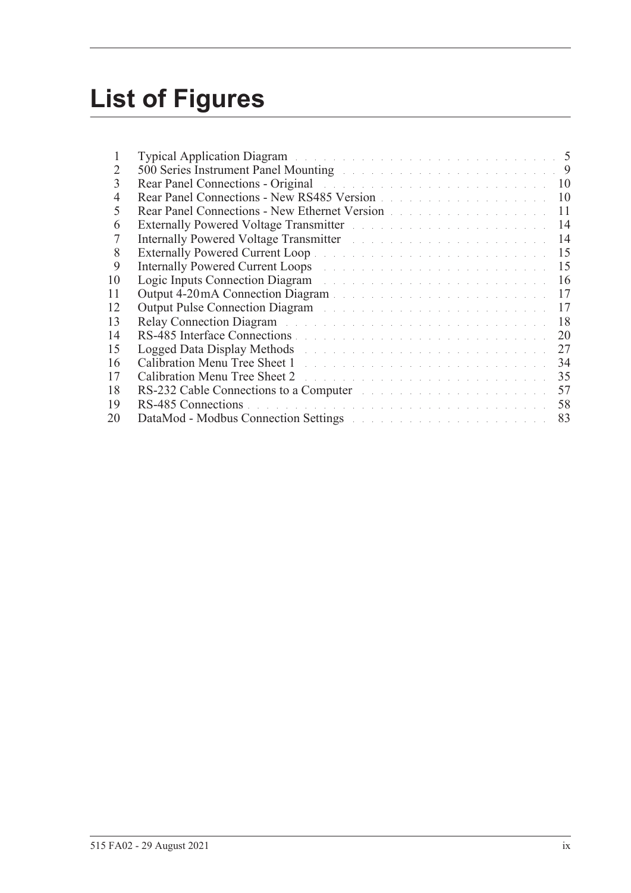# List of Figures

| | | |
|---|---|---|
| 1 | Typical Application Diagram | 5 |
| 2 | 500 Series Instrument Panel Mounting | 9 |
| 3 | Rear Panel Connections - Original | 10 |
| 4 | Rear Panel Connections - New RS485 Version | 10 |
| 5 | Rear Panel Connections - New Ethernet Version | 11 |
| 6 | Externally Powered Voltage Transmitter | 14 |
| 7 | Internally Powered Voltage Transmitter | 14 |
| 8 | Externally Powered Current Loop | 15 |
| 9 | Internally Powered Current Loops | 15 |
| 10 | Logic Inputs Connection Diagram | 16 |
| 11 | Output 4-20 mA Connection Diagram | 17 |
| 12 | Output Pulse Connection Diagram | 17 |
| 13 | Relay Connection Diagram | 18 |
| 14 | RS-485 Interface Connections | 20 |
| 15 | Logged Data Display Methods | 27 |
| 16 | Calibration Menu Tree Sheet 1 | 34 |
| 17 | Calibration Menu Tree Sheet 2 | 35 |
| 18 | RS-232 Cable Connections to a Computer | 57 |
| 19 | RS-485 Connections | 58 |
| 20 | DataMod - Modbus Connection Settings | 83 |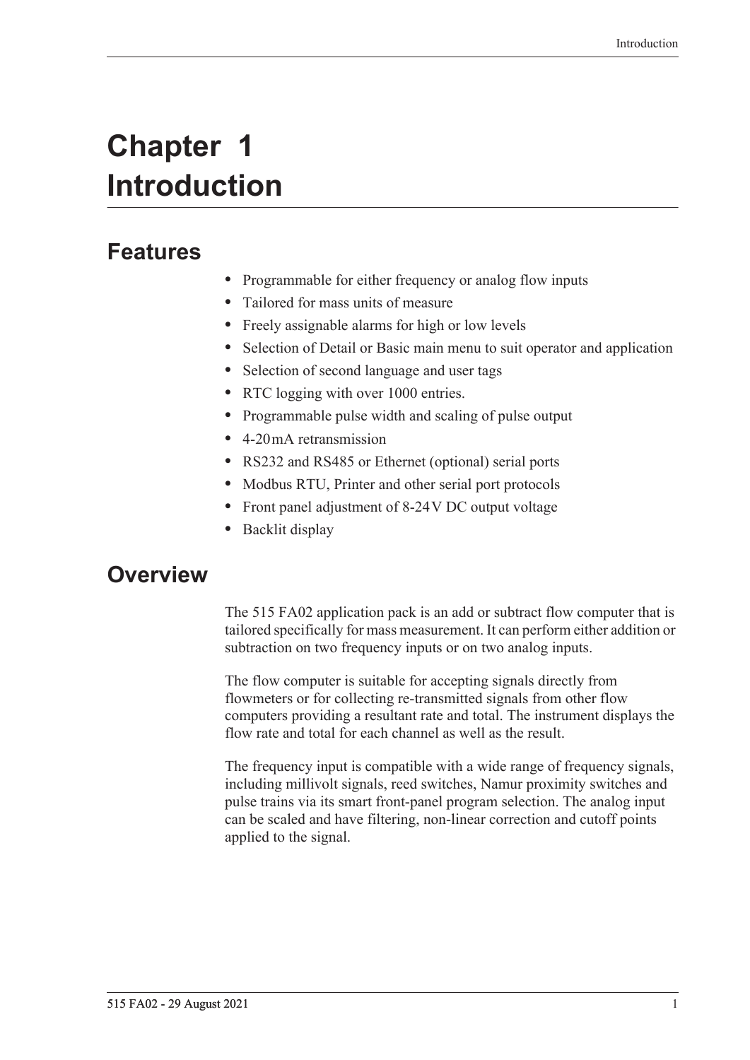# Chapter 1 Introduction

## Features

- Programmable for either frequency or analog flow inputs
- Tailored for mass units of measure
- Freely assignable alarms for high or low levels
- Selection of Detail or Basic main menu to suit operator and application
- Selection of second language and user tags
- RTC logging with over 1000 entries.
- Programmable pulse width and scaling of pulse output
- 4-20 mA retransmission
- RS232 and RS485 or Ethernet (optional) serial ports
- Modbus RTU, Printer and other serial port protocols
- Front panel adjustment of 8-24 V DC output voltage
- Backlit display

## Overview

The 515 FA02 application pack is an add or subtract flow computer that is tailored specifically for mass measurement. It can perform either addition or subtraction on two frequency inputs or on two analog inputs.

The flow computer is suitable for accepting signals directly from flowmeters or for collecting re-transmitted signals from other flow computers providing a resultant rate and total. The instrument displays the flow rate and total for each channel as well as the result.

The frequency input is compatible with a wide range of frequency signals, including millivolt signals, reed switches, Namur proximity switches and pulse trains via its smart front-panel program selection. The analog input can be scaled and have filtering, non-linear correction and cutoff points applied to the signal.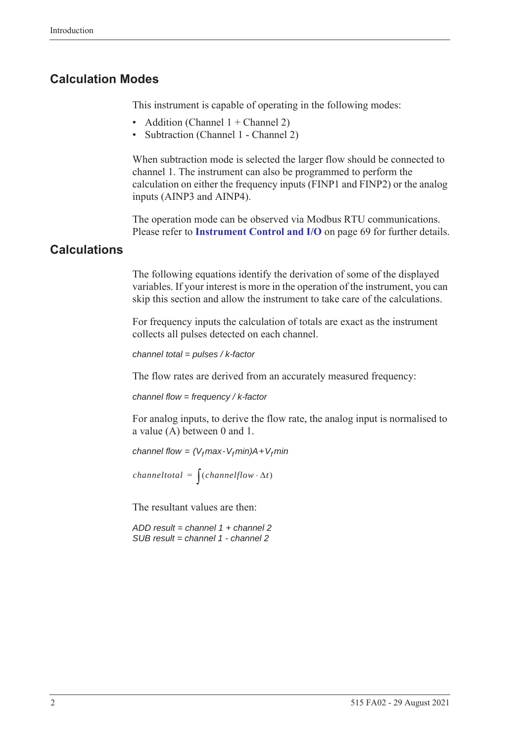## Calculation Modes

This instrument is capable of operating in the following modes:

- Addition (Channel 1 + Channel 2)
- Subtraction (Channel 1 - Channel 2)

When subtraction mode is selected the larger flow should be connected to channel 1. The instrument can also be programmed to perform the calculation on either the frequency inputs (FINP1 and FINP2) or the analog inputs (AINP3 and AINP4).

The operation mode can be observed via Modbus RTU communications. Please refer to **Instrument Control and I/O** on page 69 for further details.

## Calculations

The following equations identify the derivation of some of the displayed variables. If your interest is more in the operation of the instrument, you can skip this section and allow the instrument to take care of the calculations.

For frequency inputs the calculation of totals are exact as the instrument collects all pulses detected on each channel.

*channel total = pulses / k-factor*

The flow rates are derived from an accurately measured frequency:

*channel flow = frequency / k-factor*

For analog inputs, to derive the flow rate, the analog input is normalised to a value (A) between 0 and 1.

$$channel\ flow = (V_f max - V_f min)A + V_f min$$

$$channeltotal = \int(channelflow \cdot \Delta t)$$

The resultant values are then:

*ADD result = channel 1 + channel 2*
*SUB result = channel 1 - channel 2*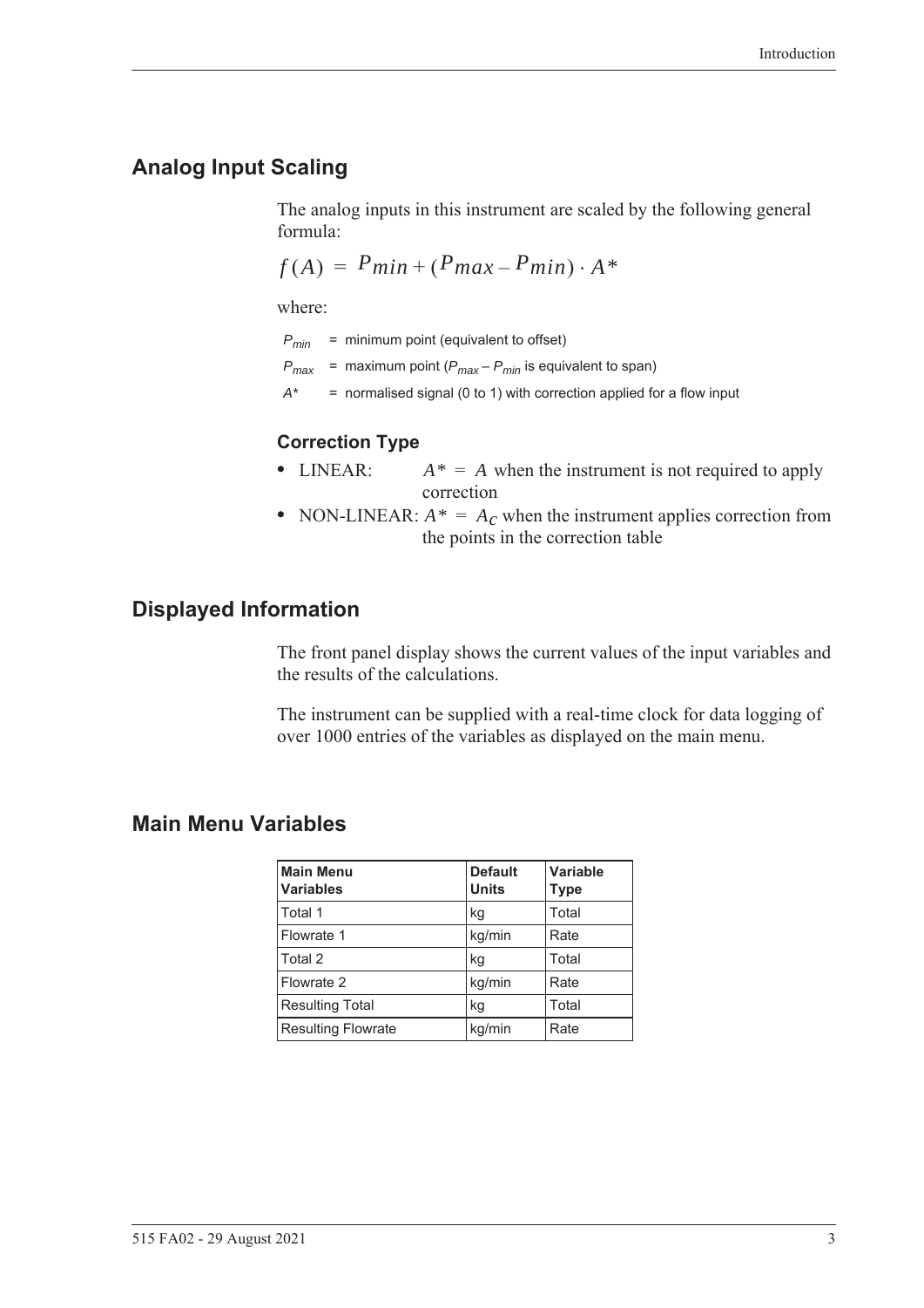## Analog Input Scaling

The analog inputs in this instrument are scaled by the following general formula:

$$f(A) = P_{min} + (P_{max} - P_{min}) \cdot A^*$$

where:

$P_{min}$ = minimum point (equivalent to offset)

$P_{max}$ = maximum point ($P_{max} - P_{min}$ is equivalent to span)

$A^*$ = normalised signal (0 to 1) with correction applied for a flow input

### Correction Type

- LINEAR: $A^* = A$ when the instrument is not required to apply correction
- NON-LINEAR: $A^* = A_C$ when the instrument applies correction from the points in the correction table

## Displayed Information

The front panel display shows the current values of the input variables and the results of the calculations.

The instrument can be supplied with a real-time clock for data logging of over 1000 entries of the variables as displayed on the main menu.

## Main Menu Variables

| Main Menu Variables | Default Units | Variable Type |
|---|---|---|
| Total 1 | kg | Total |
| Flowrate 1 | kg/min | Rate |
| Total 2 | kg | Total |
| Flowrate 2 | kg/min | Rate |
| Resulting Total | kg | Total |
| Resulting Flowrate | kg/min | Rate |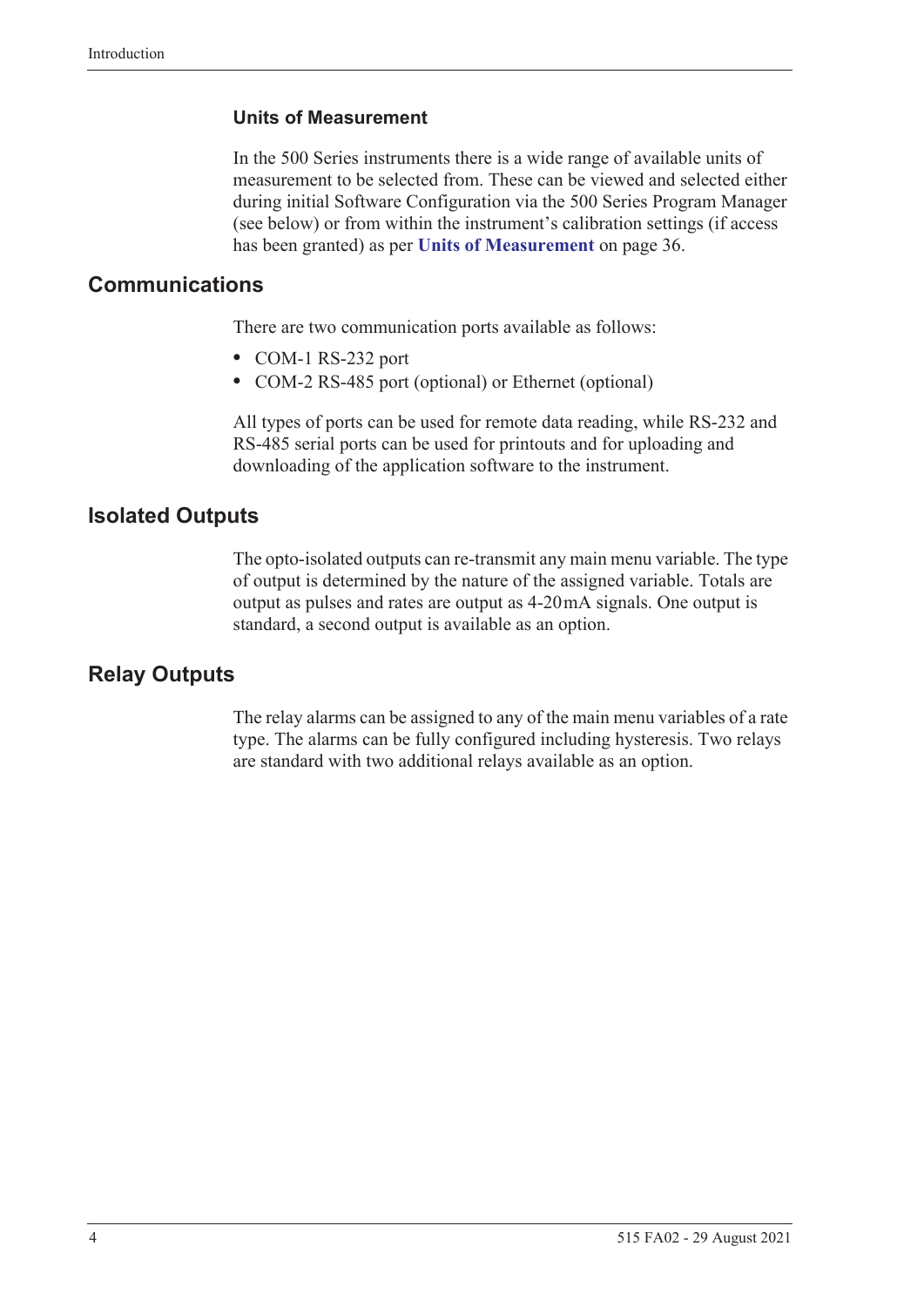### Units of Measurement

In the 500 Series instruments there is a wide range of available units of measurement to be selected from. These can be viewed and selected either during initial Software Configuration via the 500 Series Program Manager (see below) or from within the instrument's calibration settings (if access has been granted) as per **Units of Measurement** on page 36.

## Communications

There are two communication ports available as follows:

- COM-1 RS-232 port
- COM-2 RS-485 port (optional) or Ethernet (optional)

All types of ports can be used for remote data reading, while RS-232 and RS-485 serial ports can be used for printouts and for uploading and downloading of the application software to the instrument.

## Isolated Outputs

The opto-isolated outputs can re-transmit any main menu variable. The type of output is determined by the nature of the assigned variable. Totals are output as pulses and rates are output as 4-20 mA signals. One output is standard, a second output is available as an option.

## Relay Outputs

The relay alarms can be assigned to any of the main menu variables of a rate type. The alarms can be fully configured including hysteresis. Two relays are standard with two additional relays available as an option.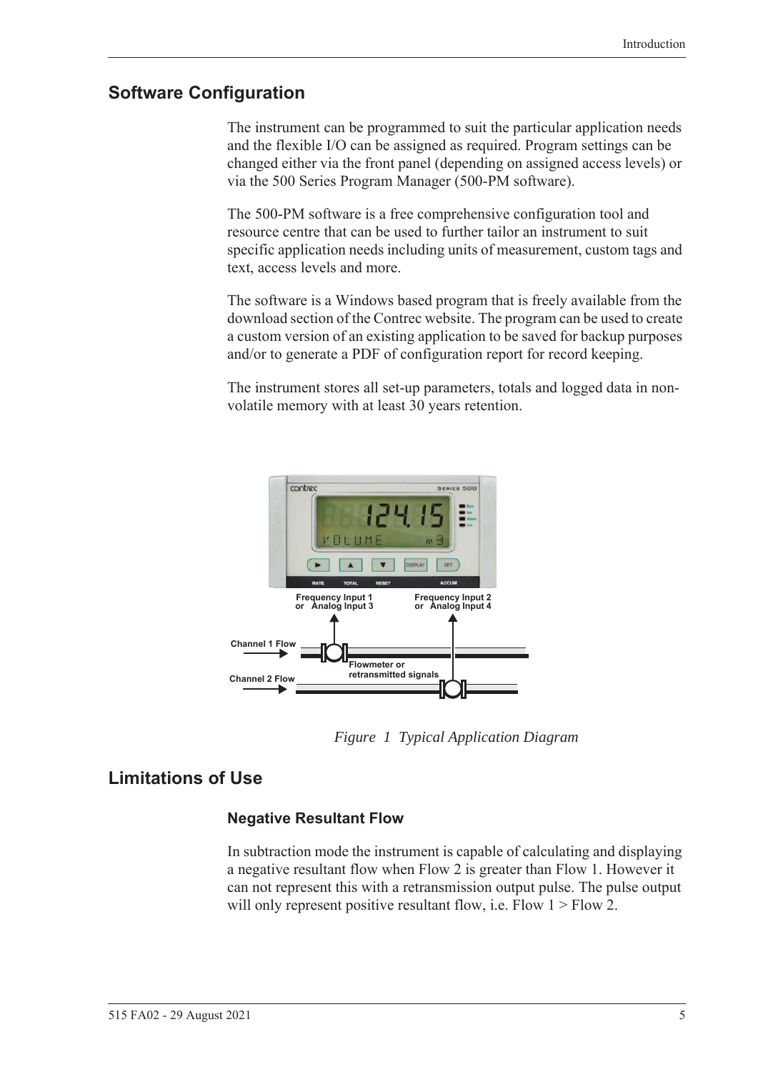## Software Configuration

The instrument can be programmed to suit the particular application needs and the flexible I/O can be assigned as required. Program settings can be changed either via the front panel (depending on assigned access levels) or via the 500 Series Program Manager (500-PM software).

The 500-PM software is a free comprehensive configuration tool and resource centre that can be used to further tailor an instrument to suit specific application needs including units of measurement, custom tags and text, access levels and more.

The software is a Windows based program that is freely available from the download section of the Contrec website. The program can be used to create a custom version of an existing application to be saved for backup purposes and/or to generate a PDF of configuration report for record keeping.

The instrument stores all set-up parameters, totals and logged data in non-volatile memory with at least 30 years retention.

*Figure 1 Typical Application Diagram*

## Limitations of Use

### Negative Resultant Flow

In subtraction mode the instrument is capable of calculating and displaying a negative resultant flow when Flow 2 is greater than Flow 1. However it can not represent this with a retransmission output pulse. The pulse output will only represent positive resultant flow, i.e. Flow 1 > Flow 2.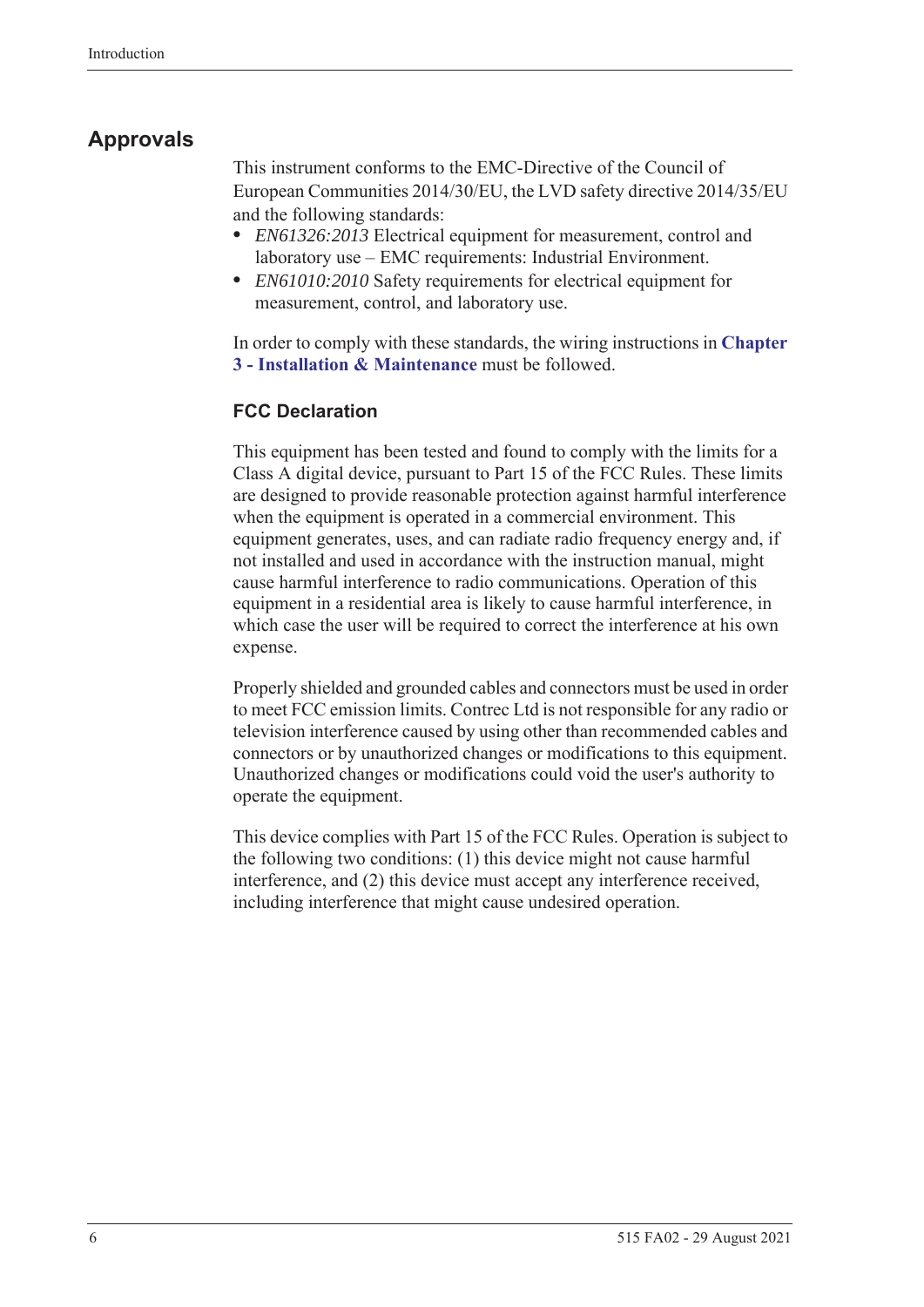## Approvals

This instrument conforms to the EMC-Directive of the Council of European Communities 2014/30/EU, the LVD safety directive 2014/35/EU and the following standards:

- *EN61326:2013* Electrical equipment for measurement, control and laboratory use – EMC requirements: Industrial Environment.
- *EN61010:2010* Safety requirements for electrical equipment for measurement, control, and laboratory use.

In order to comply with these standards, the wiring instructions in **Chapter 3 - Installation & Maintenance** must be followed.

### FCC Declaration

This equipment has been tested and found to comply with the limits for a Class A digital device, pursuant to Part 15 of the FCC Rules. These limits are designed to provide reasonable protection against harmful interference when the equipment is operated in a commercial environment. This equipment generates, uses, and can radiate radio frequency energy and, if not installed and used in accordance with the instruction manual, might cause harmful interference to radio communications. Operation of this equipment in a residential area is likely to cause harmful interference, in which case the user will be required to correct the interference at his own expense.

Properly shielded and grounded cables and connectors must be used in order to meet FCC emission limits. Contrec Ltd is not responsible for any radio or television interference caused by using other than recommended cables and connectors or by unauthorized changes or modifications to this equipment. Unauthorized changes or modifications could void the user's authority to operate the equipment.

This device complies with Part 15 of the FCC Rules. Operation is subject to the following two conditions: (1) this device might not cause harmful interference, and (2) this device must accept any interference received, including interference that might cause undesired operation.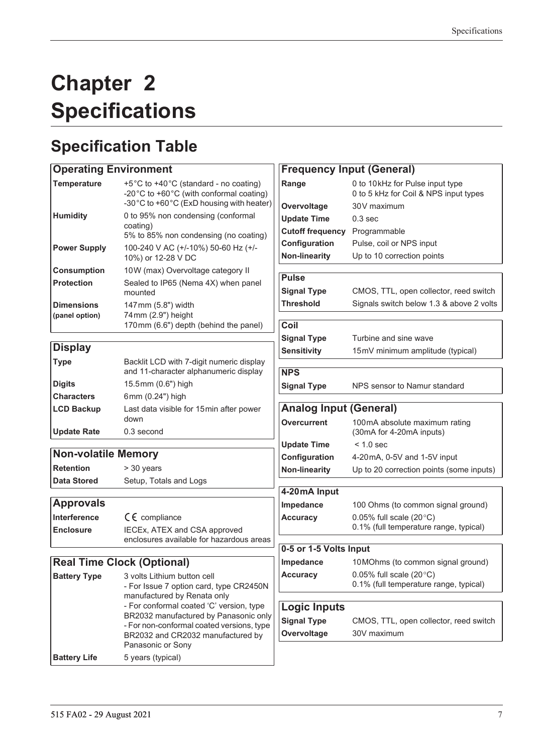# Chapter 2 Specifications

## Specification Table

| Operating Environment | |
|---|---|
| **Temperature** | +5°C to +40°C (standard - no coating)<br>-20°C to +60°C (with conformal coating)<br>-30°C to +60°C (ExD housing with heater) |
| **Humidity** | 0 to 95% non condensing (conformal coating)<br>5% to 85% non condensing (no coating) |
| **Power Supply** | 100-240 V AC (+/-10%) 50-60 Hz (+/-10%) or 12-28 V DC |
| **Consumption** | 10W (max) Overvoltage category II |
| **Protection** | Sealed to IP65 (Nema 4X) when panel mounted |
| **Dimensions (panel option)** | 147 mm (5.8") width<br>74 mm (2.9") height<br>170 mm (6.6") depth (behind the panel) |

| Display | |
|---|---|
| **Type** | Backlit LCD with 7-digit numeric display and 11-character alphanumeric display |
| **Digits** | 15.5 mm (0.6") high |
| **Characters** | 6 mm (0.24") high |
| **LCD Backup** | Last data visible for 15 min after power down |
| **Update Rate** | 0.3 second |

| Non-volatile Memory | |
|---|---|
| **Retention** | > 30 years |
| **Data Stored** | Setup, Totals and Logs |

| Approvals | |
|---|---|
| **Interference** | CE compliance |
| **Enclosure** | IECEx, ATEX and CSA approved enclosures available for hazardous areas |

| Real Time Clock (Optional) | |
|---|---|
| **Battery Type** | 3 volts Lithium button cell<br>- For Issue 7 option card, type CR2450N manufactured by Renata only<br>- For conformal coated 'C' version, type BR2032 manufactured by Panasonic only<br>- For non-conformal coated versions, type BR2032 and CR2032 manufactured by Panasonic or Sony |
| **Battery Life** | 5 years (typical) |

| Frequency Input (General) | |
|---|---|
| **Range** | 0 to 10 kHz for Pulse input type<br>0 to 5 kHz for Coil & NPS input types |
| **Overvoltage** | 30V maximum |
| **Update Time** | 0.3 sec |
| **Cutoff frequency** | Programmable |
| **Configuration** | Pulse, coil or NPS input |
| **Non-linearity** | Up to 10 correction points |

| Pulse | |
|---|---|
| **Signal Type** | CMOS, TTL, open collector, reed switch |
| **Threshold** | Signals switch below 1.3 & above 2 volts |

| Coil | |
|---|---|
| **Signal Type** | Turbine and sine wave |
| **Sensitivity** | 15 mV minimum amplitude (typical) |

| NPS | |
|---|---|
| **Signal Type** | NPS sensor to Namur standard |

| Analog Input (General) | |
|---|---|
| **Overcurrent** | 100 mA absolute maximum rating (30mA for 4-20mA inputs) |
| **Update Time** | < 1.0 sec |
| **Configuration** | 4-20 mA, 0-5V and 1-5V input |
| **Non-linearity** | Up to 20 correction points (some inputs) |

| 4-20 mA Input | |
|---|---|
| **Impedance** | 100 Ohms (to common signal ground) |
| **Accuracy** | 0.05% full scale (20°C)<br>0.1% (full temperature range, typical) |

| 0-5 or 1-5 Volts Input | |
|---|---|
| **Impedance** | 10 MOhms (to common signal ground) |
| **Accuracy** | 0.05% full scale (20°C)<br>0.1% (full temperature range, typical) |

| Logic Inputs | |
|---|---|
| **Signal Type** | CMOS, TTL, open collector, reed switch |
| **Overvoltage** | 30V maximum |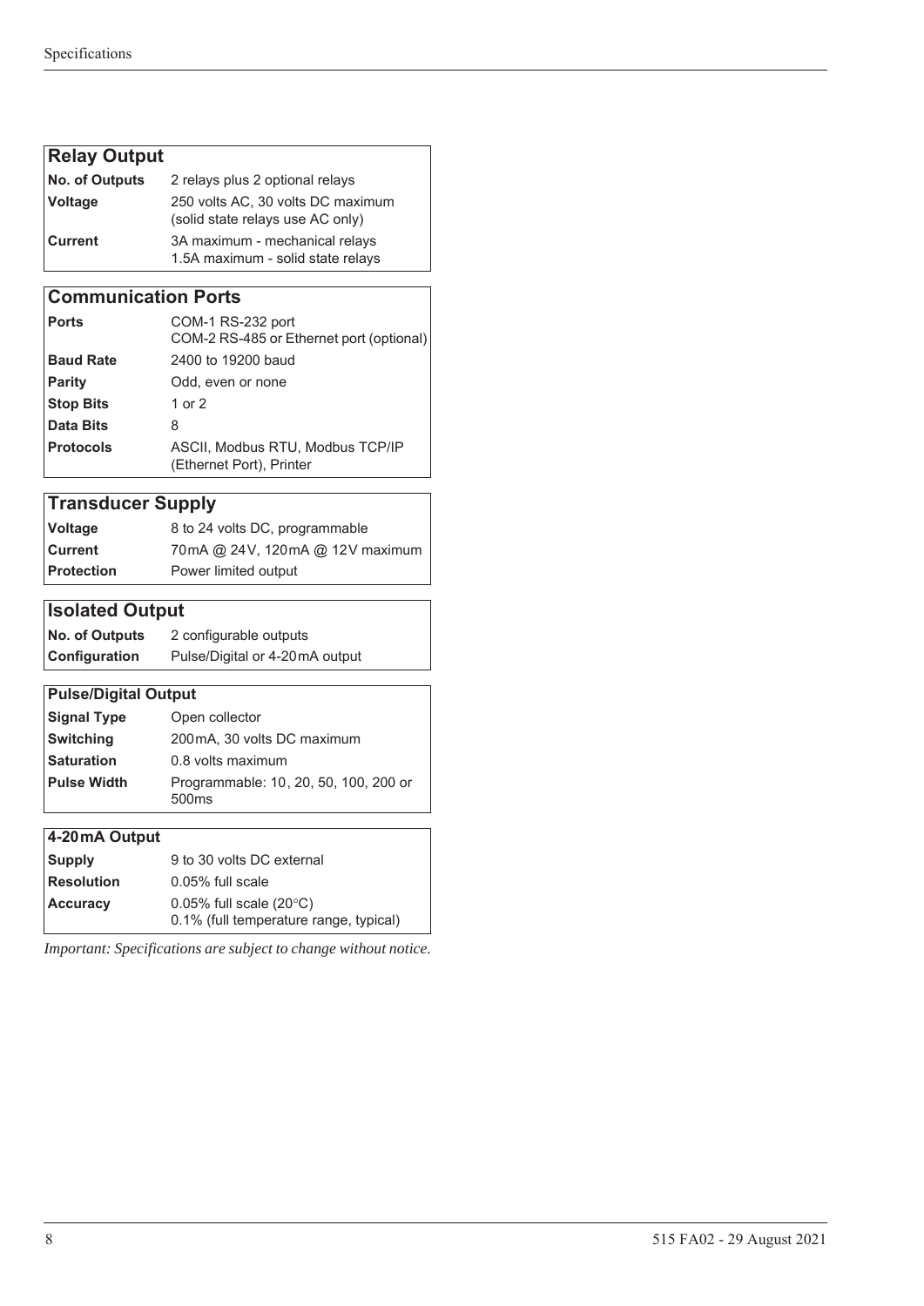| Relay Output | |
|---|---|
| **No. of Outputs** | 2 relays plus 2 optional relays |
| **Voltage** | 250 volts AC, 30 volts DC maximum (solid state relays use AC only) |
| **Current** | 3A maximum - mechanical relays<br>1.5A maximum - solid state relays |

| Communication Ports | |
|---|---|
| **Ports** | COM-1 RS-232 port<br>COM-2 RS-485 or Ethernet port (optional) |
| **Baud Rate** | 2400 to 19200 baud |
| **Parity** | Odd, even or none |
| **Stop Bits** | 1 or 2 |
| **Data Bits** | 8 |
| **Protocols** | ASCII, Modbus RTU, Modbus TCP/IP (Ethernet Port), Printer |

| Transducer Supply | |
|---|---|
| **Voltage** | 8 to 24 volts DC, programmable |
| **Current** | 70mA @ 24V, 120mA @ 12V maximum |
| **Protection** | Power limited output |

| Isolated Output | |
|---|---|
| **No. of Outputs** | 2 configurable outputs |
| **Configuration** | Pulse/Digital or 4-20mA output |

| Pulse/Digital Output | |
|---|---|
| **Signal Type** | Open collector |
| **Switching** | 200mA, 30 volts DC maximum |
| **Saturation** | 0.8 volts maximum |
| **Pulse Width** | Programmable: 10, 20, 50, 100, 200 or 500ms |

| 4-20mA Output | |
|---|---|
| **Supply** | 9 to 30 volts DC external |
| **Resolution** | 0.05% full scale |
| **Accuracy** | 0.05% full scale (20°C)<br>0.1% (full temperature range, typical) |

*Important: Specifications are subject to change without notice.*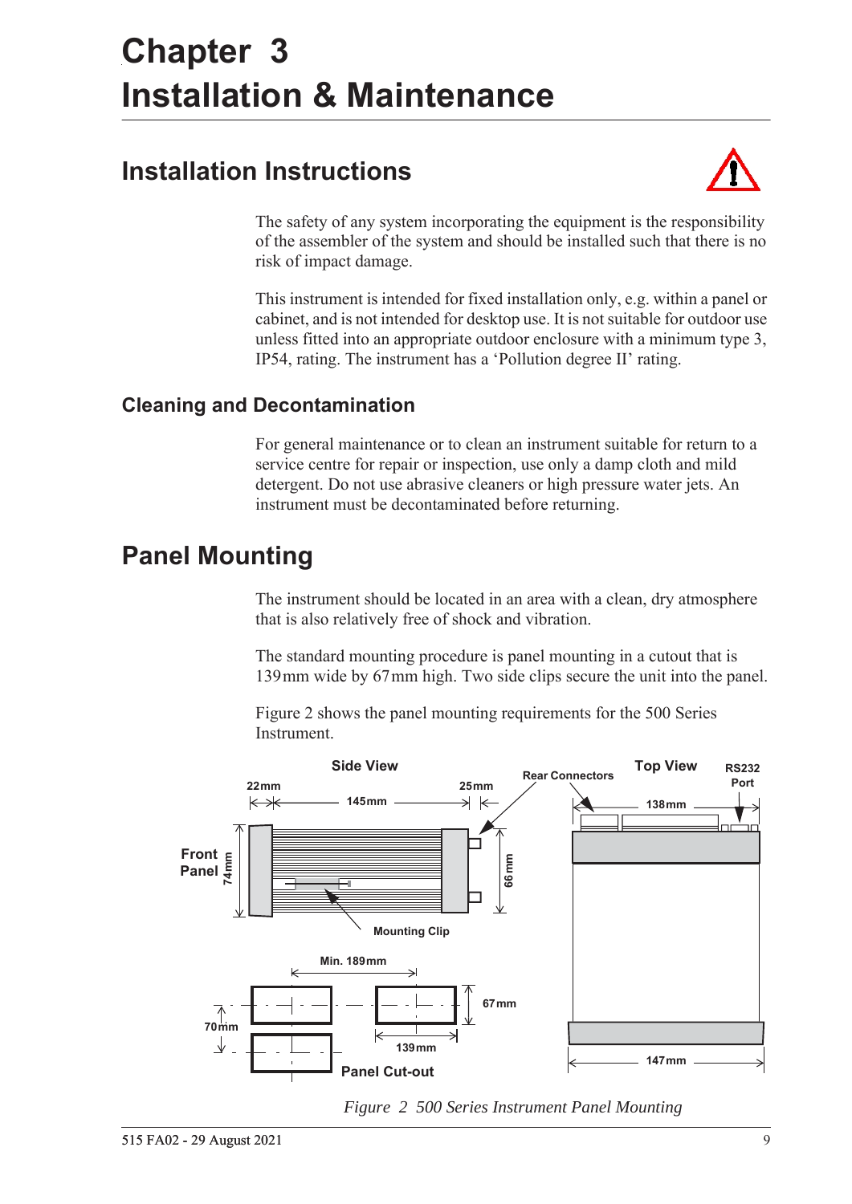# Chapter 3 Installation & Maintenance

## Installation Instructions

The safety of any system incorporating the equipment is the responsibility of the assembler of the system and should be installed such that there is no risk of impact damage.

This instrument is intended for fixed installation only, e.g. within a panel or cabinet, and is not intended for desktop use. It is not suitable for outdoor use unless fitted into an appropriate outdoor enclosure with a minimum type 3, IP54, rating. The instrument has a 'Pollution degree II' rating.

### Cleaning and Decontamination

For general maintenance or to clean an instrument suitable for return to a service centre for repair or inspection, use only a damp cloth and mild detergent. Do not use abrasive cleaners or high pressure water jets. An instrument must be decontaminated before returning.

## Panel Mounting

The instrument should be located in an area with a clean, dry atmosphere that is also relatively free of shock and vibration.

The standard mounting procedure is panel mounting in a cutout that is 139 mm wide by 67 mm high. Two side clips secure the unit into the panel.

Figure 2 shows the panel mounting requirements for the 500 Series Instrument.

*Figure 2 500 Series Instrument Panel Mounting*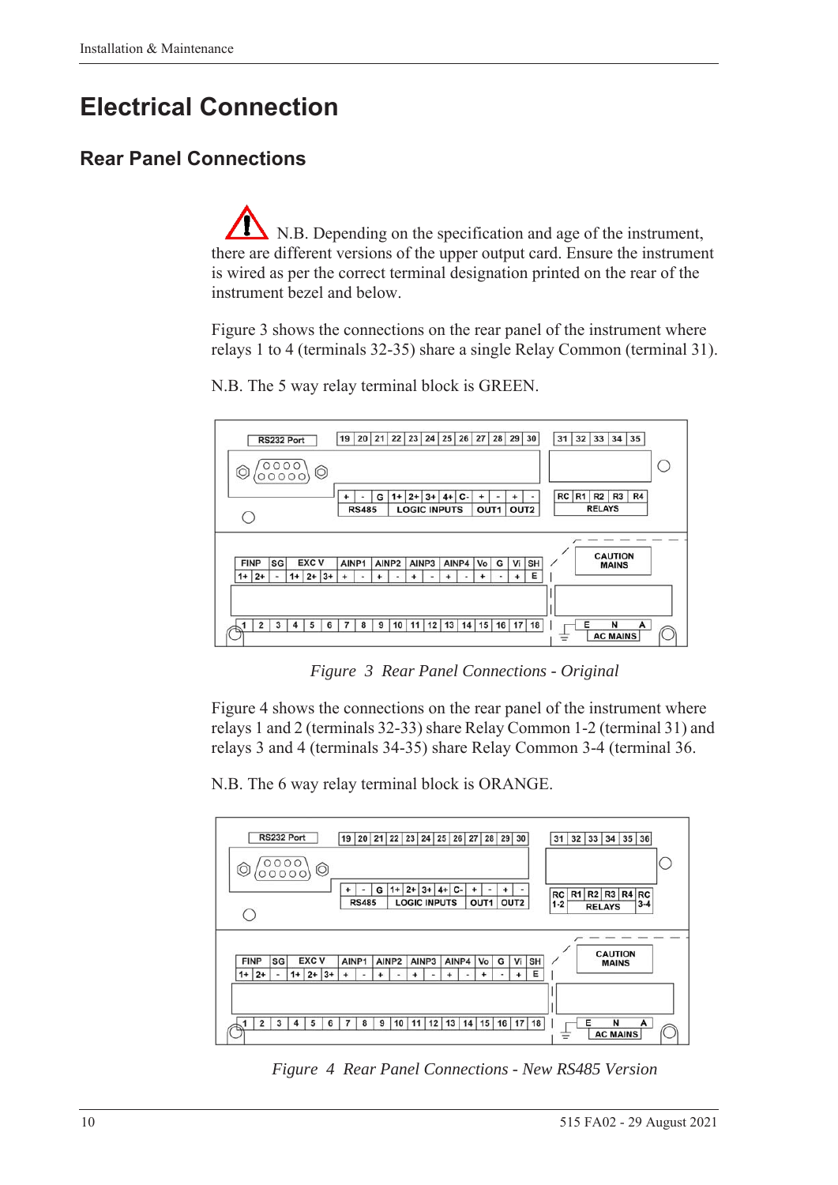# Electrical Connection

## Rear Panel Connections

N.B. Depending on the specification and age of the instrument, there are different versions of the upper output card. Ensure the instrument is wired as per the correct terminal designation printed on the rear of the instrument bezel and below.

Figure 3 shows the connections on the rear panel of the instrument where relays 1 to 4 (terminals 32-35) share a single Relay Common (terminal 31).

N.B. The 5 way relay terminal block is GREEN.

*Figure 3 Rear Panel Connections - Original*

Figure 4 shows the connections on the rear panel of the instrument where relays 1 and 2 (terminals 32-33) share Relay Common 1-2 (terminal 31) and relays 3 and 4 (terminals 34-35) share Relay Common 3-4 (terminal 36.

N.B. The 6 way relay terminal block is ORANGE.

*Figure 4 Rear Panel Connections - New RS485 Version*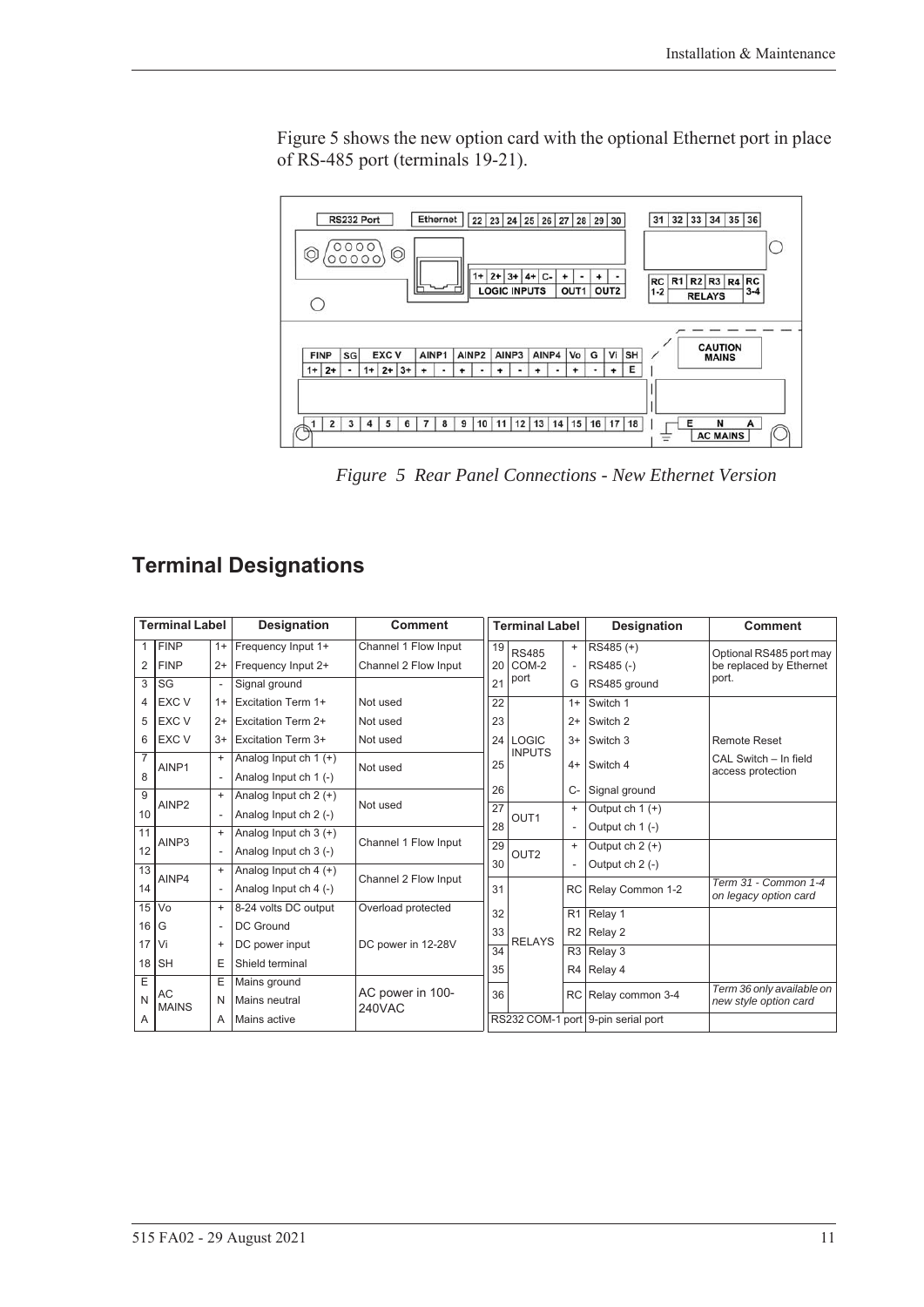Figure 5 shows the new option card with the optional Ethernet port in place of RS-485 port (terminals 19-21).

*Figure 5 Rear Panel Connections - New Ethernet Version*

## Terminal Designations

| Terminal Label | | | Designation | Comment |
|---|---|---|---|---|
| 1 | FINP | 1+ | Frequency Input 1+ | Channel 1 Flow Input |
| 2 | FINP | 2+ | Frequency Input 2+ | Channel 2 Flow Input |
| 3 | SG | - | Signal ground | |
| 4 | EXC V | 1+ | Excitation Term 1+ | Not used |
| 5 | EXC V | 2+ | Excitation Term 2+ | Not used |
| 6 | EXC V | 3+ | Excitation Term 3+ | Not used |
| 7 | AINP1 | + | Analog Input ch 1 (+) | Not used |
| 8 | | - | Analog Input ch 1 (-) | |
| 9 | AINP2 | + | Analog Input ch 2 (+) | Not used |
| 10 | | - | Analog Input ch 2 (-) | |
| 11 | AINP3 | + | Analog Input ch 3 (+) | Channel 1 Flow Input |
| 12 | | - | Analog Input ch 3 (-) | |
| 13 | AINP4 | + | Analog Input ch 4 (+) | Channel 2 Flow Input |
| 14 | | - | Analog Input ch 4 (-) | |
| 15 | Vo | + | 8-24 volts DC output | Overload protected |
| 16 | G | - | DC Ground | |
| 17 | Vi | + | DC power input | DC power in 12-28V |
| 18 | SH | E | Shield terminal | |
| E | AC MAINS | E | Mains ground | AC power in 100-240VAC |
| N | | N | Mains neutral | |
| A | | A | Mains active | |

| Terminal Label | | | Designation | Comment |
|---|---|---|---|---|
| 19 | RS485 COM-2 port | + | RS485 (+) | Optional RS485 port may be replaced by Ethernet port. |
| 20 | | - | RS485 (-) | |
| 21 | | G | RS485 ground | |
| 22 | LOGIC INPUTS | 1+ | Switch 1 | |
| 23 | | 2+ | Switch 2 | |
| 24 | | 3+ | Switch 3 | Remote Reset |
| 25 | | 4+ | Switch 4 | CAL Switch – In field access protection |
| 26 | | C- | Signal ground | |
| 27 | OUT1 | + | Output ch 1 (+) | |
| 28 | | - | Output ch 1 (-) | |
| 29 | OUT2 | + | Output ch 2 (+) | |
| 30 | | - | Output ch 2 (-) | |
| 31 | RELAYS | RC | Relay Common 1-2 | *Term 31 - Common 1-4 on legacy option card* |
| 32 | | R1 | Relay 1 | |
| 33 | | R2 | Relay 2 | |
| 34 | | R3 | Relay 3 | |
| 35 | | R4 | Relay 4 | |
| 36 | | RC | Relay common 3-4 | *Term 36 only available on new style option card* |
| RS232 COM-1 port | | | 9-pin serial port | |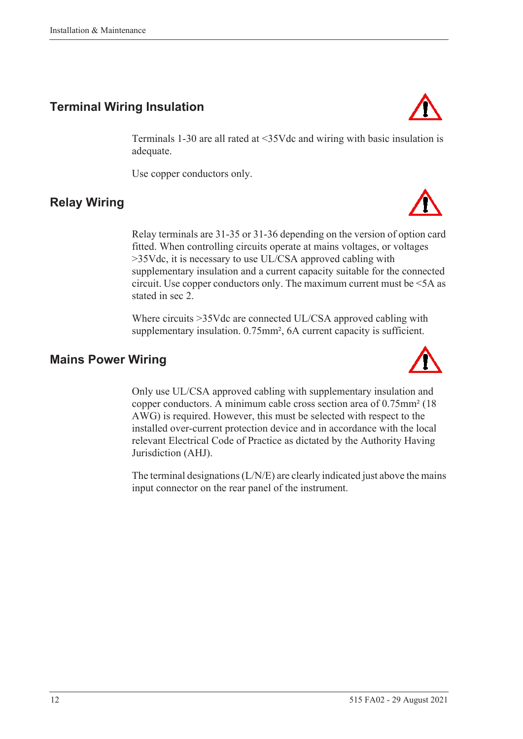## Terminal Wiring Insulation

Terminals 1-30 are all rated at <35Vdc and wiring with basic insulation is adequate.

Use copper conductors only.

## Relay Wiring

Relay terminals are 31-35 or 31-36 depending on the version of option card fitted. When controlling circuits operate at mains voltages, or voltages >35Vdc, it is necessary to use UL/CSA approved cabling with supplementary insulation and a current capacity suitable for the connected circuit. Use copper conductors only. The maximum current must be <5A as stated in sec 2.

Where circuits >35Vdc are connected UL/CSA approved cabling with supplementary insulation. 0.75mm², 6A current capacity is sufficient.

## Mains Power Wiring

Only use UL/CSA approved cabling with supplementary insulation and copper conductors. A minimum cable cross section area of 0.75mm² (18 AWG) is required. However, this must be selected with respect to the installed over-current protection device and in accordance with the local relevant Electrical Code of Practice as dictated by the Authority Having Jurisdiction (AHJ).

The terminal designations (L/N/E) are clearly indicated just above the mains input connector on the rear panel of the instrument.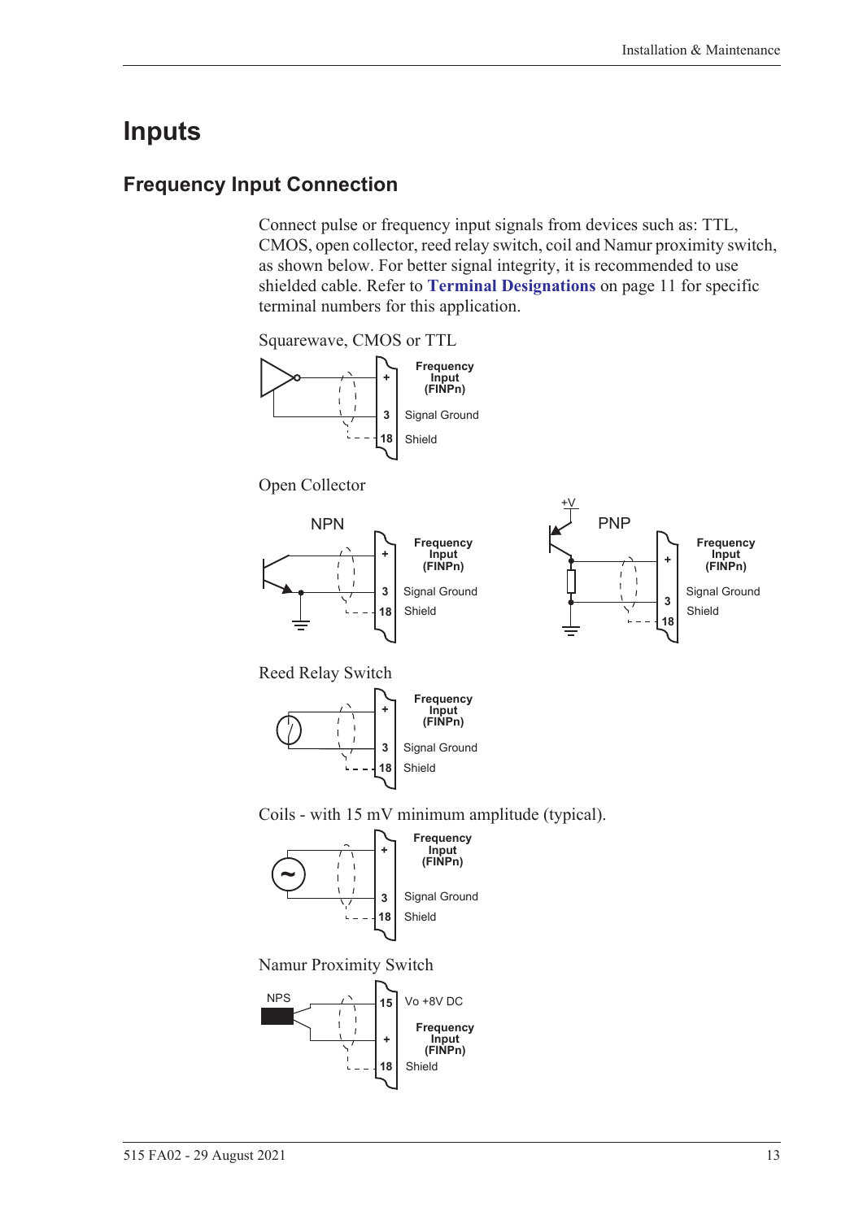# Inputs

## Frequency Input Connection

Connect pulse or frequency input signals from devices such as: TTL, CMOS, open collector, reed relay switch, coil and Namur proximity switch, as shown below. For better signal integrity, it is recommended to use shielded cable. Refer to **Terminal Designations** on page 11 for specific terminal numbers for this application.

Squarewave, CMOS or TTL

| Terminal | Description |
|---|---|
| + | Frequency Input (FINPn) |
| 3 | Signal Ground |
| 18 | Shield |

Open Collector

NPN

| Terminal | Description |
|---|---|
| + | Frequency Input (FINPn) |
| 3 | Signal Ground |
| 18 | Shield |

PNP (+V)

| Terminal | Description |
|---|---|
| + | Frequency Input (FINPn) |
| 3 | Signal Ground |
| 18 | Shield |

Reed Relay Switch

| Terminal | Description |
|---|---|
| + | Frequency Input (FINPn) |
| 3 | Signal Ground |
| 18 | Shield |

Coils - with 15 mV minimum amplitude (typical).

| Terminal | Description |
|---|---|
| + | Frequency Input (FINPn) |
| 3 | Signal Ground |
| 18 | Shield |

Namur Proximity Switch

NPS

| Terminal | Description |
|---|---|
| 15 | Vo +8V DC |
| + | Frequency Input (FINPn) |
| 18 | Shield |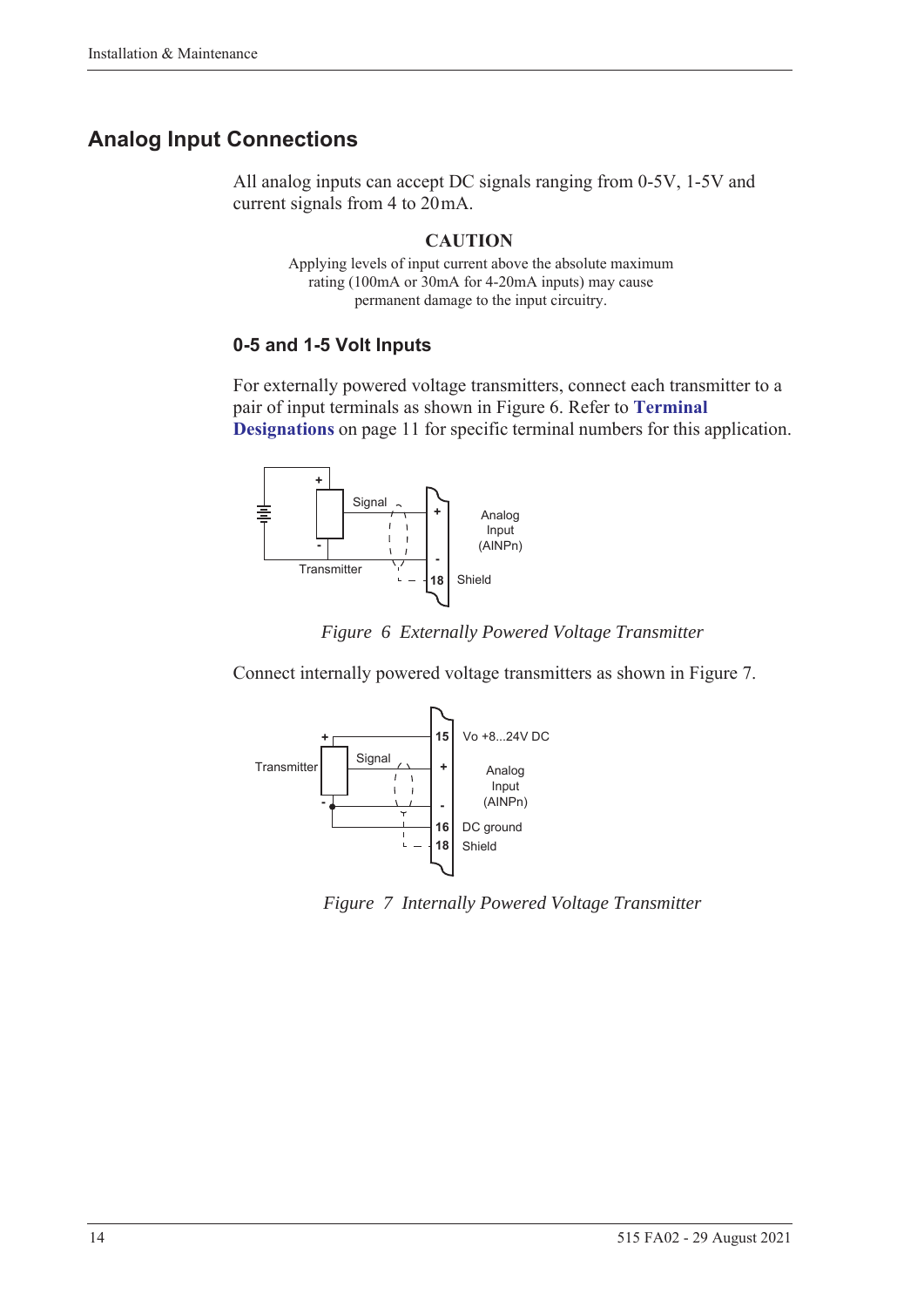## Analog Input Connections

All analog inputs can accept DC signals ranging from 0-5V, 1-5V and current signals from 4 to 20 mA.

**CAUTION**

Applying levels of input current above the absolute maximum rating (100mA or 30mA for 4-20mA inputs) may cause permanent damage to the input circuitry.

### 0-5 and 1-5 Volt Inputs

For externally powered voltage transmitters, connect each transmitter to a pair of input terminals as shown in Figure 6. Refer to **Terminal Designations** on page 11 for specific terminal numbers for this application.

*Figure 6 Externally Powered Voltage Transmitter*

Connect internally powered voltage transmitters as shown in Figure 7.

*Figure 7 Internally Powered Voltage Transmitter*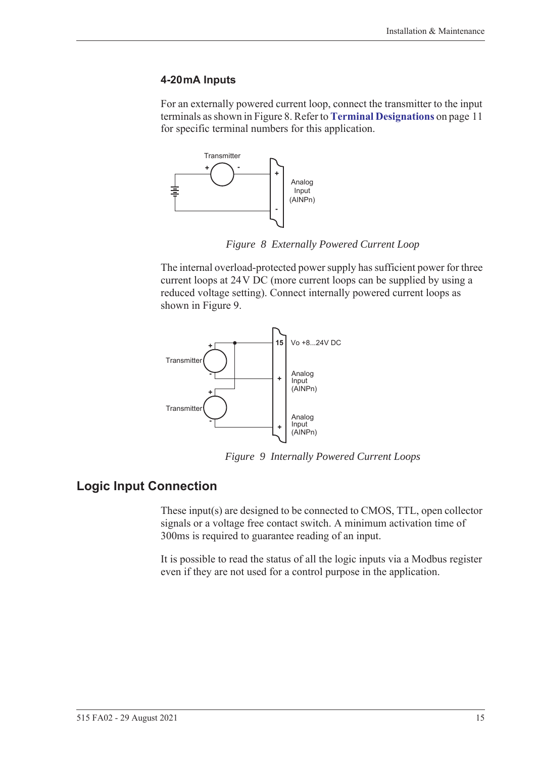### 4-20mA Inputs

For an externally powered current loop, connect the transmitter to the input terminals as shown in Figure 8. Refer to **Terminal Designations** on page 11 for specific terminal numbers for this application.

*Figure 8 Externally Powered Current Loop*

The internal overload-protected power supply has sufficient power for three current loops at 24V DC (more current loops can be supplied by using a reduced voltage setting). Connect internally powered current loops as shown in Figure 9.

*Figure 9 Internally Powered Current Loops*

## Logic Input Connection

These input(s) are designed to be connected to CMOS, TTL, open collector signals or a voltage free contact switch. A minimum activation time of 300ms is required to guarantee reading of an input.

It is possible to read the status of all the logic inputs via a Modbus register even if they are not used for a control purpose in the application.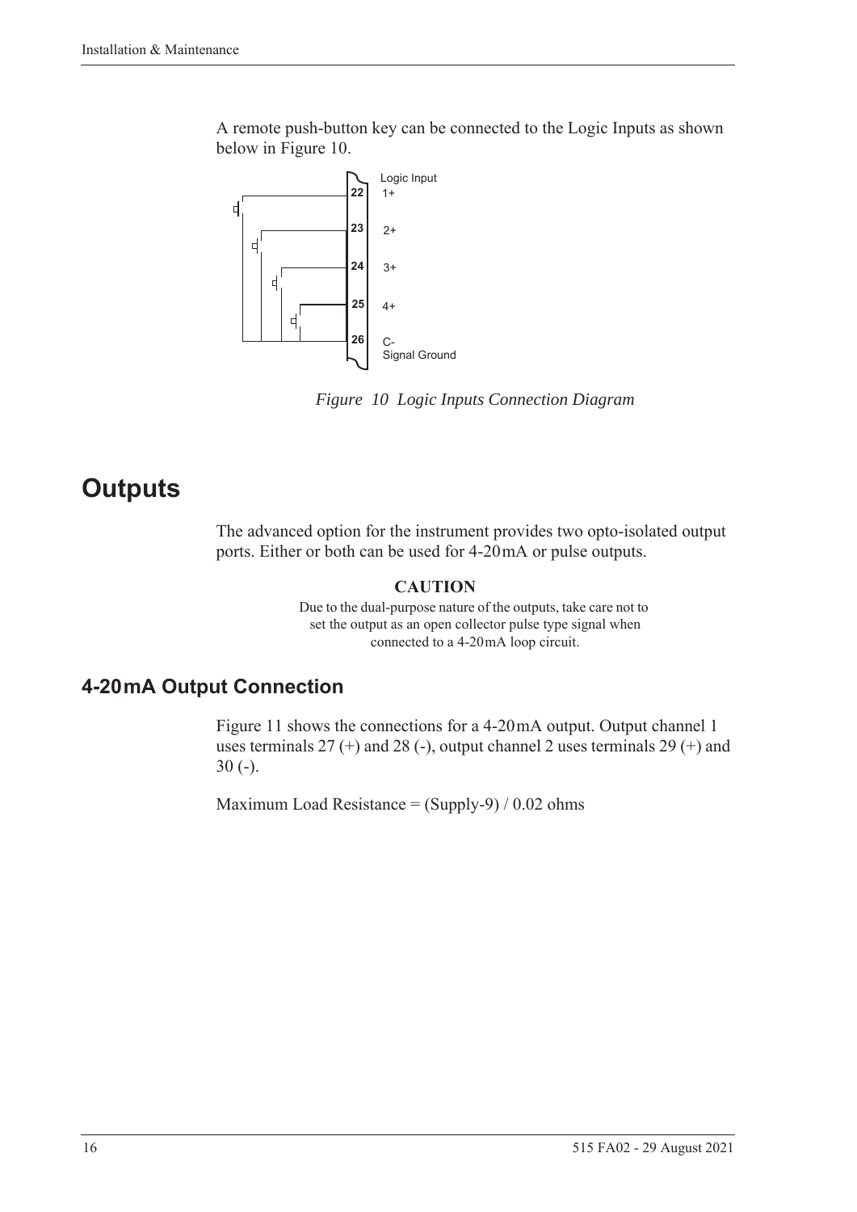A remote push-button key can be connected to the Logic Inputs as shown below in Figure 10.

*Figure 10 Logic Inputs Connection Diagram*

# Outputs

The advanced option for the instrument provides two opto-isolated output ports. Either or both can be used for 4-20 mA or pulse outputs.

**CAUTION**

Due to the dual-purpose nature of the outputs, take care not to set the output as an open collector pulse type signal when connected to a 4-20 mA loop circuit.

## 4-20 mA Output Connection

Figure 11 shows the connections for a 4-20 mA output. Output channel 1 uses terminals 27 (+) and 28 (-), output channel 2 uses terminals 29 (+) and 30 (-).

Maximum Load Resistance = (Supply-9) / 0.02 ohms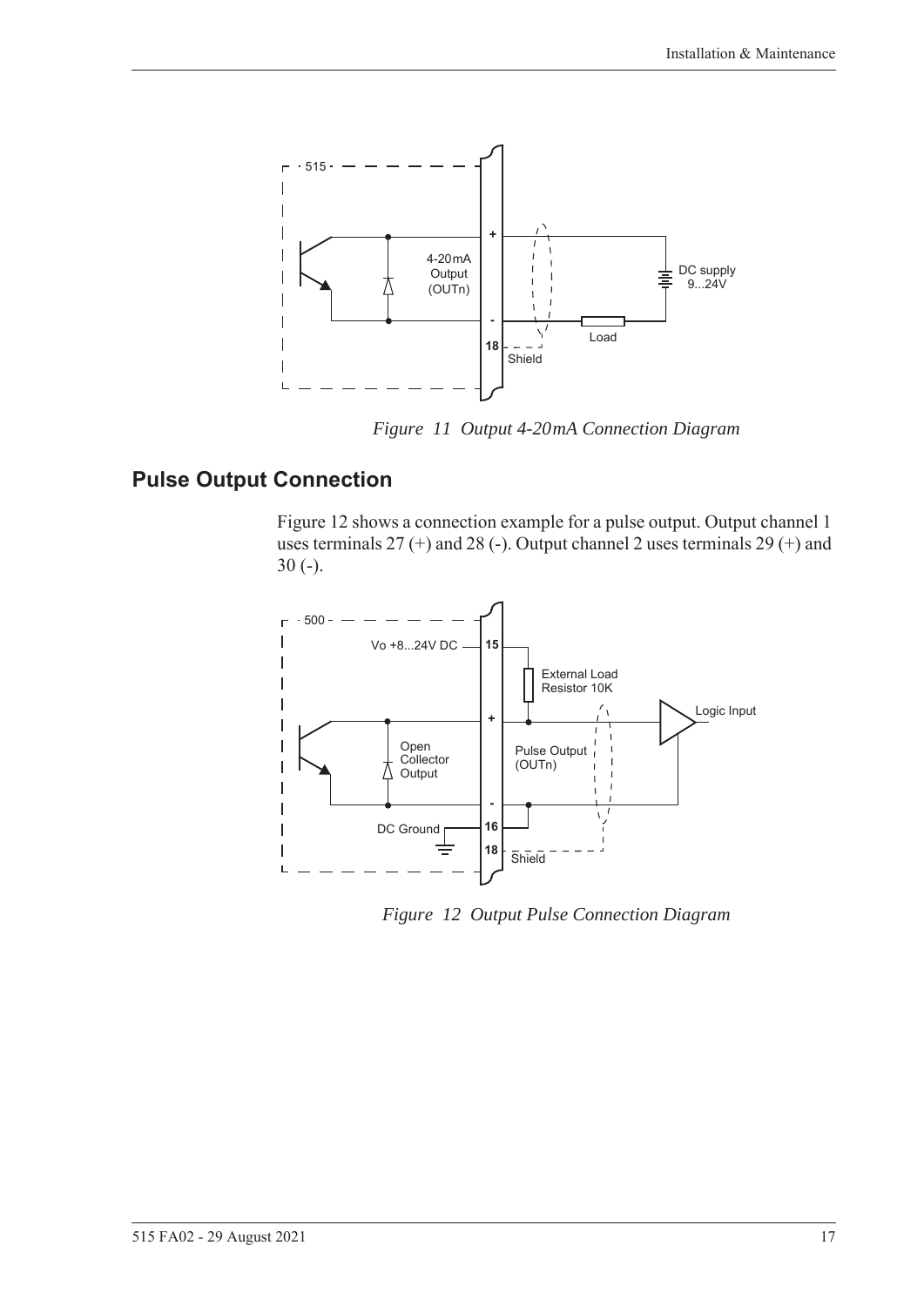*Figure 11 Output 4-20mA Connection Diagram*

## Pulse Output Connection

Figure 12 shows a connection example for a pulse output. Output channel 1 uses terminals 27 (+) and 28 (-). Output channel 2 uses terminals 29 (+) and 30 (-).

*Figure 12 Output Pulse Connection Diagram*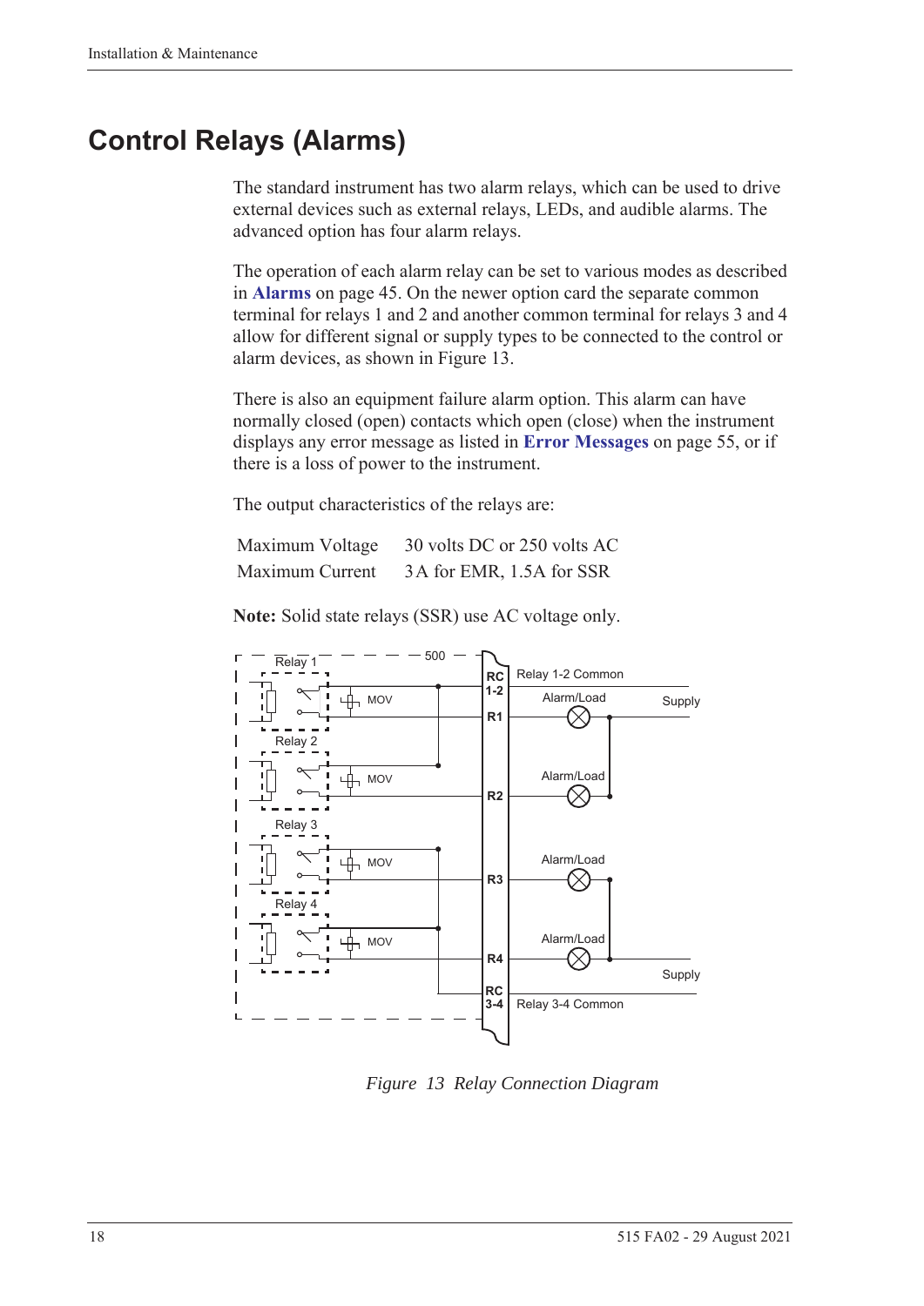# Control Relays (Alarms)

The standard instrument has two alarm relays, which can be used to drive external devices such as external relays, LEDs, and audible alarms. The advanced option has four alarm relays.

The operation of each alarm relay can be set to various modes as described in **Alarms** on page 45. On the newer option card the separate common terminal for relays 1 and 2 and another common terminal for relays 3 and 4 allow for different signal or supply types to be connected to the control or alarm devices, as shown in Figure 13.

There is also an equipment failure alarm option. This alarm can have normally closed (open) contacts which open (close) when the instrument displays any error message as listed in **Error Messages** on page 55, or if there is a loss of power to the instrument.

The output characteristics of the relays are:

| | |
|---|---|
| Maximum Voltage | 30 volts DC or 250 volts AC |
| Maximum Current | 3 A for EMR, 1.5A for SSR |

**Note:** Solid state relays (SSR) use AC voltage only.

*Figure 13 Relay Connection Diagram*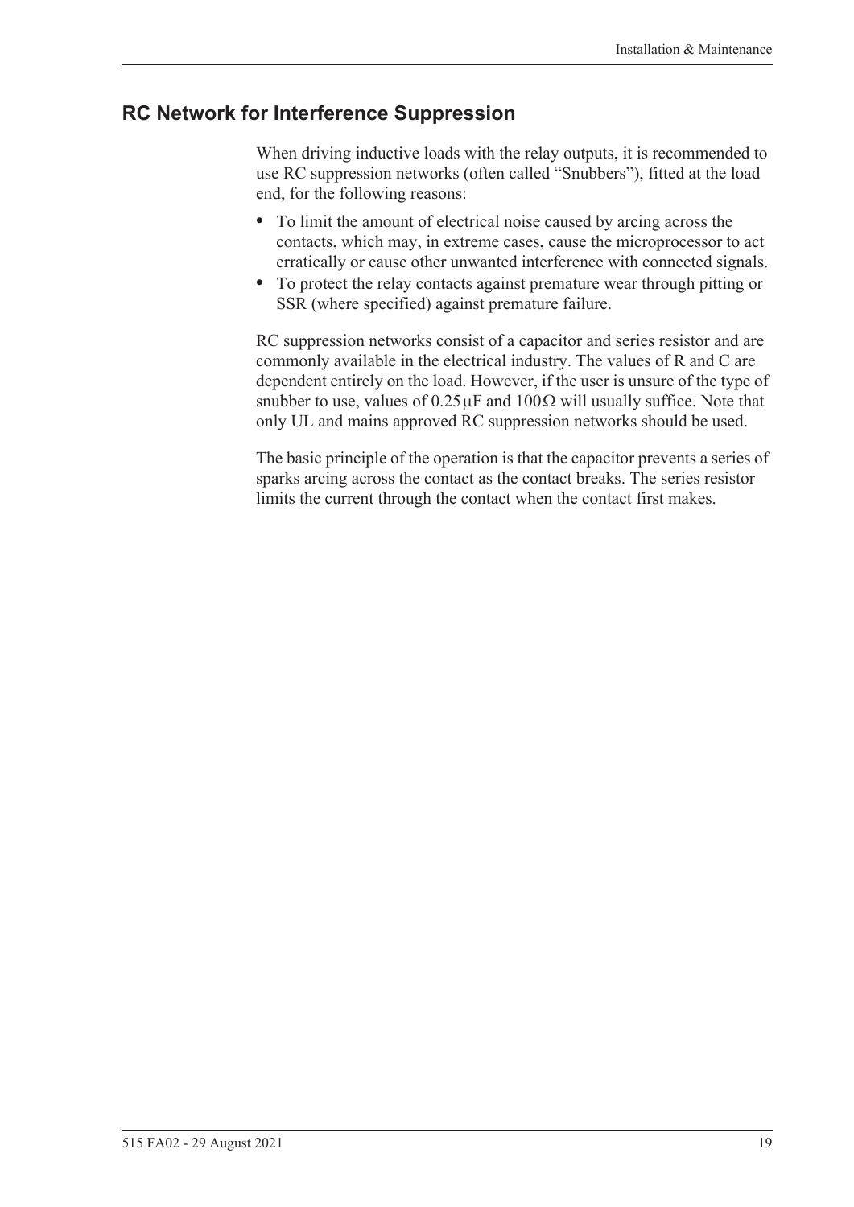## RC Network for Interference Suppression

When driving inductive loads with the relay outputs, it is recommended to use RC suppression networks (often called "Snubbers"), fitted at the load end, for the following reasons:

- To limit the amount of electrical noise caused by arcing across the contacts, which may, in extreme cases, cause the microprocessor to act erratically or cause other unwanted interference with connected signals.
- To protect the relay contacts against premature wear through pitting or SSR (where specified) against premature failure.

RC suppression networks consist of a capacitor and series resistor and are commonly available in the electrical industry. The values of R and C are dependent entirely on the load. However, if the user is unsure of the type of snubber to use, values of $0.25\,\mu F$ and $100\,\Omega$ will usually suffice. Note that only UL and mains approved RC suppression networks should be used.

The basic principle of the operation is that the capacitor prevents a series of sparks arcing across the contact as the contact breaks. The series resistor limits the current through the contact when the contact first makes.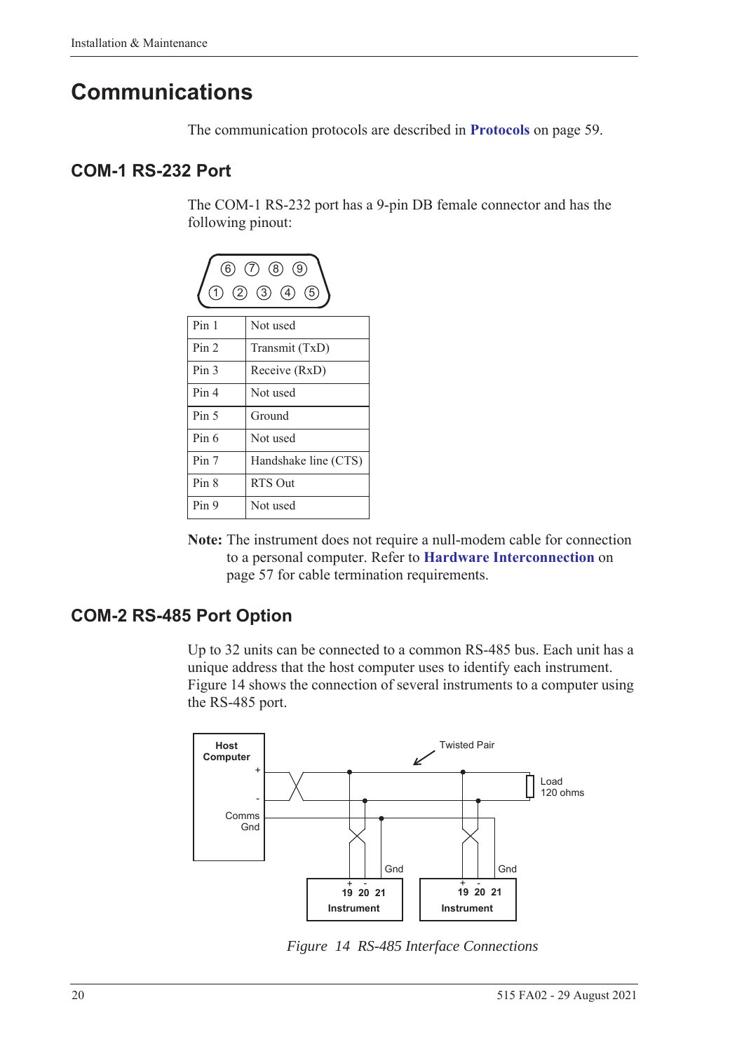# Communications

The communication protocols are described in **Protocols** on page 59.

## COM-1 RS-232 Port

The COM-1 RS-232 port has a 9-pin DB female connector and has the following pinout:

| Pin | Function |
|---|---|
| Pin 1 | Not used |
| Pin 2 | Transmit (TxD) |
| Pin 3 | Receive (RxD) |
| Pin 4 | Not used |
| Pin 5 | Ground |
| Pin 6 | Not used |
| Pin 7 | Handshake line (CTS) |
| Pin 8 | RTS Out |
| Pin 9 | Not used |

**Note:** The instrument does not require a null-modem cable for connection to a personal computer. Refer to **Hardware Interconnection** on page 57 for cable termination requirements.

## COM-2 RS-485 Port Option

Up to 32 units can be connected to a common RS-485 bus. Each unit has a unique address that the host computer uses to identify each instrument. Figure 14 shows the connection of several instruments to a computer using the RS-485 port.

*Figure 14 RS-485 Interface Connections*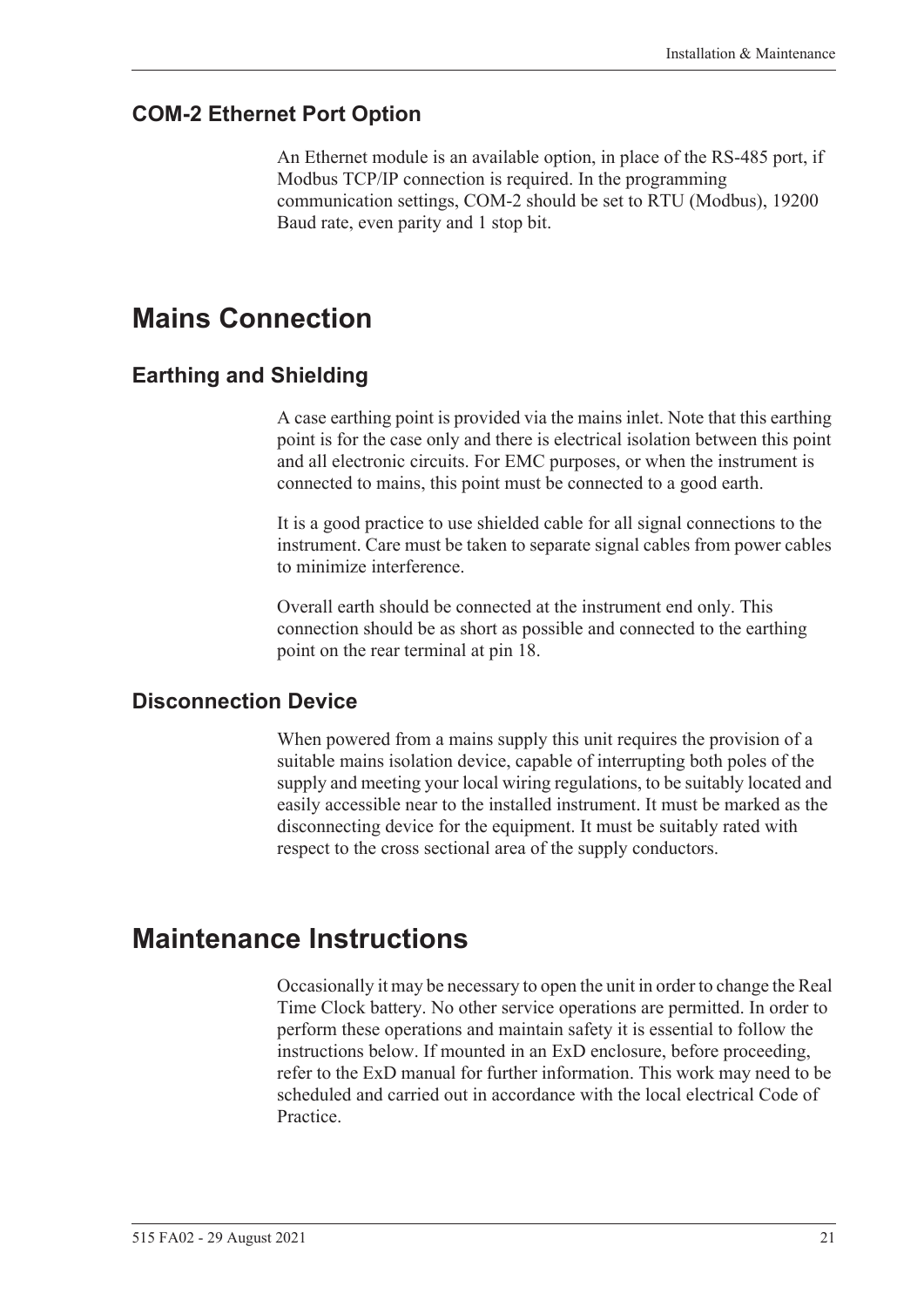### COM-2 Ethernet Port Option

An Ethernet module is an available option, in place of the RS-485 port, if Modbus TCP/IP connection is required. In the programming communication settings, COM-2 should be set to RTU (Modbus), 19200 Baud rate, even parity and 1 stop bit.

## Mains Connection

### Earthing and Shielding

A case earthing point is provided via the mains inlet. Note that this earthing point is for the case only and there is electrical isolation between this point and all electronic circuits. For EMC purposes, or when the instrument is connected to mains, this point must be connected to a good earth.

It is a good practice to use shielded cable for all signal connections to the instrument. Care must be taken to separate signal cables from power cables to minimize interference.

Overall earth should be connected at the instrument end only. This connection should be as short as possible and connected to the earthing point on the rear terminal at pin 18.

### Disconnection Device

When powered from a mains supply this unit requires the provision of a suitable mains isolation device, capable of interrupting both poles of the supply and meeting your local wiring regulations, to be suitably located and easily accessible near to the installed instrument. It must be marked as the disconnecting device for the equipment. It must be suitably rated with respect to the cross sectional area of the supply conductors.

## Maintenance Instructions

Occasionally it may be necessary to open the unit in order to change the Real Time Clock battery. No other service operations are permitted. In order to perform these operations and maintain safety it is essential to follow the instructions below. If mounted in an ExD enclosure, before proceeding, refer to the ExD manual for further information. This work may need to be scheduled and carried out in accordance with the local electrical Code of Practice.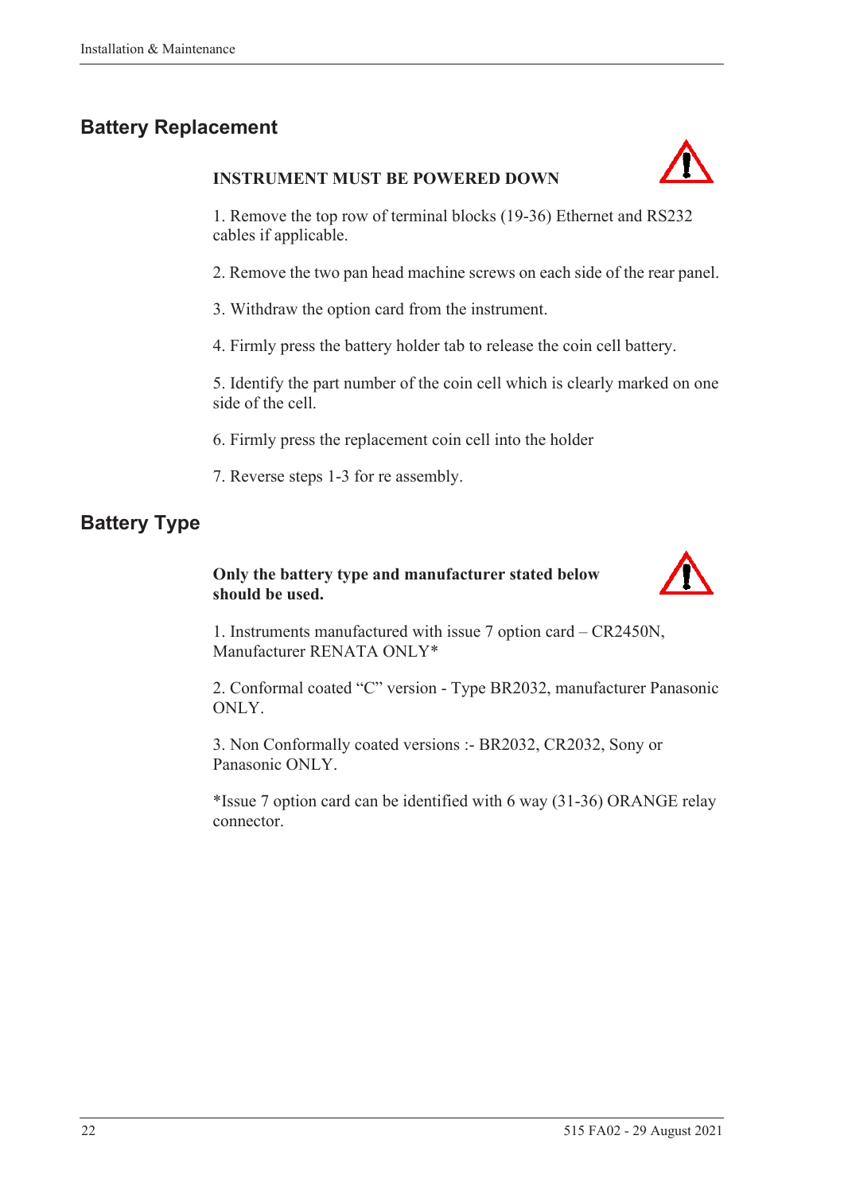## Battery Replacement

**INSTRUMENT MUST BE POWERED DOWN**

1. Remove the top row of terminal blocks (19-36) Ethernet and RS232 cables if applicable.

2. Remove the two pan head machine screws on each side of the rear panel.

3. Withdraw the option card from the instrument.

4. Firmly press the battery holder tab to release the coin cell battery.

5. Identify the part number of the coin cell which is clearly marked on one side of the cell.

6. Firmly press the replacement coin cell into the holder

7. Reverse steps 1-3 for re assembly.

## Battery Type

**Only the battery type and manufacturer stated below should be used.**

1. Instruments manufactured with issue 7 option card – CR2450N, Manufacturer RENATA ONLY*

2. Conformal coated "C" version - Type BR2032, manufacturer Panasonic ONLY.

3. Non Conformally coated versions :- BR2032, CR2032, Sony or Panasonic ONLY.

*Issue 7 option card can be identified with 6 way (31-36) ORANGE relay connector.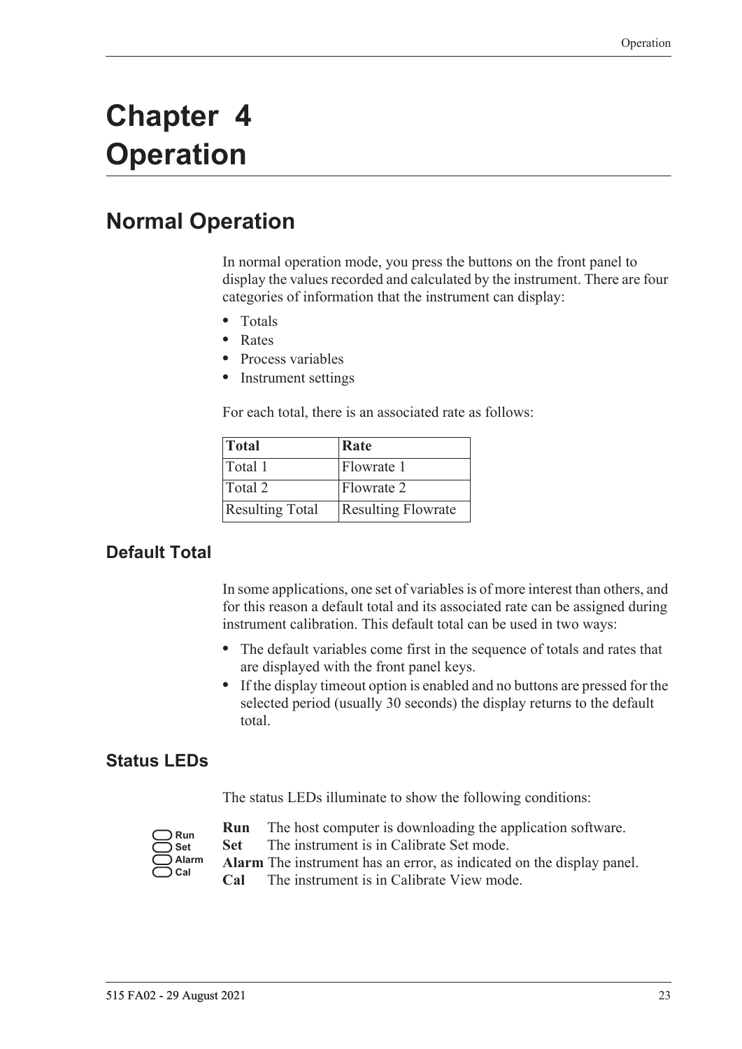# Chapter 4 Operation

## Normal Operation

In normal operation mode, you press the buttons on the front panel to display the values recorded and calculated by the instrument. There are four categories of information that the instrument can display:

- Totals
- Rates
- Process variables
- Instrument settings

For each total, there is an associated rate as follows:

| Total | Rate |
|---|---|
| Total 1 | Flowrate 1 |
| Total 2 | Flowrate 2 |
| Resulting Total | Resulting Flowrate |

### Default Total

In some applications, one set of variables is of more interest than others, and for this reason a default total and its associated rate can be assigned during instrument calibration. This default total can be used in two ways:

- The default variables come first in the sequence of totals and rates that are displayed with the front panel keys.
- If the display timeout option is enabled and no buttons are pressed for the selected period (usually 30 seconds) the display returns to the default total.

### Status LEDs

The status LEDs illuminate to show the following conditions:

**Run** The host computer is downloading the application software.
**Set** The instrument is in Calibrate Set mode.
**Alarm** The instrument has an error, as indicated on the display panel.
**Cal** The instrument is in Calibrate View mode.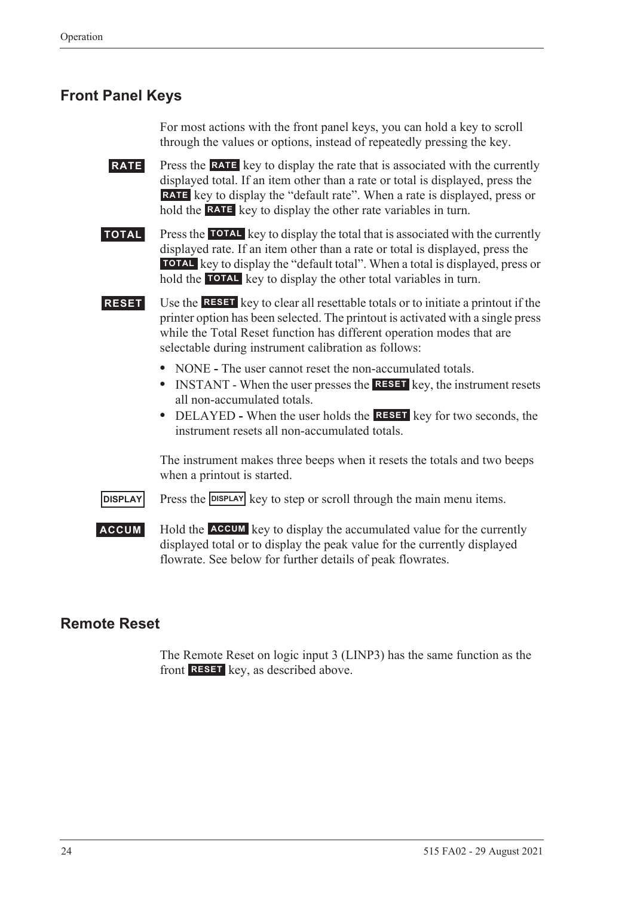## Front Panel Keys

For most actions with the front panel keys, you can hold a key to scroll through the values or options, instead of repeatedly pressing the key.

**RATE** Press the **RATE** key to display the rate that is associated with the currently displayed total. If an item other than a rate or total is displayed, press the **RATE** key to display the "default rate". When a rate is displayed, press or hold the **RATE** key to display the other rate variables in turn.

**TOTAL** Press the **TOTAL** key to display the total that is associated with the currently displayed rate. If an item other than a rate or total is displayed, press the **TOTAL** key to display the "default total". When a total is displayed, press or hold the **TOTAL** key to display the other total variables in turn.

**RESET** Use the **RESET** key to clear all resettable totals or to initiate a printout if the printer option has been selected. The printout is activated with a single press while the Total Reset function has different operation modes that are selectable during instrument calibration as follows:

- NONE **-** The user cannot reset the non-accumulated totals.
- INSTANT - When the user presses the **RESET** key, the instrument resets all non-accumulated totals.
- DELAYED **-** When the user holds the **RESET** key for two seconds, the instrument resets all non-accumulated totals.

The instrument makes three beeps when it resets the totals and two beeps when a printout is started.

**DISPLAY** Press the **DISPLAY** key to step or scroll through the main menu items.

**ACCUM** Hold the **ACCUM** key to display the accumulated value for the currently displayed total or to display the peak value for the currently displayed flowrate. See below for further details of peak flowrates.

## Remote Reset

The Remote Reset on logic input 3 (LINP3) has the same function as the front **RESET** key, as described above.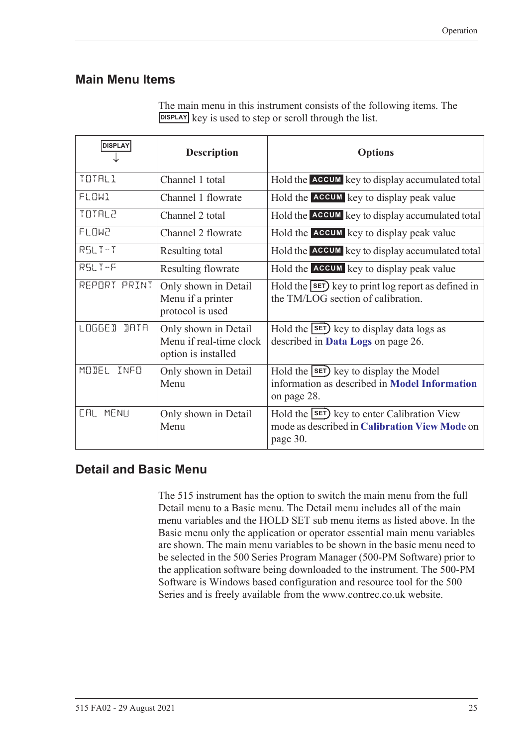## Main Menu Items

The main menu in this instrument consists of the following items. The DISPLAY key is used to step or scroll through the list.

| DISPLAY ↓ | Description | Options |
|---|---|---|
| TOTAL1 | Channel 1 total | Hold the ACCUM key to display accumulated total |
| FLOW1 | Channel 1 flowrate | Hold the ACCUM key to display peak value |
| TOTAL2 | Channel 2 total | Hold the ACCUM key to display accumulated total |
| FLOW2 | Channel 2 flowrate | Hold the ACCUM key to display peak value |
| RSLT-T | Resulting total | Hold the ACCUM key to display accumulated total |
| RSLT-F | Resulting flowrate | Hold the ACCUM key to display peak value |
| REPORT PRINT | Only shown in Detail Menu if a printer protocol is used | Hold the SET key to print log report as defined in the TM/LOG section of calibration. |
| LOGGED DATA | Only shown in Detail Menu if real-time clock option is installed | Hold the SET key to display data logs as described in **Data Logs** on page 26. |
| MODEL INFO | Only shown in Detail Menu | Hold the SET key to display the Model information as described in **Model Information** on page 28. |
| CAL MENU | Only shown in Detail Menu | Hold the SET key to enter Calibration View mode as described in **Calibration View Mode** on page 30. |

## Detail and Basic Menu

The 515 instrument has the option to switch the main menu from the full Detail menu to a Basic menu. The Detail menu includes all of the main menu variables and the HOLD SET sub menu items as listed above. In the Basic menu only the application or operator essential main menu variables are shown. The main menu variables to be shown in the basic menu need to be selected in the 500 Series Program Manager (500-PM Software) prior to the application software being downloaded to the instrument. The 500-PM Software is Windows based configuration and resource tool for the 500 Series and is freely available from the www.contrec.co.uk website.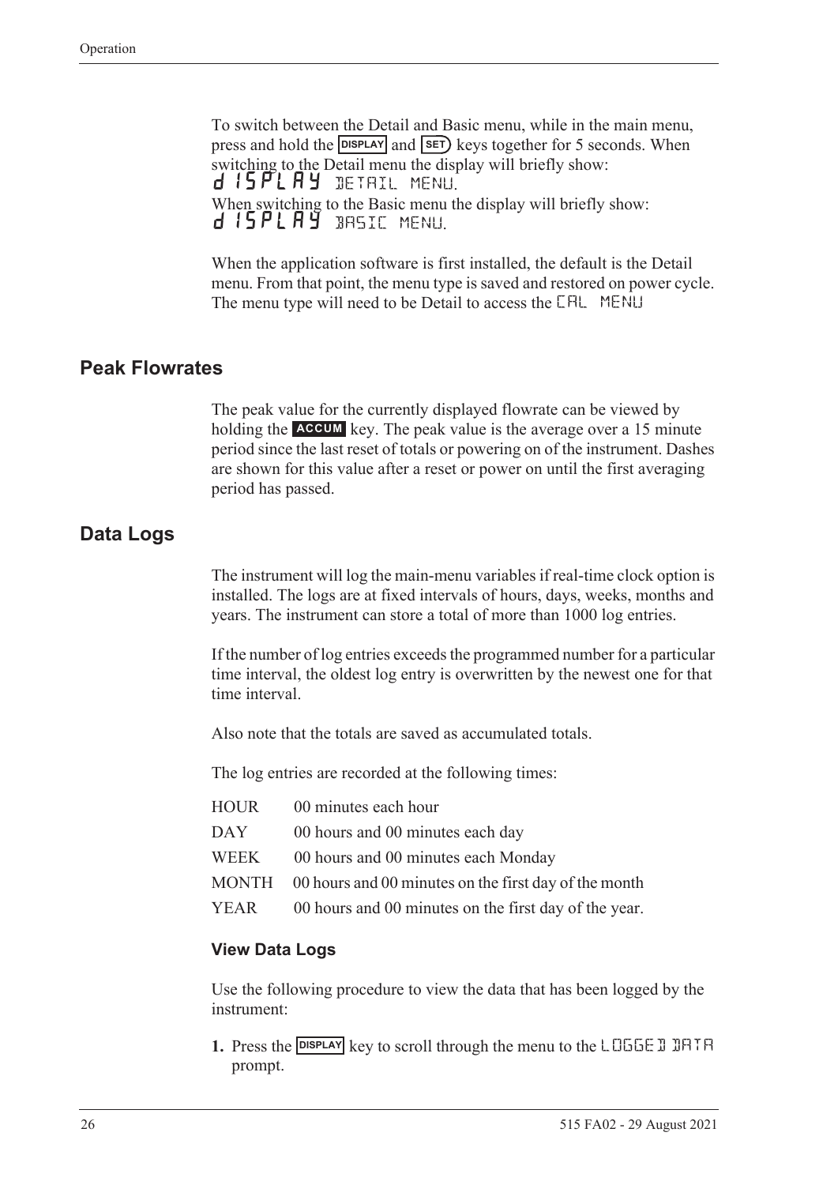To switch between the Detail and Basic menu, while in the main menu, press and hold the **DISPLAY** and **SET** keys together for 5 seconds. When switching to the Detail menu the display will briefly show: `dISPLAY DETAIL MENU`.
When switching to the Basic menu the display will briefly show: `dISPLAY BASIC MENU`.

When the application software is first installed, the default is the Detail menu. From that point, the menu type is saved and restored on power cycle. The menu type will need to be Detail to access the `CAL MENU`

## Peak Flowrates

The peak value for the currently displayed flowrate can be viewed by holding the **ACCUM** key. The peak value is the average over a 15 minute period since the last reset of totals or powering on of the instrument. Dashes are shown for this value after a reset or power on until the first averaging period has passed.

## Data Logs

The instrument will log the main-menu variables if real-time clock option is installed. The logs are at fixed intervals of hours, days, weeks, months and years. The instrument can store a total of more than 1000 log entries.

If the number of log entries exceeds the programmed number for a particular time interval, the oldest log entry is overwritten by the newest one for that time interval.

Also note that the totals are saved as accumulated totals.

The log entries are recorded at the following times:

| | |
|---|---|
| HOUR | 00 minutes each hour |
| DAY | 00 hours and 00 minutes each day |
| WEEK | 00 hours and 00 minutes each Monday |
| MONTH | 00 hours and 00 minutes on the first day of the month |
| YEAR | 00 hours and 00 minutes on the first day of the year. |

### View Data Logs

Use the following procedure to view the data that has been logged by the instrument:

1. Press the **DISPLAY** key to scroll through the menu to the `LOGGED DATA` prompt.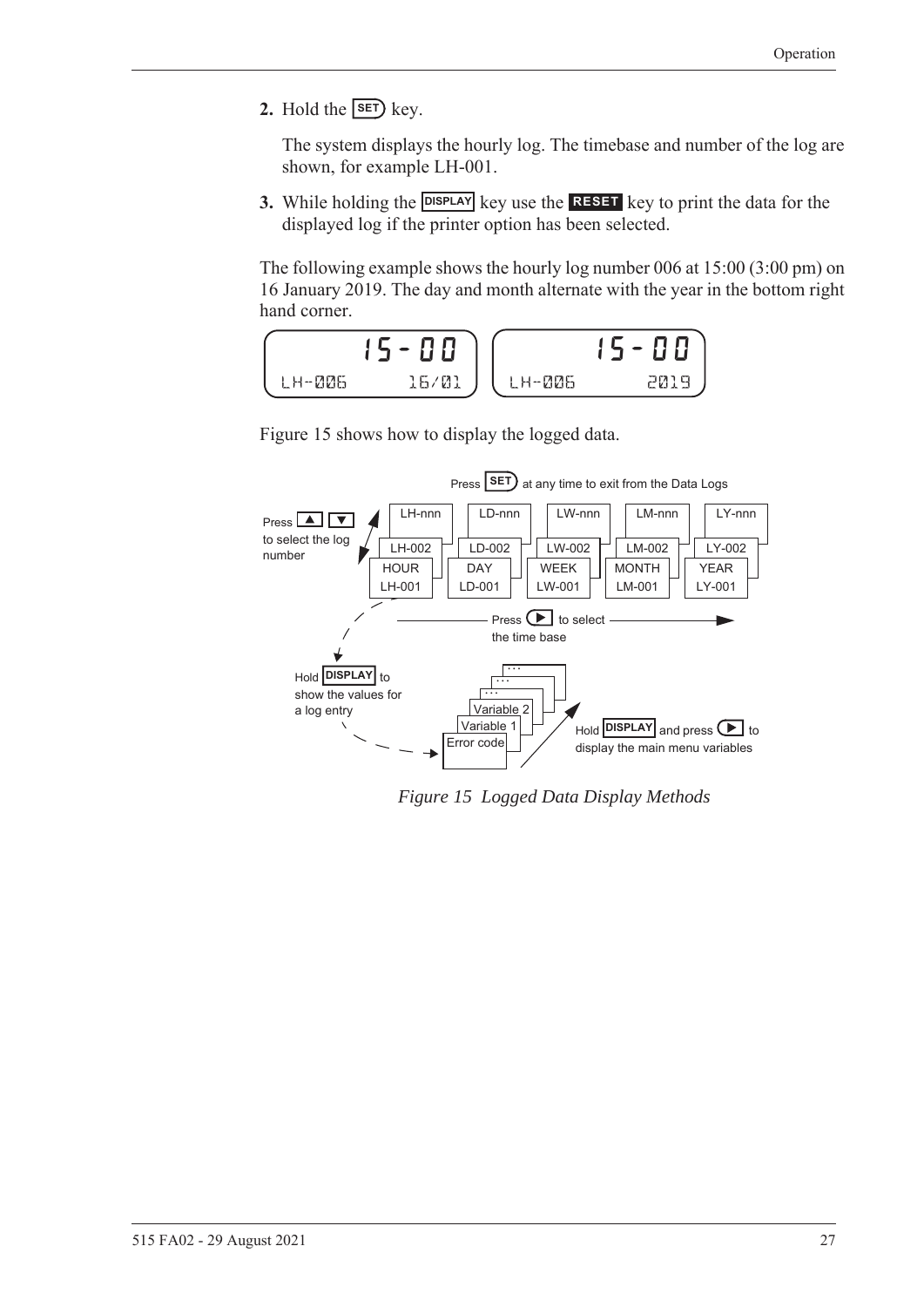2. Hold the **SET** key.

   The system displays the hourly log. The timebase and number of the log are shown, for example LH-001.

3. While holding the **DISPLAY** key use the **RESET** key to print the data for the displayed log if the printer option has been selected.

The following example shows the hourly log number 006 at 15:00 (3:00 pm) on 16 January 2019. The day and month alternate with the year in the bottom right hand corner.

```
   15-00          15-00
LH-006  16/01   LH-006   2019
```

Figure 15 shows how to display the logged data.

Press **SET** at any time to exit from the Data Logs

| HOUR | DAY | WEEK | MONTH | YEAR |
|---|---|---|---|---|
| LH-001 | LD-001 | LW-001 | LM-001 | LY-001 |
| LH-002 | LD-002 | LW-002 | LM-002 | LY-002 |
| LH-nnn | LD-nnn | LW-nnn | LM-nnn | LY-nnn |

Press ▲ ▼ to select the log number

Press ▶ to select the time base

Hold **DISPLAY** to show the values for a log entry: Error code, Variable 1, Variable 2, ...

Hold **DISPLAY** and press ▶ to display the main menu variables

*Figure 15 Logged Data Display Methods*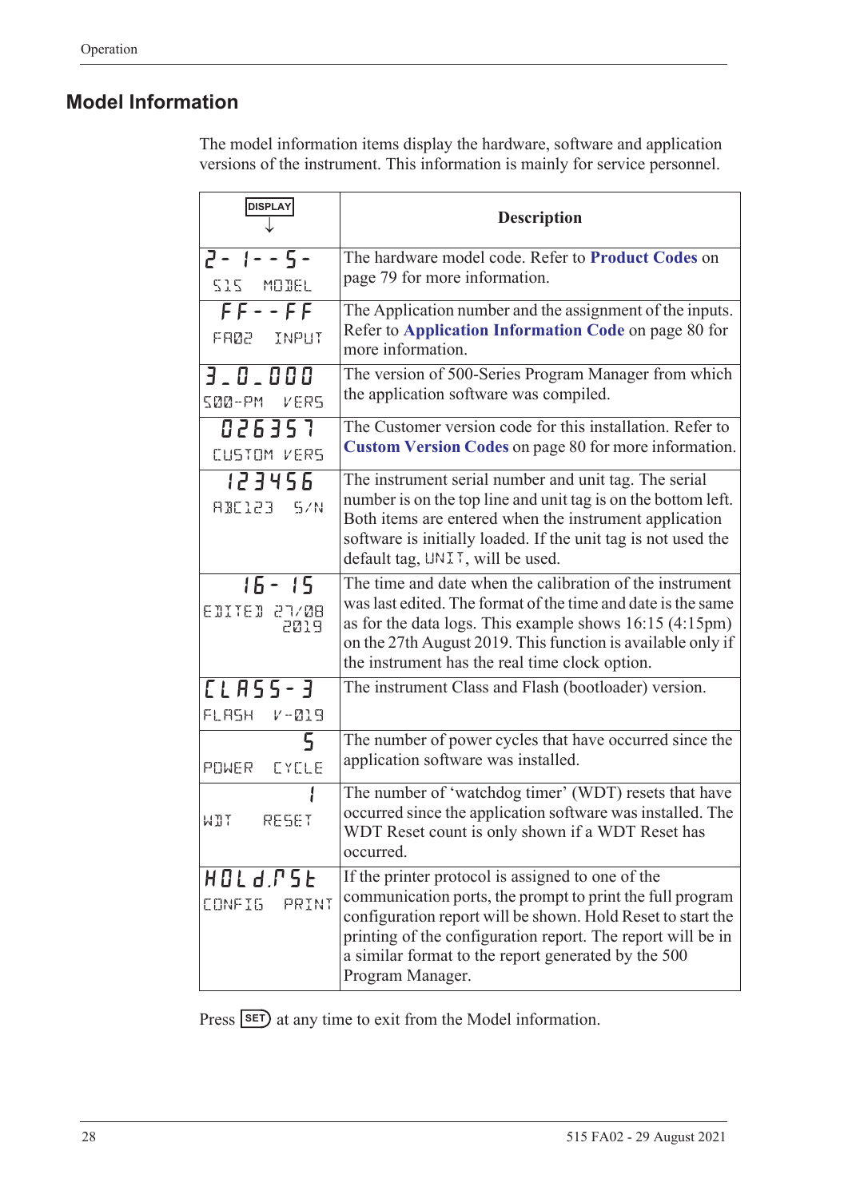## Model Information

The model information items display the hardware, software and application versions of the instrument. This information is mainly for service personnel.

| DISPLAY ↓ | Description |
|---|---|
| 2- 1- - 5- <br> 515 MODEL | The hardware model code. Refer to **Product Codes** on page 79 for more information. |
| FF- - FF <br> FA02 INPUT | The Application number and the assignment of the inputs. Refer to **Application Information Code** on page 80 for more information. |
| 3_0_000 <br> 500-PM VERS | The version of 500-Series Program Manager from which the application software was compiled. |
| 026357 <br> CUSTOM VERS | The Customer version code for this installation. Refer to **Custom Version Codes** on page 80 for more information. |
| 123456 <br> ABC123 S/N | The instrument serial number and unit tag. The serial number is on the top line and unit tag is on the bottom left. Both items are entered when the instrument application software is initially loaded. If the unit tag is not used the default tag, UNIT, will be used. |
| 16- 15 <br> EDITED 27/08 2019 | The time and date when the calibration of the instrument was last edited. The format of the time and date is the same as for the data logs. This example shows 16:15 (4:15pm) on the 27th August 2019. This function is available only if the instrument has the real time clock option. |
| CLASS-3 <br> FLASH V-019 | The instrument Class and Flash (bootloader) version. |
| 5 <br> POWER CYCLE | The number of power cycles that have occurred since the application software was installed. |
| 1 <br> WDT RESET | The number of 'watchdog timer' (WDT) resets that have occurred since the application software was installed. The WDT Reset count is only shown if a WDT Reset has occurred. |
| HOLd.rSt <br> CONFIG PRINT | If the printer protocol is assigned to one of the communication ports, the prompt to print the full program configuration report will be shown. Hold Reset to start the printing of the configuration report. The report will be in a similar format to the report generated by the 500 Program Manager. |

Press SET at any time to exit from the Model information.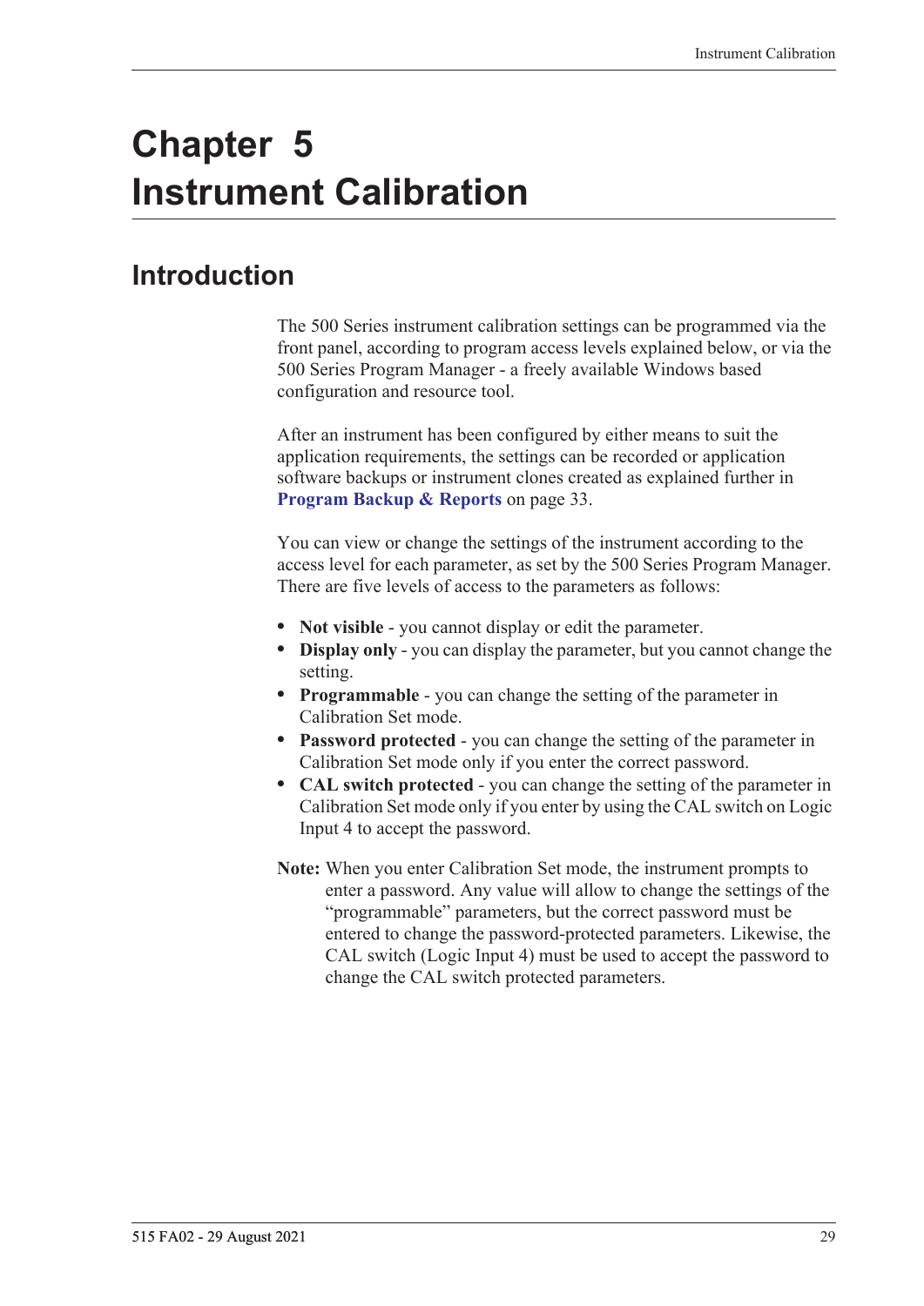# Chapter 5 Instrument Calibration

## Introduction

The 500 Series instrument calibration settings can be programmed via the front panel, according to program access levels explained below, or via the 500 Series Program Manager - a freely available Windows based configuration and resource tool.

After an instrument has been configured by either means to suit the application requirements, the settings can be recorded or application software backups or instrument clones created as explained further in **Program Backup & Reports** on page 33.

You can view or change the settings of the instrument according to the access level for each parameter, as set by the 500 Series Program Manager. There are five levels of access to the parameters as follows:

- **Not visible** - you cannot display or edit the parameter.
- **Display only** - you can display the parameter, but you cannot change the setting.
- **Programmable** - you can change the setting of the parameter in Calibration Set mode.
- **Password protected** - you can change the setting of the parameter in Calibration Set mode only if you enter the correct password.
- **CAL switch protected** - you can change the setting of the parameter in Calibration Set mode only if you enter by using the CAL switch on Logic Input 4 to accept the password.

**Note:** When you enter Calibration Set mode, the instrument prompts to enter a password. Any value will allow to change the settings of the "programmable" parameters, but the correct password must be entered to change the password-protected parameters. Likewise, the CAL switch (Logic Input 4) must be used to accept the password to change the CAL switch protected parameters.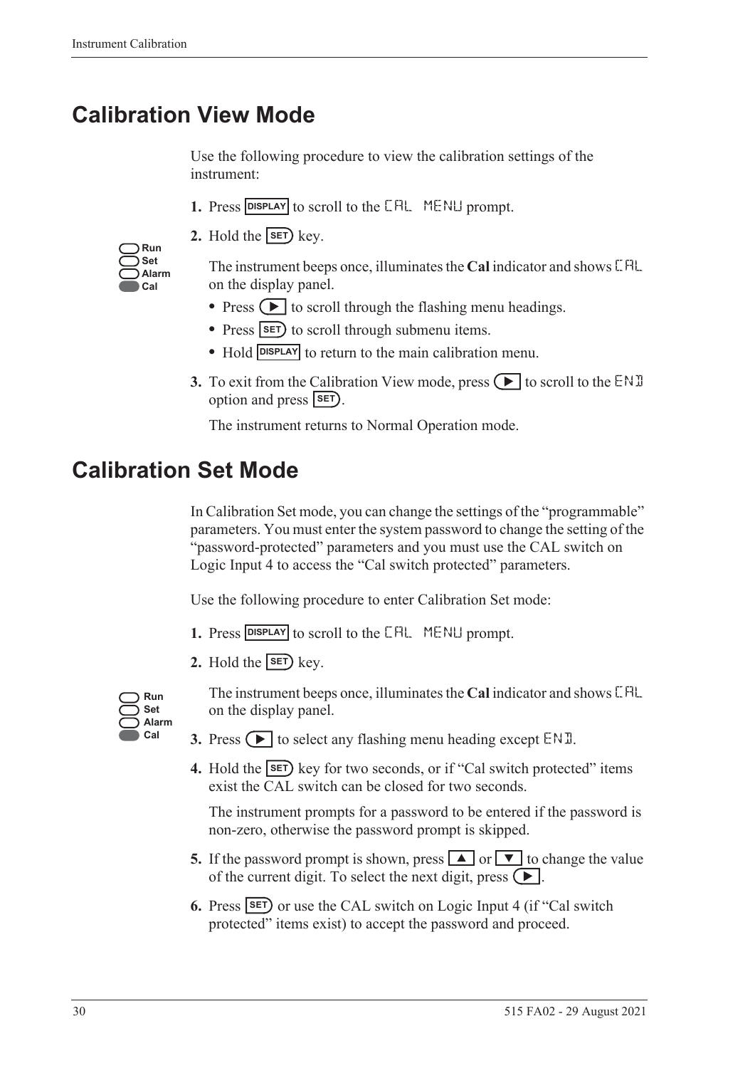# Calibration View Mode

Use the following procedure to view the calibration settings of the instrument:

1. Press DISPLAY to scroll to the CAL MENU prompt.
2. Hold the SET key.

   Run
   Set
   Alarm
   Cal

   The instrument beeps once, illuminates the **Cal** indicator and shows CAL on the display panel.

   - Press ▶ to scroll through the flashing menu headings.
   - Press SET to scroll through submenu items.
   - Hold DISPLAY to return to the main calibration menu.
3. To exit from the Calibration View mode, press ▶ to scroll to the END option and press SET.

   The instrument returns to Normal Operation mode.

# Calibration Set Mode

In Calibration Set mode, you can change the settings of the "programmable" parameters. You must enter the system password to change the setting of the "password-protected" parameters and you must use the CAL switch on Logic Input 4 to access the "Cal switch protected" parameters.

Use the following procedure to enter Calibration Set mode:

1. Press DISPLAY to scroll to the CAL MENU prompt.
2. Hold the SET key.

   Run
   Set
   Alarm
   Cal

   The instrument beeps once, illuminates the **Cal** indicator and shows CAL on the display panel.
3. Press ▶ to select any flashing menu heading except END.
4. Hold the SET key for two seconds, or if "Cal switch protected" items exist the CAL switch can be closed for two seconds.

   The instrument prompts for a password to be entered if the password is non-zero, otherwise the password prompt is skipped.
5. If the password prompt is shown, press ▲ or ▼ to change the value of the current digit. To select the next digit, press ▶.
6. Press SET or use the CAL switch on Logic Input 4 (if "Cal switch protected" items exist) to accept the password and proceed.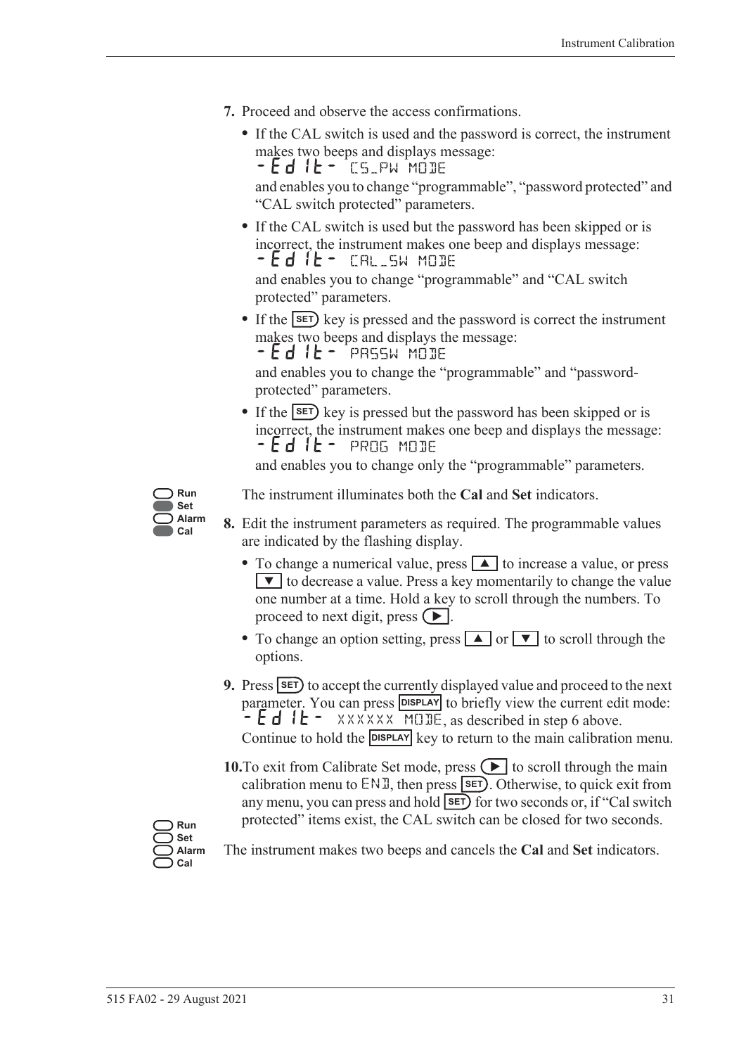7. Proceed and observe the access confirmations.

   - If the CAL switch is used and the password is correct, the instrument makes two beeps and displays message:
     -Edit- CS_PW MODE
     and enables you to change "programmable", "password protected" and "CAL switch protected" parameters.
   - If the CAL switch is used but the password has been skipped or is incorrect, the instrument makes one beep and displays message:
     -Edit- CAL_SW MODE
     and enables you to change "programmable" and "CAL switch protected" parameters.
   - If the SET key is pressed and the password is correct the instrument makes two beeps and displays the message:
     -Edit- PASSW MODE
     and enables you to change the "programmable" and "password-protected" parameters.
   - If the SET key is pressed but the password has been skipped or is incorrect, the instrument makes one beep and displays the message:
     -Edit- PROG MODE
     and enables you to change only the "programmable" parameters.

Run
Set
Alarm
Cal

The instrument illuminates both the **Cal** and **Set** indicators.

8. Edit the instrument parameters as required. The programmable values are indicated by the flashing display.

   - To change a numerical value, press ▲ to increase a value, or press ▼ to decrease a value. Press a key momentarily to change the value one number at a time. Hold a key to scroll through the numbers. To proceed to next digit, press ▶.
   - To change an option setting, press ▲ or ▼ to scroll through the options.

9. Press SET to accept the currently displayed value and proceed to the next parameter. You can press DISPLAY to briefly view the current edit mode: -Edit- XXXXXX MODE, as described in step 6 above. Continue to hold the DISPLAY key to return to the main calibration menu.

10. To exit from Calibrate Set mode, press ▶ to scroll through the main calibration menu to END, then press SET. Otherwise, to quick exit from any menu, you can press and hold SET for two seconds or, if "Cal switch protected" items exist, the CAL switch can be closed for two seconds.

Run
Set
Alarm
Cal

The instrument makes two beeps and cancels the **Cal** and **Set** indicators.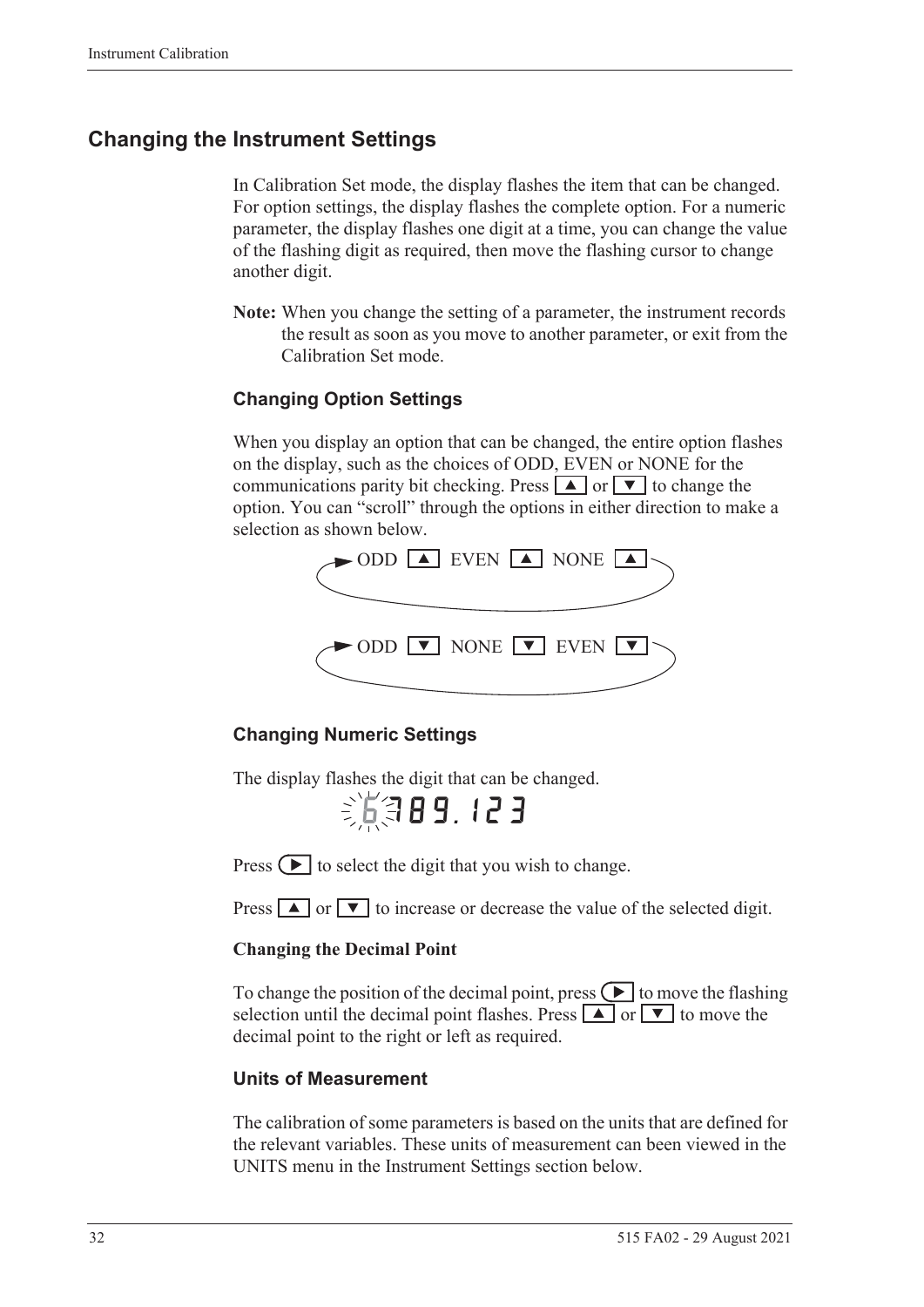## Changing the Instrument Settings

In Calibration Set mode, the display flashes the item that can be changed. For option settings, the display flashes the complete option. For a numeric parameter, the display flashes one digit at a time, you can change the value of the flashing digit as required, then move the flashing cursor to change another digit.

**Note:** When you change the setting of a parameter, the instrument records the result as soon as you move to another parameter, or exit from the Calibration Set mode.

### Changing Option Settings

When you display an option that can be changed, the entire option flashes on the display, such as the choices of ODD, EVEN or NONE for the communications parity bit checking. Press ▲ or ▼ to change the option. You can "scroll" through the options in either direction to make a selection as shown below.

ODD ▲ EVEN ▲ NONE ▲

ODD ▼ NONE ▼ EVEN ▼

### Changing Numeric Settings

The display flashes the digit that can be changed.

6789.123

Press ► to select the digit that you wish to change.

Press ▲ or ▼ to increase or decrease the value of the selected digit.

**Changing the Decimal Point**

To change the position of the decimal point, press ► to move the flashing selection until the decimal point flashes. Press ▲ or ▼ to move the decimal point to the right or left as required.

### Units of Measurement

The calibration of some parameters is based on the units that are defined for the relevant variables. These units of measurement can been viewed in the UNITS menu in the Instrument Settings section below.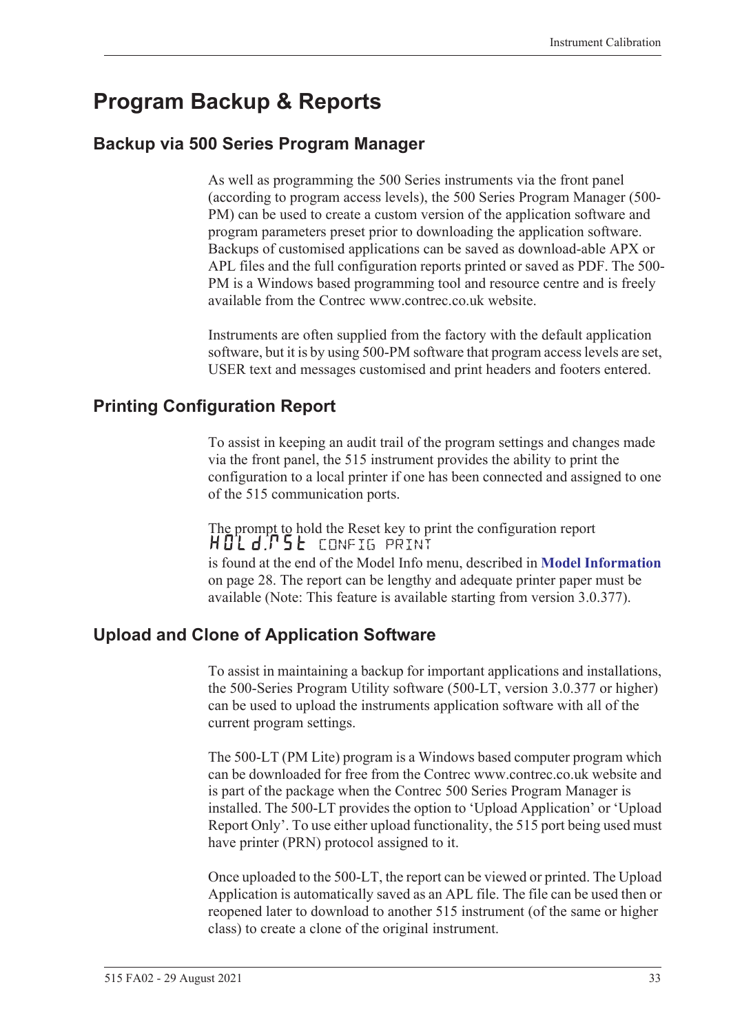# Program Backup & Reports

## Backup via 500 Series Program Manager

As well as programming the 500 Series instruments via the front panel (according to program access levels), the 500 Series Program Manager (500-PM) can be used to create a custom version of the application software and program parameters preset prior to downloading the application software. Backups of customised applications can be saved as download-able APX or APL files and the full configuration reports printed or saved as PDF. The 500-PM is a Windows based programming tool and resource centre and is freely available from the Contrec www.contrec.co.uk website.

Instruments are often supplied from the factory with the default application software, but it is by using 500-PM software that program access levels are set, USER text and messages customised and print headers and footers entered.

## Printing Configuration Report

To assist in keeping an audit trail of the program settings and changes made via the front panel, the 515 instrument provides the ability to print the configuration to a local printer if one has been connected and assigned to one of the 515 communication ports.

The prompt to hold the Reset key to print the configuration report
HOLd.rSt CONFIG PRINT
is found at the end of the Model Info menu, described in **Model Information** on page 28. The report can be lengthy and adequate printer paper must be available (Note: This feature is available starting from version 3.0.377).

## Upload and Clone of Application Software

To assist in maintaining a backup for important applications and installations, the 500-Series Program Utility software (500-LT, version 3.0.377 or higher) can be used to upload the instruments application software with all of the current program settings.

The 500-LT (PM Lite) program is a Windows based computer program which can be downloaded for free from the Contrec www.contrec.co.uk website and is part of the package when the Contrec 500 Series Program Manager is installed. The 500-LT provides the option to 'Upload Application' or 'Upload Report Only'. To use either upload functionality, the 515 port being used must have printer (PRN) protocol assigned to it.

Once uploaded to the 500-LT, the report can be viewed or printed. The Upload Application is automatically saved as an APL file. The file can be used then or reopened later to download to another 515 instrument (of the same or higher class) to create a clone of the original instrument.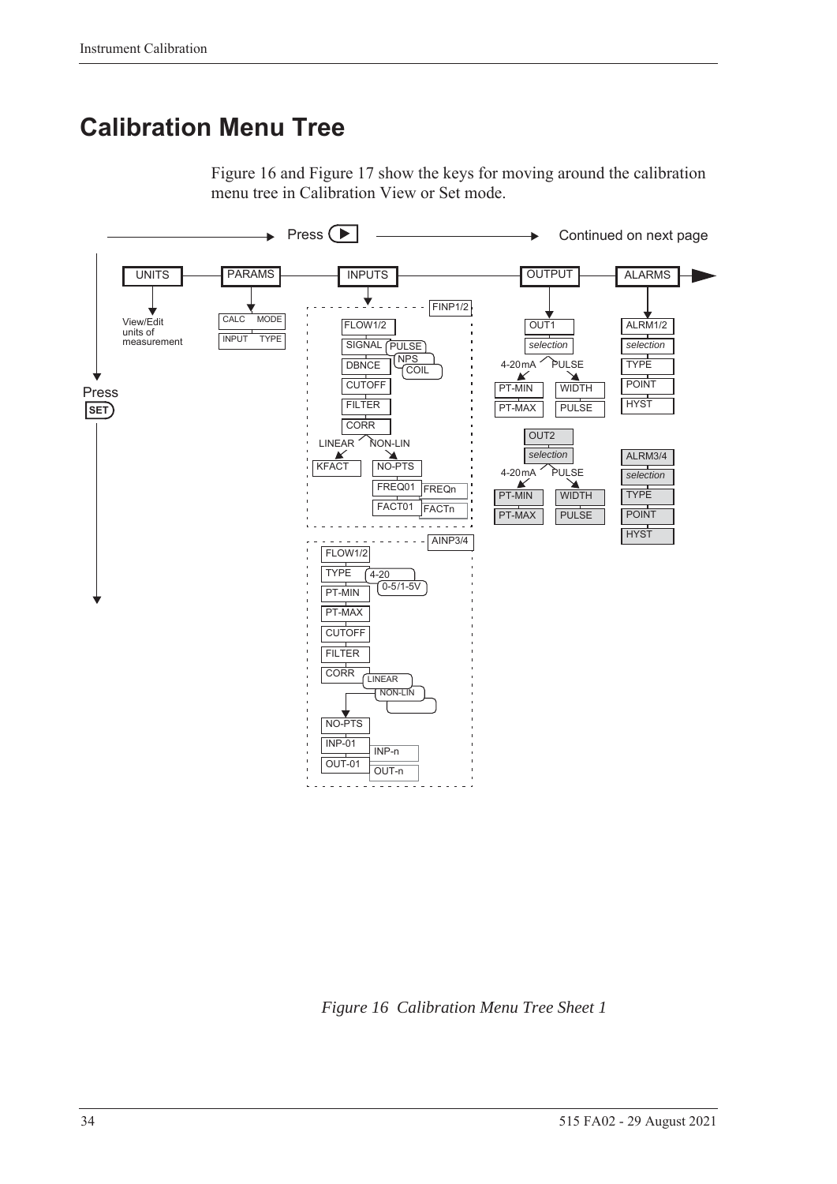# Calibration Menu Tree

Figure 16 and Figure 17 show the keys for moving around the calibration menu tree in Calibration View or Set mode.

*Figure 16 Calibration Menu Tree Sheet 1*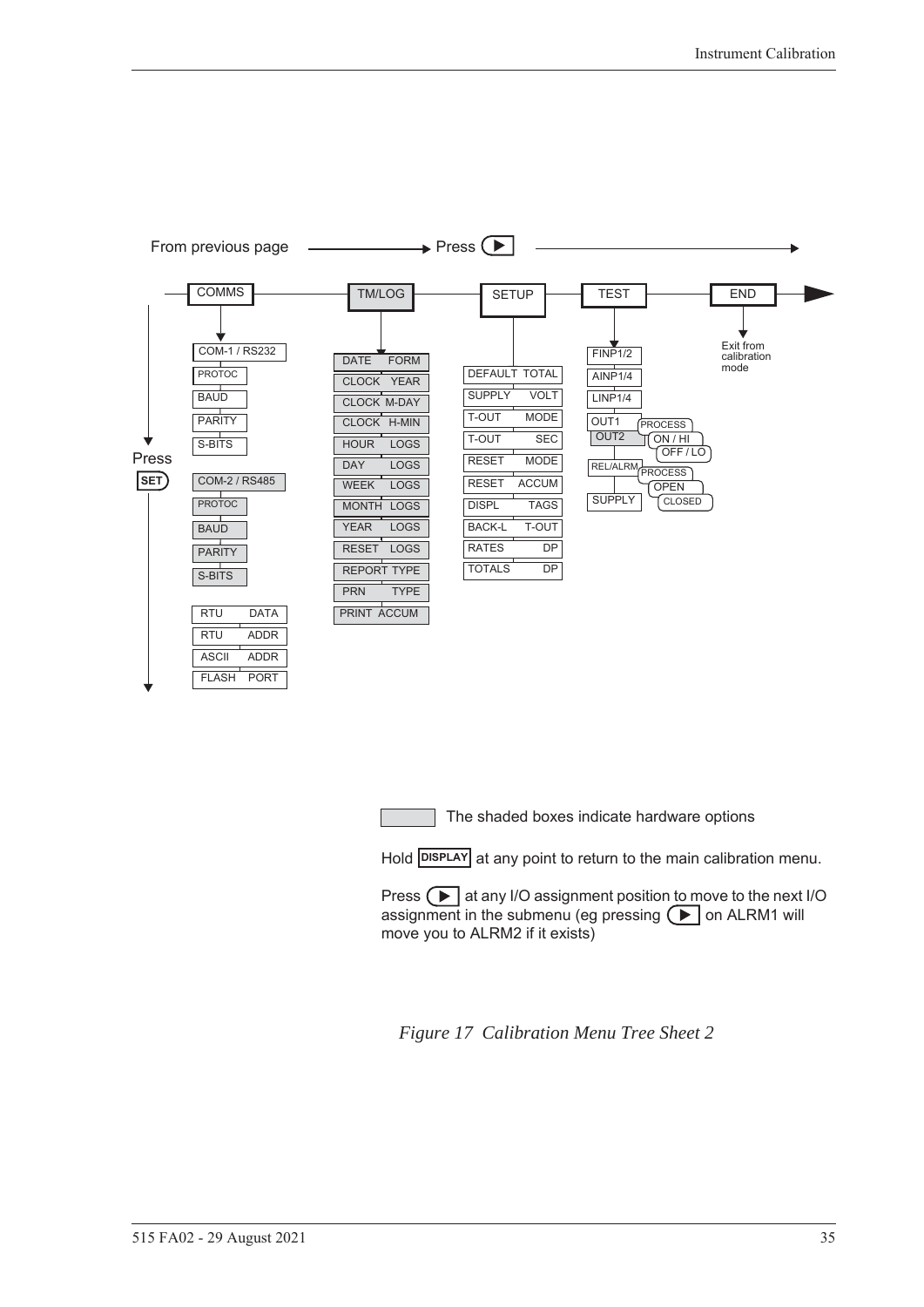From previous page → Press ▶

COMMS — TM/LOG — SETUP — TEST — END

**COMMS** (Press SET to move down):
- COM-1 / RS232
  - PROTOC
  - BAUD
  - PARITY
  - S-BITS
- COM-2 / RS485
  - PROTOC
  - BAUD
  - PARITY
  - S-BITS
- RTU DATA
- RTU ADDR
- ASCII ADDR
- FLASH PORT

**TM/LOG**:
- DATE FORM
- CLOCK YEAR
- CLOCK M-DAY
- CLOCK H-MIN
- HOUR LOGS
- DAY LOGS
- WEEK LOGS
- MONTH LOGS
- YEAR LOGS
- RESET LOGS
- REPORT TYPE
- PRN TYPE
- PRINT ACCUM

**SETUP**:
- DEFAULT TOTAL
- SUPPLY VOLT
- T-OUT MODE
- T-OUT SEC
- RESET MODE
- RESET ACCUM
- DISPL TAGS
- BACK-L T-OUT
- RATES DP
- TOTALS DP

**TEST**:
- FINP1/2
- AINP1/4
- LINP1/4
- OUT1 / OUT2 — PROCESS, ON / HI, OFF / LO
- REL/ALRM — PROCESS, OPEN, CLOSED
- SUPPLY

**END**: Exit from calibration mode

The shaded boxes indicate hardware options

Hold DISPLAY at any point to return to the main calibration menu.

Press ▶ at any I/O assignment position to move to the next I/O assignment in the submenu (eg pressing ▶ on ALRM1 will move you to ALRM2 if it exists)

*Figure 17 Calibration Menu Tree Sheet 2*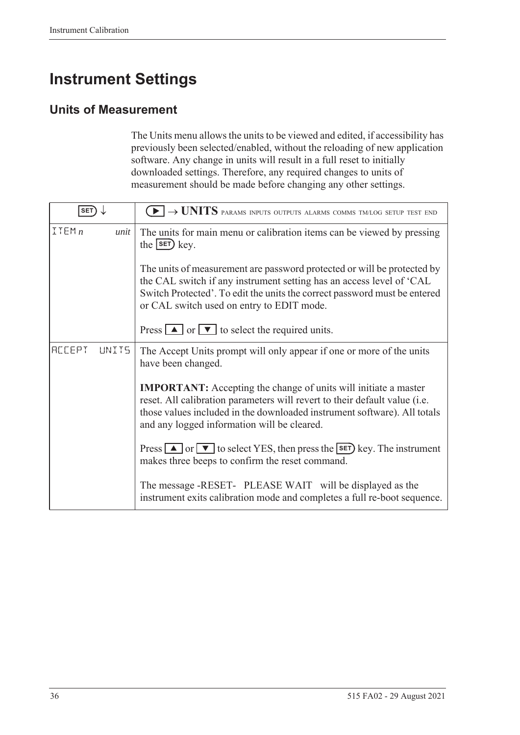# Instrument Settings

## Units of Measurement

The Units menu allows the units to be viewed and edited, if accessibility has previously been selected/enabled, without the reloading of new application software. Any change in units will result in a full reset to initially downloaded settings. Therefore, any required changes to units of measurement should be made before changing any other settings.

| SET ↓ | ▶ → **UNITS** PARAMS INPUTS OUTPUTS ALARMS COMMS TM/LOG SETUP TEST END |
|---|---|
| ITEM *n* *unit* | The units for main menu or calibration items can be viewed by pressing the SET key.<br><br>The units of measurement are password protected or will be protected by the CAL switch if any instrument setting has an access level of 'CAL Switch Protected'. To edit the units the correct password must be entered or CAL switch used on entry to EDIT mode.<br><br>Press ▲ or ▼ to select the required units. |
| ACCEPT UNITS | The Accept Units prompt will only appear if one or more of the units have been changed.<br><br>**IMPORTANT:** Accepting the change of units will initiate a master reset. All calibration parameters will revert to their default value (i.e. those values included in the downloaded instrument software). All totals and any logged information will be cleared.<br><br>Press ▲ or ▼ to select YES, then press the SET key. The instrument makes three beeps to confirm the reset command.<br><br>The message -RESET- PLEASE WAIT will be displayed as the instrument exits calibration mode and completes a full re-boot sequence. |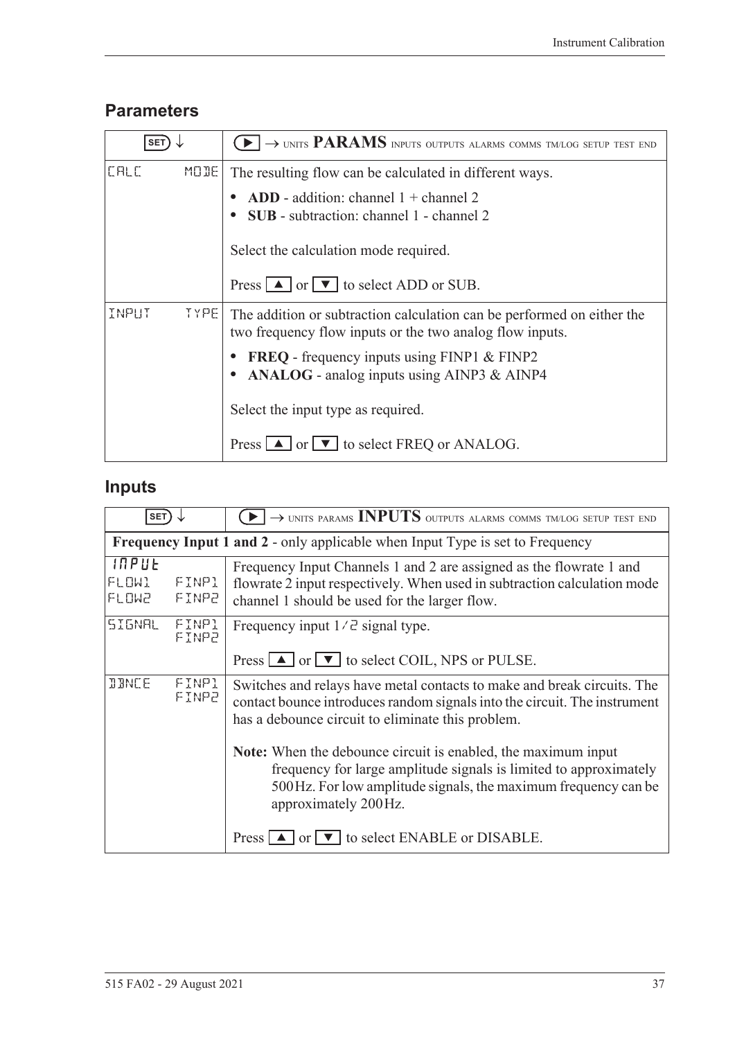## Parameters

| SET ↓ | ▶ → UNITS **PARAMS** INPUTS OUTPUTS ALARMS COMMS TM/LOG SETUP TEST END |
|---|---|
| CALC MODE | The resulting flow can be calculated in different ways.<br>• **ADD** - addition: channel 1 + channel 2<br>• **SUB** - subtraction: channel 1 - channel 2<br><br>Select the calculation mode required.<br><br>Press ▲ or ▼ to select ADD or SUB. |
| INPUT TYPE | The addition or subtraction calculation can be performed on either the two frequency flow inputs or the two analog flow inputs.<br>• **FREQ** - frequency inputs using FINP1 & FINP2<br>• **ANALOG** - analog inputs using AINP3 & AINP4<br><br>Select the input type as required.<br><br>Press ▲ or ▼ to select FREQ or ANALOG. |

## Inputs

| SET ↓ | ▶ → UNITS PARAMS **INPUTS** OUTPUTS ALARMS COMMS TM/LOG SETUP TEST END |
|---|---|
| **Frequency Input 1 and 2** - only applicable when Input Type is set to Frequency | |
| INPUT<br>FLOW1 FINP1<br>FLOW2 FINP2 | Frequency Input Channels 1 and 2 are assigned as the flowrate 1 and flowrate 2 input respectively. When used in subtraction calculation mode channel 1 should be used for the larger flow. |
| SIGNAL FINP1<br>FINP2 | Frequency input 1/2 signal type.<br><br>Press ▲ or ▼ to select COIL, NPS or PULSE. |
| DBNCE FINP1<br>FINP2 | Switches and relays have metal contacts to make and break circuits. The contact bounce introduces random signals into the circuit. The instrument has a debounce circuit to eliminate this problem.<br><br>**Note:** When the debounce circuit is enabled, the maximum input frequency for large amplitude signals is limited to approximately 500 Hz. For low amplitude signals, the maximum frequency can be approximately 200 Hz.<br><br>Press ▲ or ▼ to select ENABLE or DISABLE. |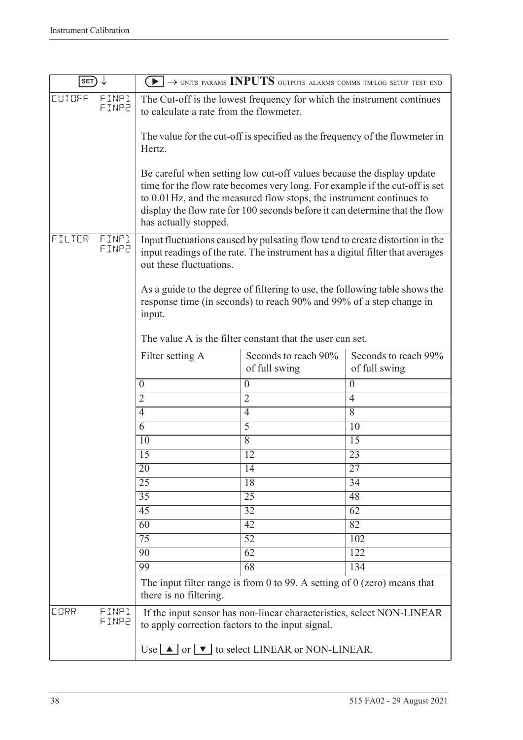| SET ↓ | | ▶ → UNITS PARAMS **INPUTS** OUTPUTS ALARMS COMMS TM/LOG SETUP TEST END |
|---|---|---|
| CUTOFF | FINP1 FINP2 | The Cut-off is the lowest frequency for which the instrument continues to calculate a rate from the flowmeter.<br><br>The value for the cut-off is specified as the frequency of the flowmeter in Hertz.<br><br>Be careful when setting low cut-off values because the display update time for the flow rate becomes very long. For example if the cut-off is set to 0.01 Hz, and the measured flow stops, the instrument continues to display the flow rate for 100 seconds before it can determine that the flow has actually stopped. |
| FILTER | FINP1 FINP2 | Input fluctuations caused by pulsating flow tend to create distortion in the input readings of the rate. The instrument has a digital filter that averages out these fluctuations.<br><br>As a guide to the degree of filtering to use, the following table shows the response time (in seconds) to reach 90% and 99% of a step change in input.<br><br>The value A is the filter constant that the user can set. |

| Filter setting A | Seconds to reach 90% of full swing | Seconds to reach 99% of full swing |
|---|---|---|
| 0 | 0 | 0 |
| 2 | 2 | 4 |
| 4 | 4 | 8 |
| 6 | 5 | 10 |
| 10 | 8 | 15 |
| 15 | 12 | 23 |
| 20 | 14 | 27 |
| 25 | 18 | 34 |
| 35 | 25 | 48 |
| 45 | 32 | 62 |
| 60 | 42 | 82 |
| 75 | 52 | 102 |
| 90 | 62 | 122 |
| 99 | 68 | 134 |

The input filter range is from 0 to 99. A setting of 0 (zero) means that there is no filtering.

| | | |
|---|---|---|
| CORR | FINP1 FINP2 | If the input sensor has non-linear characteristics, select NON-LINEAR to apply correction factors to the input signal.<br><br>Use ▲ or ▼ to select LINEAR or NON-LINEAR. |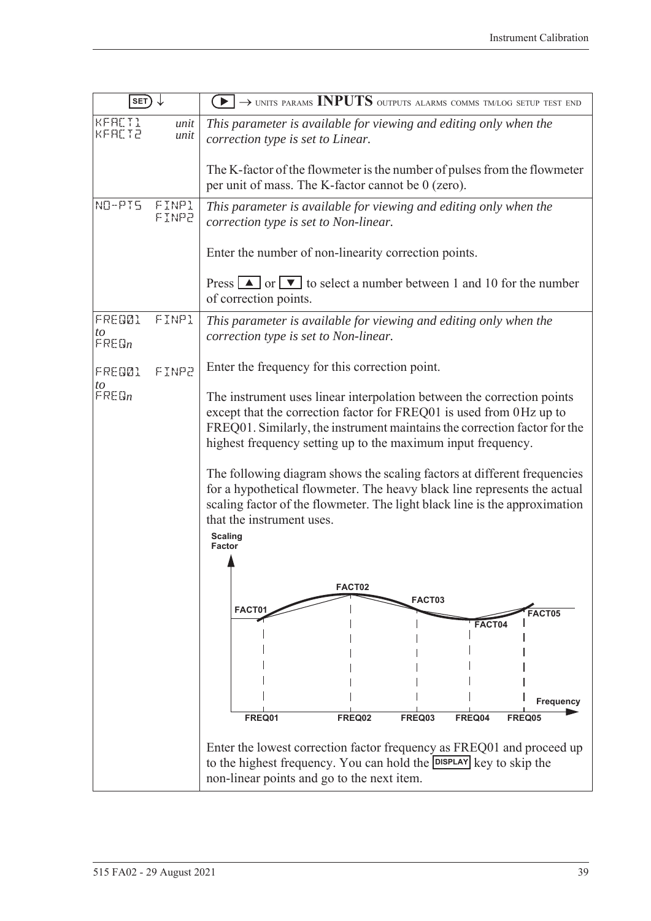| SET ↓ | ▶ → UNITS PARAMS **INPUTS** OUTPUTS ALARMS COMMS TM/LOG SETUP TEST END |
|---|---|
| KFACT1 *unit*<br>KFACT2 *unit* | *This parameter is available for viewing and editing only when the correction type is set to Linear.*<br><br>The K-factor of the flowmeter is the number of pulses from the flowmeter per unit of mass. The K-factor cannot be 0 (zero). |
| NO-PTS FINP1<br>FINP2 | *This parameter is available for viewing and editing only when the correction type is set to Non-linear.*<br><br>Enter the number of non-linearity correction points.<br><br>Press ▲ or ▼ to select a number between 1 and 10 for the number of correction points. |
| FREQ01 FINP1<br>*to*<br>FREQ*n*<br><br>FREQ01 FINP2<br>*to*<br>FREQ*n* | *This parameter is available for viewing and editing only when the correction type is set to Non-linear.*<br><br>Enter the frequency for this correction point.<br><br>The instrument uses linear interpolation between the correction points except that the correction factor for FREQ01 is used from 0 Hz up to FREQ01. Similarly, the instrument maintains the correction factor for the highest frequency setting up to the maximum input frequency.<br><br>The following diagram shows the scaling factors at different frequencies for a hypothetical flowmeter. The heavy black line represents the actual scaling factor of the flowmeter. The light black line is the approximation that the instrument uses.<br><br>[Diagram: Scaling Factor vs Frequency, points FACT01–FACT05 at FREQ01–FREQ05]<br><br>Enter the lowest correction factor frequency as FREQ01 and proceed up to the highest frequency. You can hold the DISPLAY key to skip the non-linear points and go to the next item. |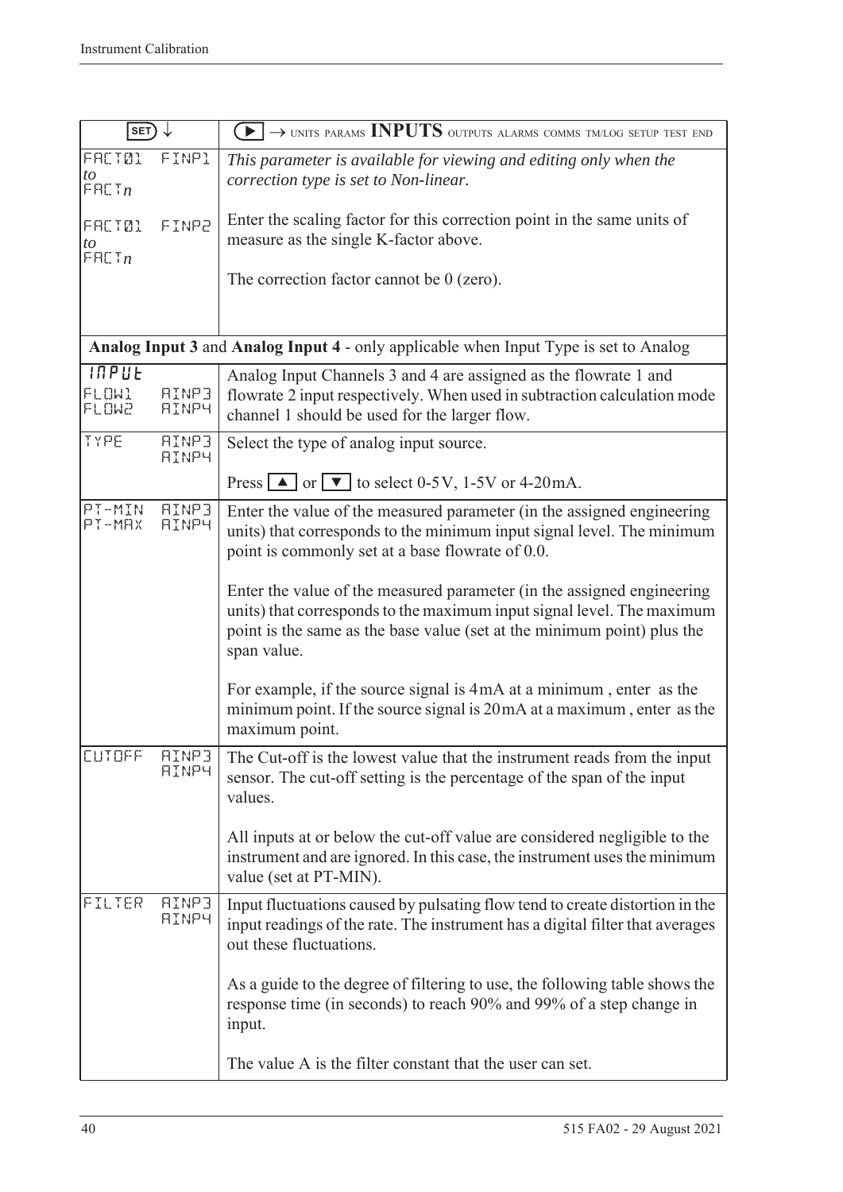| SET ↓ | ▶ → UNITS PARAMS **INPUTS** OUTPUTS ALARMS COMMS TM/LOG SETUP TEST END |
|---|---|
| FACT01 FINP1<br>*to*<br>FACT*n*<br><br>FACT01 FINP2<br>*to*<br>FACT*n* | *This parameter is available for viewing and editing only when the correction type is set to Non-linear.*<br><br>Enter the scaling factor for this correction point in the same units of measure as the single K-factor above.<br><br>The correction factor cannot be 0 (zero). |
| **Analog Input 3** and **Analog Input 4** - only applicable when Input Type is set to Analog | |
| INPUT<br>FLOW1 AINP3<br>FLOW2 AINP4 | Analog Input Channels 3 and 4 are assigned as the flowrate 1 and flowrate 2 input respectively. When used in subtraction calculation mode channel 1 should be used for the larger flow. |
| TYPE AINP3<br>AINP4 | Select the type of analog input source.<br><br>Press ▲ or ▼ to select 0-5V, 1-5V or 4-20mA. |
| PT-MIN AINP3<br>PT-MAX AINP4 | Enter the value of the measured parameter (in the assigned engineering units) that corresponds to the minimum input signal level. The minimum point is commonly set at a base flowrate of 0.0.<br><br>Enter the value of the measured parameter (in the assigned engineering units) that corresponds to the maximum input signal level. The maximum point is the same as the base value (set at the minimum point) plus the span value.<br><br>For example, if the source signal is 4mA at a minimum , enter as the minimum point. If the source signal is 20mA at a maximum , enter as the maximum point. |
| CUTOFF AINP3<br>AINP4 | The Cut-off is the lowest value that the instrument reads from the input sensor. The cut-off setting is the percentage of the span of the input values.<br><br>All inputs at or below the cut-off value are considered negligible to the instrument and are ignored. In this case, the instrument uses the minimum value (set at PT-MIN). |
| FILTER AINP3<br>AINP4 | Input fluctuations caused by pulsating flow tend to create distortion in the input readings of the rate. The instrument has a digital filter that averages out these fluctuations.<br><br>As a guide to the degree of filtering to use, the following table shows the response time (in seconds) to reach 90% and 99% of a step change in input.<br><br>The value A is the filter constant that the user can set. |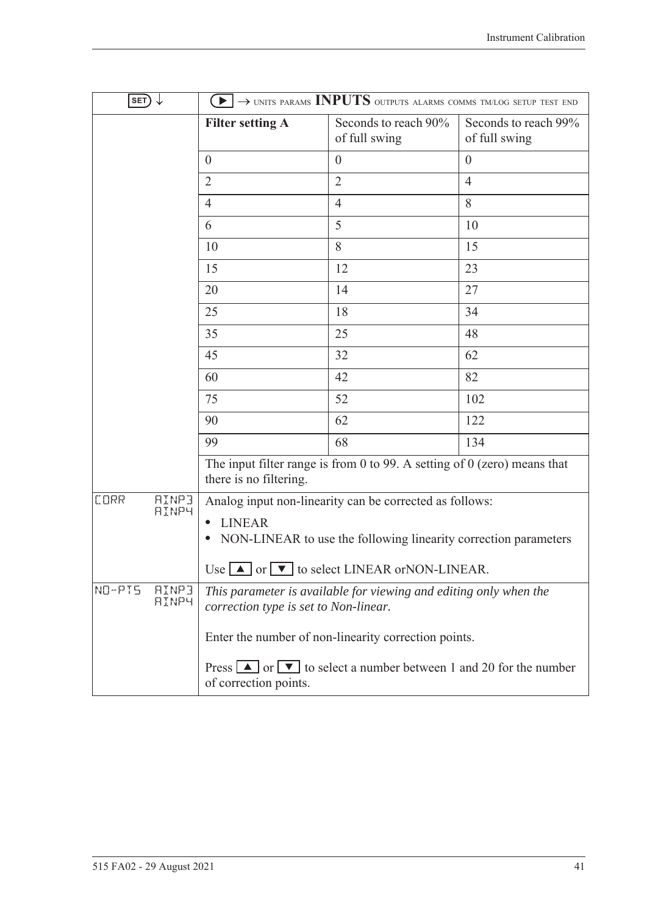| SET ↓ | ▶ → UNITS PARAMS **INPUTS** OUTPUTS ALARMS COMMS TM/LOG SETUP TEST END | | |
|---|---|---|---|
| | **Filter setting A** | Seconds to reach 90% of full swing | Seconds to reach 99% of full swing |
| | 0 | 0 | 0 |
| | 2 | 2 | 4 |
| | 4 | 4 | 8 |
| | 6 | 5 | 10 |
| | 10 | 8 | 15 |
| | 15 | 12 | 23 |
| | 20 | 14 | 27 |
| | 25 | 18 | 34 |
| | 35 | 25 | 48 |
| | 45 | 32 | 62 |
| | 60 | 42 | 82 |
| | 75 | 52 | 102 |
| | 90 | 62 | 122 |
| | 99 | 68 | 134 |
| | The input filter range is from 0 to 99. A setting of 0 (zero) means that there is no filtering. | | |
| CORR AINP3 AINP4 | Analog input non-linearity can be corrected as follows:<br>• LINEAR<br>• NON-LINEAR to use the following linearity correction parameters<br><br>Use ▲ or ▼ to select LINEAR orNON-LINEAR. | | |
| NO-PTS AINP3 AINP4 | *This parameter is available for viewing and editing only when the correction type is set to Non-linear.*<br><br>Enter the number of non-linearity correction points.<br><br>Press ▲ or ▼ to select a number between 1 and 20 for the number of correction points. | | |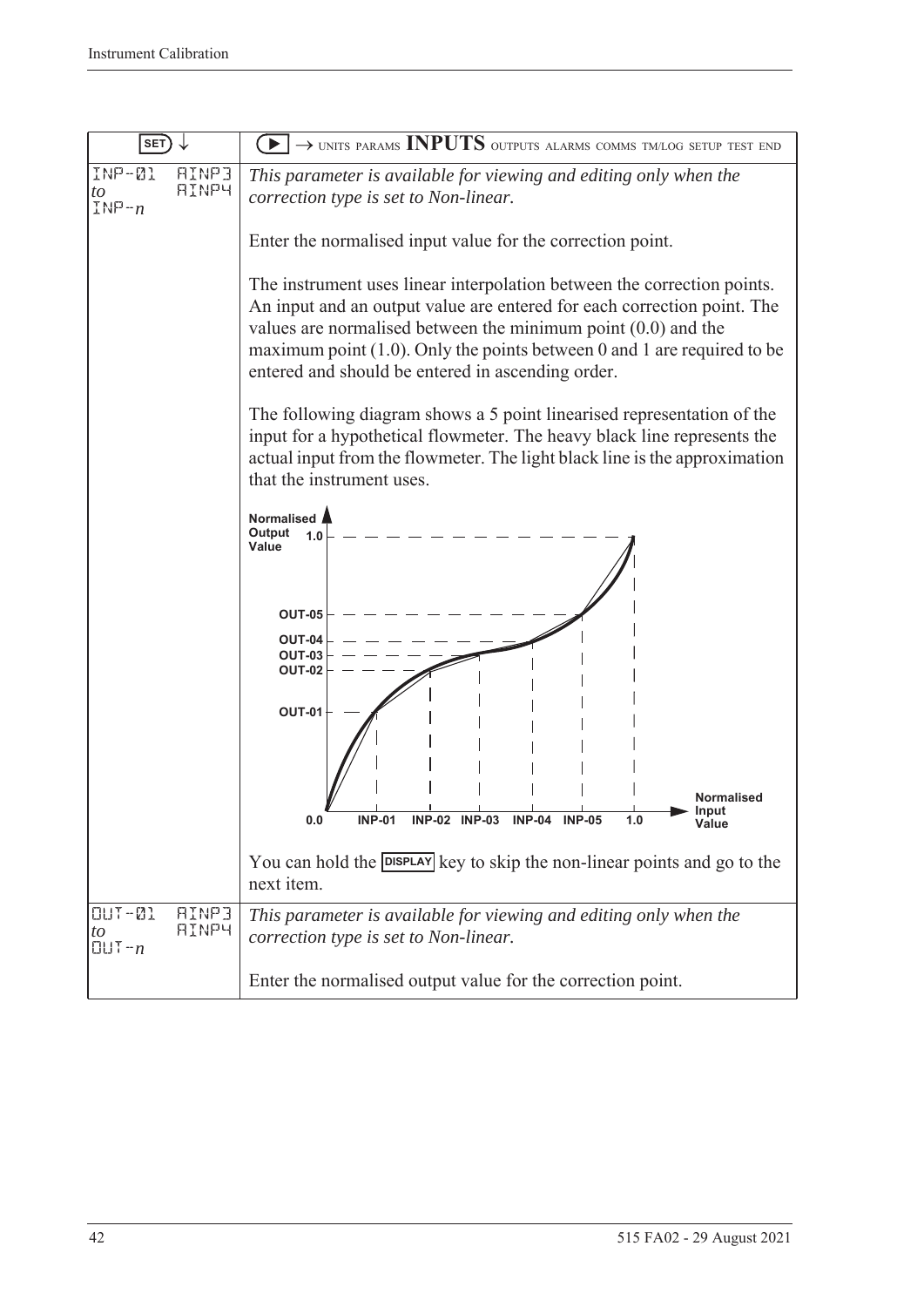| SET ↓ | ▶ → UNITS PARAMS **INPUTS** OUTPUTS ALARMS COMMS TM/LOG SETUP TEST END |
|---|---|
| INP-01 *to* INP-*n* AINP3 AINP4 | *This parameter is available for viewing and editing only when the correction type is set to Non-linear.*<br><br>Enter the normalised input value for the correction point.<br><br>The instrument uses linear interpolation between the correction points. An input and an output value are entered for each correction point. The values are normalised between the minimum point (0.0) and the maximum point (1.0). Only the points between 0 and 1 are required to be entered and should be entered in ascending order.<br><br>The following diagram shows a 5 point linearised representation of the input for a hypothetical flowmeter. The heavy black line represents the actual input from the flowmeter. The light black line is the approximation that the instrument uses.<br><br>[Diagram: Normalised Output Value (0.0 to 1.0, OUT-01 to OUT-05) vs Normalised Input Value (0.0, INP-01, INP-02, INP-03, INP-04, INP-05, 1.0)]<br><br>You can hold the DISPLAY key to skip the non-linear points and go to the next item. |
| OUT-01 *to* OUT-*n* AINP3 AINP4 | *This parameter is available for viewing and editing only when the correction type is set to Non-linear.*<br><br>Enter the normalised output value for the correction point. |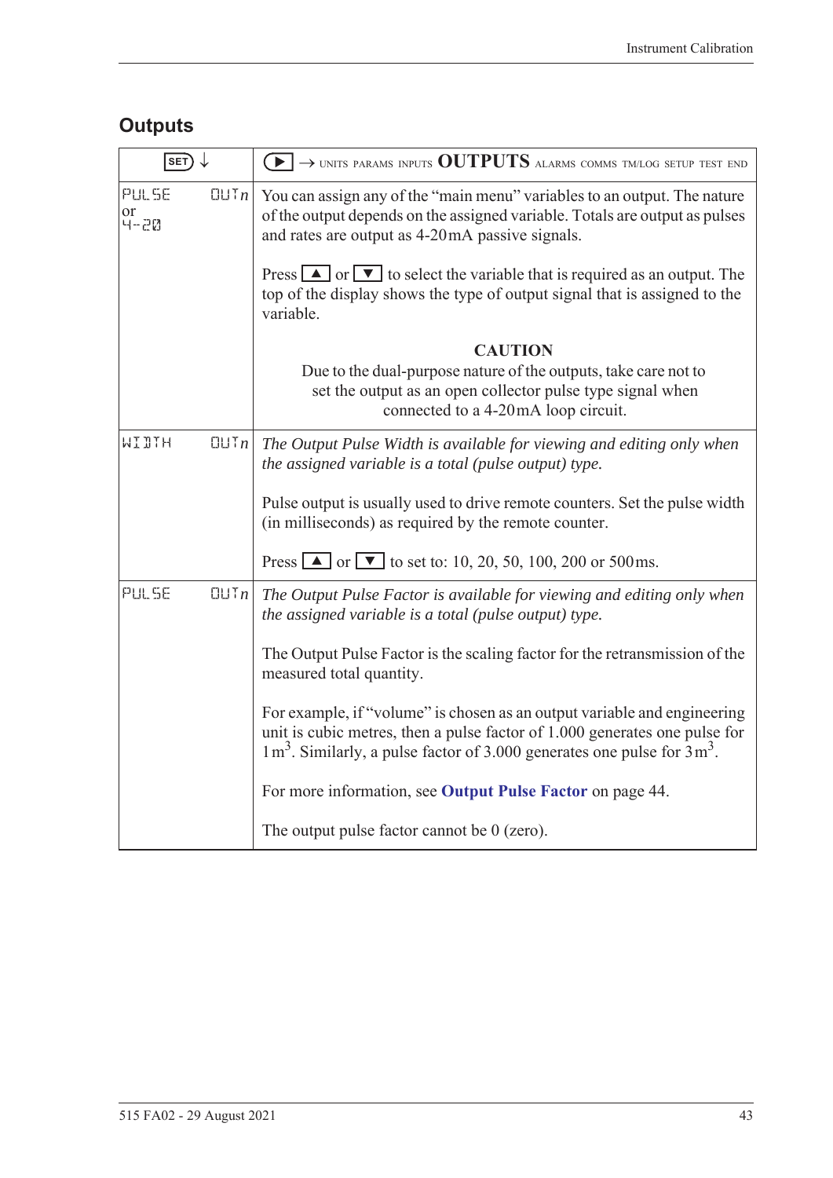## Outputs

| SET ↓ | ▶ → UNITS PARAMS INPUTS **OUTPUTS** ALARMS COMMS TM/LOG SETUP TEST END |
|---|---|
| PULSE or 4-20 &nbsp;&nbsp; OUT*n* | You can assign any of the "main menu" variables to an output. The nature of the output depends on the assigned variable. Totals are output as pulses and rates are output as 4-20 mA passive signals.<br><br>Press ▲ or ▼ to select the variable that is required as an output. The top of the display shows the type of output signal that is assigned to the variable.<br><br>**CAUTION**<br>Due to the dual-purpose nature of the outputs, take care not to set the output as an open collector pulse type signal when connected to a 4-20 mA loop circuit. |
| WIDTH &nbsp;&nbsp; OUT*n* | *The Output Pulse Width is available for viewing and editing only when the assigned variable is a total (pulse output) type.*<br><br>Pulse output is usually used to drive remote counters. Set the pulse width (in milliseconds) as required by the remote counter.<br><br>Press ▲ or ▼ to set to: 10, 20, 50, 100, 200 or 500 ms. |
| PULSE &nbsp;&nbsp; OUT*n* | *The Output Pulse Factor is available for viewing and editing only when the assigned variable is a total (pulse output) type.*<br><br>The Output Pulse Factor is the scaling factor for the retransmission of the measured total quantity.<br><br>For example, if "volume" is chosen as an output variable and engineering unit is cubic metres, then a pulse factor of 1.000 generates one pulse for 1 $m^3$. Similarly, a pulse factor of 3.000 generates one pulse for 3 $m^3$.<br><br>For more information, see **Output Pulse Factor** on page 44.<br><br>The output pulse factor cannot be 0 (zero). |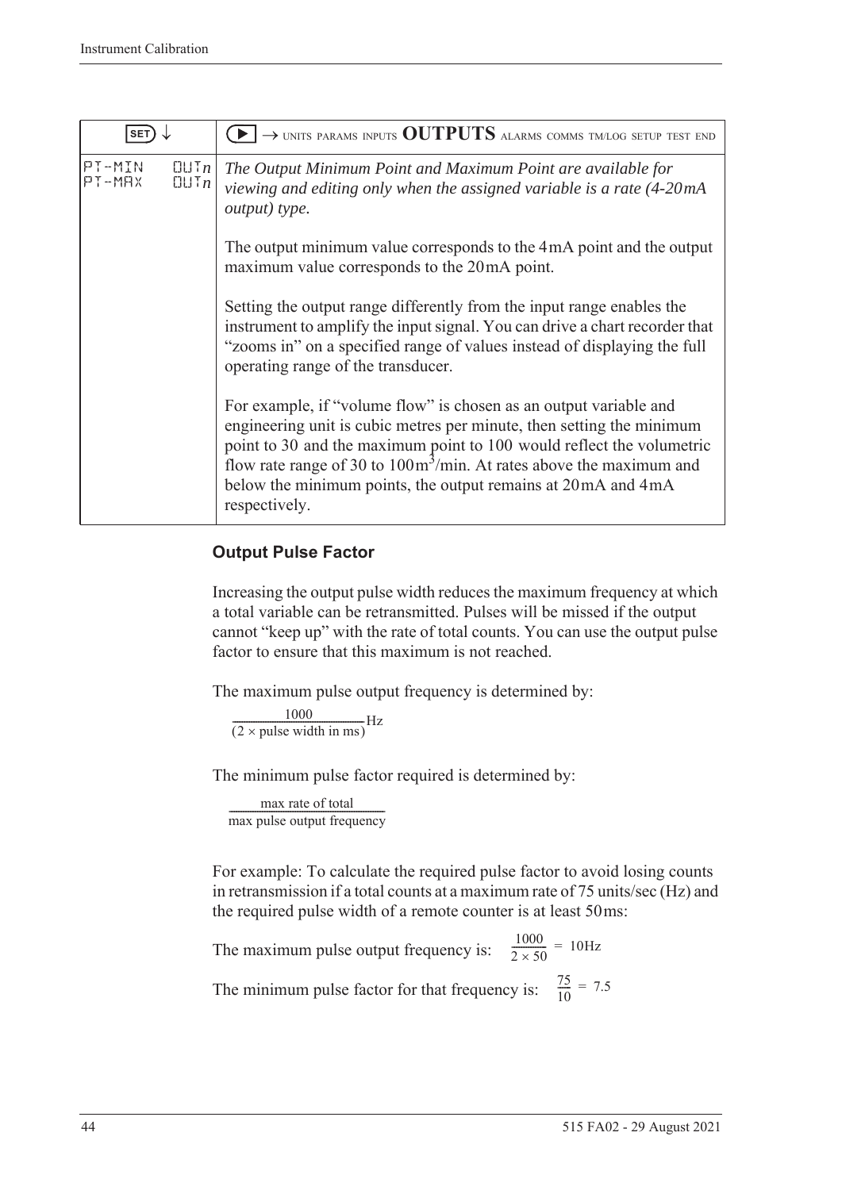| SET ↓ | ▶ → UNITS PARAMS INPUTS **OUTPUTS** ALARMS COMMS TM/LOG SETUP TEST END |
|---|---|
| PT-MIN OUT*n*<br>PT-MAX OUT*n* | *The Output Minimum Point and Maximum Point are available for viewing and editing only when the assigned variable is a rate (4-20mA output) type.*<br><br>The output minimum value corresponds to the 4mA point and the output maximum value corresponds to the 20mA point.<br><br>Setting the output range differently from the input range enables the instrument to amplify the input signal. You can drive a chart recorder that "zooms in" on a specified range of values instead of displaying the full operating range of the transducer.<br><br>For example, if "volume flow" is chosen as an output variable and engineering unit is cubic metres per minute, then setting the minimum point to 30 and the maximum point to 100 would reflect the volumetric flow rate range of 30 to 100$m^3$/min. At rates above the maximum and below the minimum points, the output remains at 20mA and 4mA respectively. |

### Output Pulse Factor

Increasing the output pulse width reduces the maximum frequency at which a total variable can be retransmitted. Pulses will be missed if the output cannot "keep up" with the rate of total counts. You can use the output pulse factor to ensure that this maximum is not reached.

The maximum pulse output frequency is determined by:

$$\frac{1000}{(2 \times \text{pulse width in ms})}\text{Hz}$$

The minimum pulse factor required is determined by:

$$\frac{\text{max rate of total}}{\text{max pulse output frequency}}$$

For example: To calculate the required pulse factor to avoid losing counts in retransmission if a total counts at a maximum rate of 75 units/sec (Hz) and the required pulse width of a remote counter is at least 50ms:

The maximum pulse output frequency is: $\frac{1000}{2 \times 50} = 10\text{Hz}$

The minimum pulse factor for that frequency is: $\frac{75}{10} = 7.5$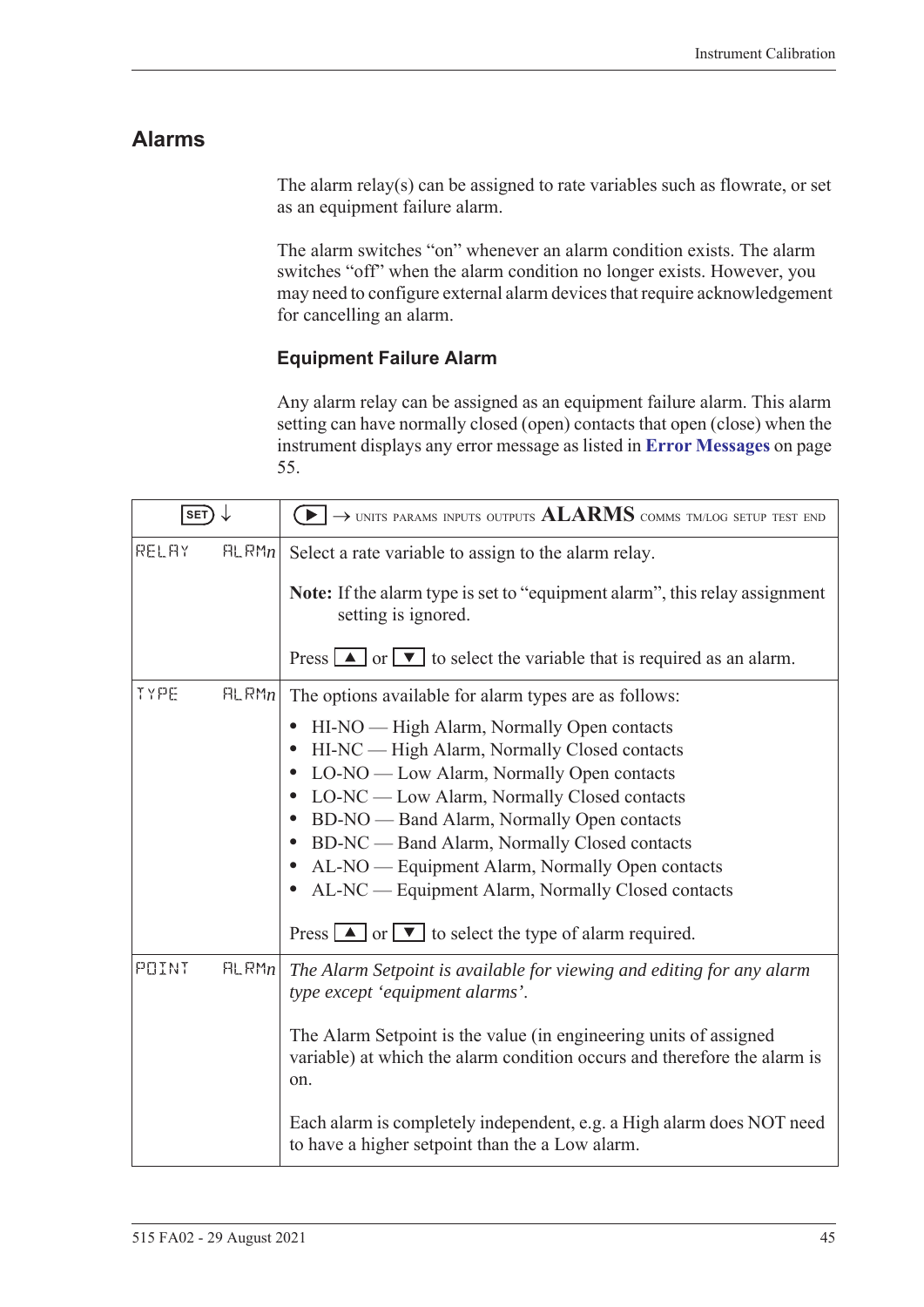## Alarms

The alarm relay(s) can be assigned to rate variables such as flowrate, or set as an equipment failure alarm.

The alarm switches "on" whenever an alarm condition exists. The alarm switches "off" when the alarm condition no longer exists. However, you may need to configure external alarm devices that require acknowledgement for cancelling an alarm.

### Equipment Failure Alarm

Any alarm relay can be assigned as an equipment failure alarm. This alarm setting can have normally closed (open) contacts that open (close) when the instrument displays any error message as listed in **Error Messages** on page 55.

| SET ↓ | ▶ → UNITS PARAMS INPUTS OUTPUTS **ALARMS** COMMS TM/LOG SETUP TEST END |
|---|---|
| RELAY ALRM*n* | Select a rate variable to assign to the alarm relay.<br><br>**Note:** If the alarm type is set to "equipment alarm", this relay assignment setting is ignored.<br><br>Press ▲ or ▼ to select the variable that is required as an alarm. |
| TYPE ALRM*n* | The options available for alarm types are as follows:<br>• HI-NO — High Alarm, Normally Open contacts<br>• HI-NC — High Alarm, Normally Closed contacts<br>• LO-NO — Low Alarm, Normally Open contacts<br>• LO-NC — Low Alarm, Normally Closed contacts<br>• BD-NO — Band Alarm, Normally Open contacts<br>• BD-NC — Band Alarm, Normally Closed contacts<br>• AL-NO — Equipment Alarm, Normally Open contacts<br>• AL-NC — Equipment Alarm, Normally Closed contacts<br><br>Press ▲ or ▼ to select the type of alarm required. |
| POINT ALRM*n* | *The Alarm Setpoint is available for viewing and editing for any alarm type except 'equipment alarms'.*<br><br>The Alarm Setpoint is the value (in engineering units of assigned variable) at which the alarm condition occurs and therefore the alarm is on.<br><br>Each alarm is completely independent, e.g. a High alarm does NOT need to have a higher setpoint than the a Low alarm. |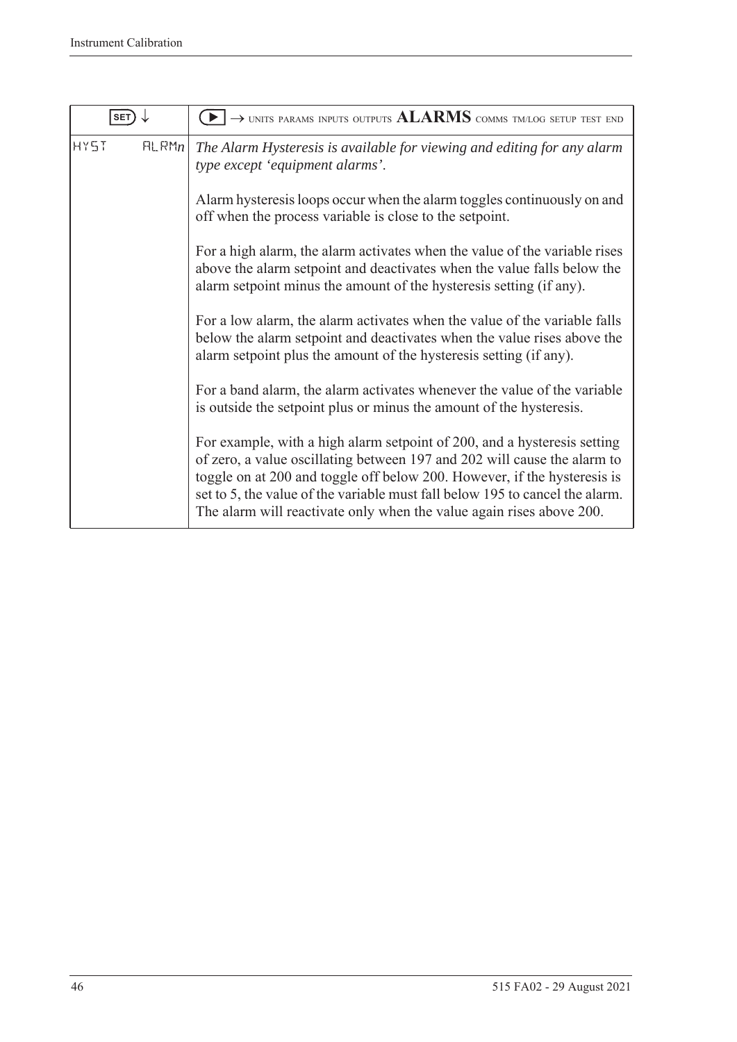| SET ↓ | ▶ → UNITS PARAMS INPUTS OUTPUTS **ALARMS** COMMS TM/LOG SETUP TEST END |
|---|---|
| HYST ALRM*n* | *The Alarm Hysteresis is available for viewing and editing for any alarm type except 'equipment alarms'.*<br><br>Alarm hysteresis loops occur when the alarm toggles continuously on and off when the process variable is close to the setpoint.<br><br>For a high alarm, the alarm activates when the value of the variable rises above the alarm setpoint and deactivates when the value falls below the alarm setpoint minus the amount of the hysteresis setting (if any).<br><br>For a low alarm, the alarm activates when the value of the variable falls below the alarm setpoint and deactivates when the value rises above the alarm setpoint plus the amount of the hysteresis setting (if any).<br><br>For a band alarm, the alarm activates whenever the value of the variable is outside the setpoint plus or minus the amount of the hysteresis.<br><br>For example, with a high alarm setpoint of 200, and a hysteresis setting of zero, a value oscillating between 197 and 202 will cause the alarm to toggle on at 200 and toggle off below 200. However, if the hysteresis is set to 5, the value of the variable must fall below 195 to cancel the alarm. The alarm will reactivate only when the value again rises above 200. |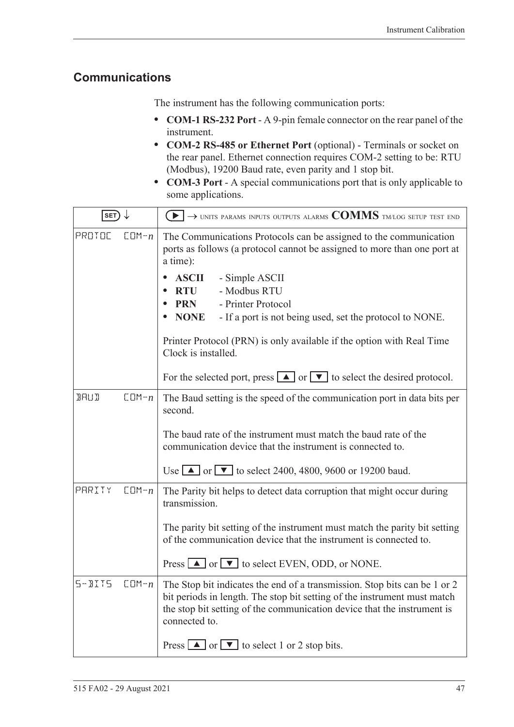## Communications

The instrument has the following communication ports:

- **COM-1 RS-232 Port** - A 9-pin female connector on the rear panel of the instrument.
- **COM-2 RS-485 or Ethernet Port** (optional) - Terminals or socket on the rear panel. Ethernet connection requires COM-2 setting to be: RTU (Modbus), 19200 Baud rate, even parity and 1 stop bit.
- **COM-3 Port** - A special communications port that is only applicable to some applications.

| SET ↓ | ▶ → UNITS PARAMS INPUTS OUTPUTS ALARMS **COMMS** TM/LOG SETUP TEST END |
|---|---|
| PROTOC COM-*n* | The Communications Protocols can be assigned to the communication ports as follows (a protocol cannot be assigned to more than one port at a time):<br>• **ASCII** - Simple ASCII<br>• **RTU** - Modbus RTU<br>• **PRN** - Printer Protocol<br>• **NONE** - If a port is not being used, set the protocol to NONE.<br><br>Printer Protocol (PRN) is only available if the option with Real Time Clock is installed.<br><br>For the selected port, press ▲ or ▼ to select the desired protocol. |
| BAUD COM-*n* | The Baud setting is the speed of the communication port in data bits per second.<br><br>The baud rate of the instrument must match the baud rate of the communication device that the instrument is connected to.<br><br>Use ▲ or ▼ to select 2400, 4800, 9600 or 19200 baud. |
| PARITY COM-*n* | The Parity bit helps to detect data corruption that might occur during transmission.<br><br>The parity bit setting of the instrument must match the parity bit setting of the communication device that the instrument is connected to.<br><br>Press ▲ or ▼ to select EVEN, ODD, or NONE. |
| S-BITS COM-*n* | The Stop bit indicates the end of a transmission. Stop bits can be 1 or 2 bit periods in length. The stop bit setting of the instrument must match the stop bit setting of the communication device that the instrument is connected to.<br><br>Press ▲ or ▼ to select 1 or 2 stop bits. |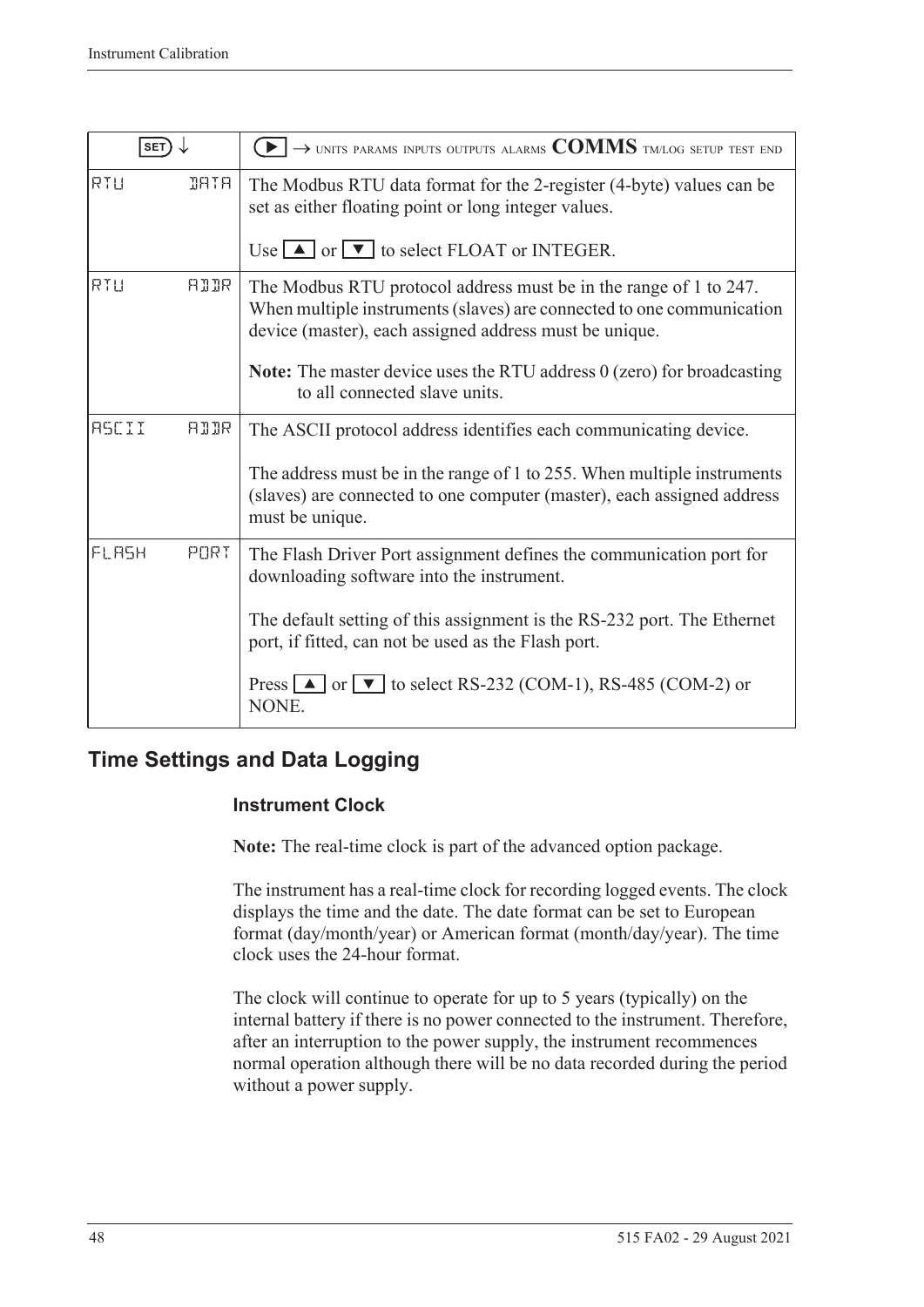| SET ↓ | ▶ → UNITS PARAMS INPUTS OUTPUTS ALARMS **COMMS** TM/LOG SETUP TEST END |
|---|---|
| RTU DATA | The Modbus RTU data format for the 2-register (4-byte) values can be set as either floating point or long integer values.<br><br>Use ▲ or ▼ to select FLOAT or INTEGER. |
| RTU ADDR | The Modbus RTU protocol address must be in the range of 1 to 247. When multiple instruments (slaves) are connected to one communication device (master), each assigned address must be unique.<br><br>**Note:** The master device uses the RTU address 0 (zero) for broadcasting to all connected slave units. |
| ASCII ADDR | The ASCII protocol address identifies each communicating device.<br><br>The address must be in the range of 1 to 255. When multiple instruments (slaves) are connected to one computer (master), each assigned address must be unique. |
| FLASH PORT | The Flash Driver Port assignment defines the communication port for downloading software into the instrument.<br><br>The default setting of this assignment is the RS-232 port. The Ethernet port, if fitted, can not be used as the Flash port.<br><br>Press ▲ or ▼ to select RS-232 (COM-1), RS-485 (COM-2) or NONE. |

## Time Settings and Data Logging

### Instrument Clock

**Note:** The real-time clock is part of the advanced option package.

The instrument has a real-time clock for recording logged events. The clock displays the time and the date. The date format can be set to European format (day/month/year) or American format (month/day/year). The time clock uses the 24-hour format.

The clock will continue to operate for up to 5 years (typically) on the internal battery if there is no power connected to the instrument. Therefore, after an interruption to the power supply, the instrument recommences normal operation although there will be no data recorded during the period without a power supply.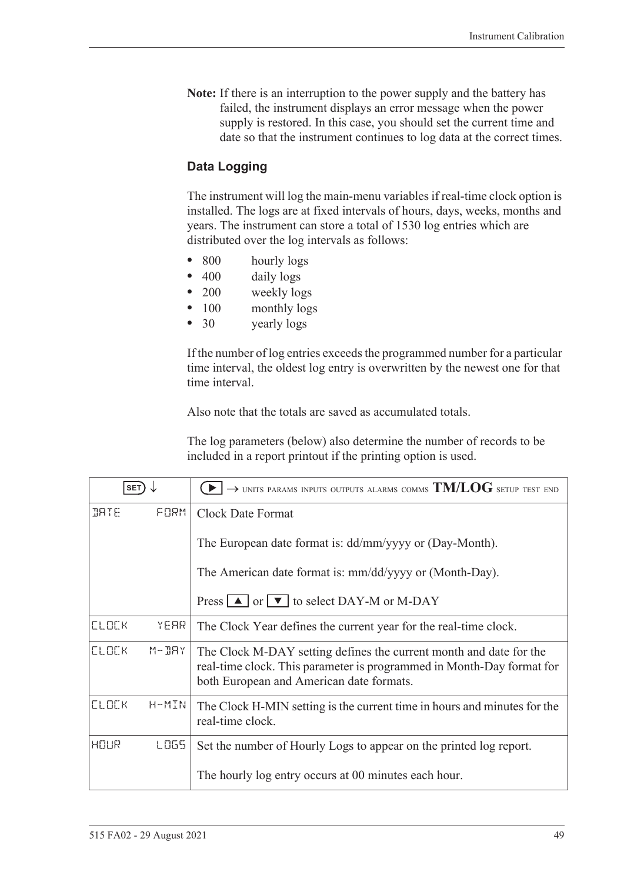**Note:** If there is an interruption to the power supply and the battery has failed, the instrument displays an error message when the power supply is restored. In this case, you should set the current time and date so that the instrument continues to log data at the correct times.

### Data Logging

The instrument will log the main-menu variables if real-time clock option is installed. The logs are at fixed intervals of hours, days, weeks, months and years. The instrument can store a total of 1530 log entries which are distributed over the log intervals as follows:

- 800 hourly logs
- 400 daily logs
- 200 weekly logs
- 100 monthly logs
- 30 yearly logs

If the number of log entries exceeds the programmed number for a particular time interval, the oldest log entry is overwritten by the newest one for that time interval.

Also note that the totals are saved as accumulated totals.

The log parameters (below) also determine the number of records to be included in a report printout if the printing option is used.

| SET ↓ | ▶ → UNITS PARAMS INPUTS OUTPUTS ALARMS COMMS **TM/LOG** SETUP TEST END |
|---|---|
| DATE FORM | Clock Date Format<br><br>The European date format is: dd/mm/yyyy or (Day-Month).<br><br>The American date format is: mm/dd/yyyy or (Month-Day).<br><br>Press ▲ or ▼ to select DAY-M or M-DAY |
| CLOCK YEAR | The Clock Year defines the current year for the real-time clock. |
| CLOCK M-DAY | The Clock M-DAY setting defines the current month and date for the real-time clock. This parameter is programmed in Month-Day format for both European and American date formats. |
| CLOCK H-MIN | The Clock H-MIN setting is the current time in hours and minutes for the real-time clock. |
| HOUR LOGS | Set the number of Hourly Logs to appear on the printed log report.<br><br>The hourly log entry occurs at 00 minutes each hour. |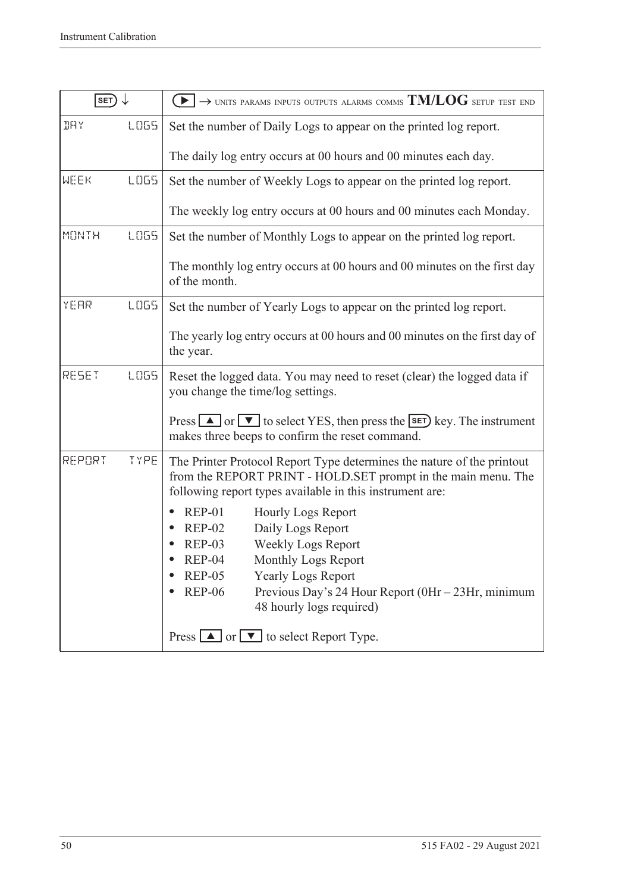| SET ↓ | ▶ → UNITS PARAMS INPUTS OUTPUTS ALARMS COMMS **TM/LOG** SETUP TEST END |
|---|---|
| DAY LOGS | Set the number of Daily Logs to appear on the printed log report.<br><br>The daily log entry occurs at 00 hours and 00 minutes each day. |
| WEEK LOGS | Set the number of Weekly Logs to appear on the printed log report.<br><br>The weekly log entry occurs at 00 hours and 00 minutes each Monday. |
| MONTH LOGS | Set the number of Monthly Logs to appear on the printed log report.<br><br>The monthly log entry occurs at 00 hours and 00 minutes on the first day of the month. |
| YEAR LOGS | Set the number of Yearly Logs to appear on the printed log report.<br><br>The yearly log entry occurs at 00 hours and 00 minutes on the first day of the year. |
| RESET LOGS | Reset the logged data. You may need to reset (clear) the logged data if you change the time/log settings.<br><br>Press ▲ or ▼ to select YES, then press the SET key. The instrument makes three beeps to confirm the reset command. |
| REPORT TYPE | The Printer Protocol Report Type determines the nature of the printout from the REPORT PRINT - HOLD.SET prompt in the main menu. The following report types available in this instrument are:<br><br>• REP-01 Hourly Logs Report<br>• REP-02 Daily Logs Report<br>• REP-03 Weekly Logs Report<br>• REP-04 Monthly Logs Report<br>• REP-05 Yearly Logs Report<br>• REP-06 Previous Day's 24 Hour Report (0Hr – 23Hr, minimum 48 hourly logs required)<br><br>Press ▲ or ▼ to select Report Type. |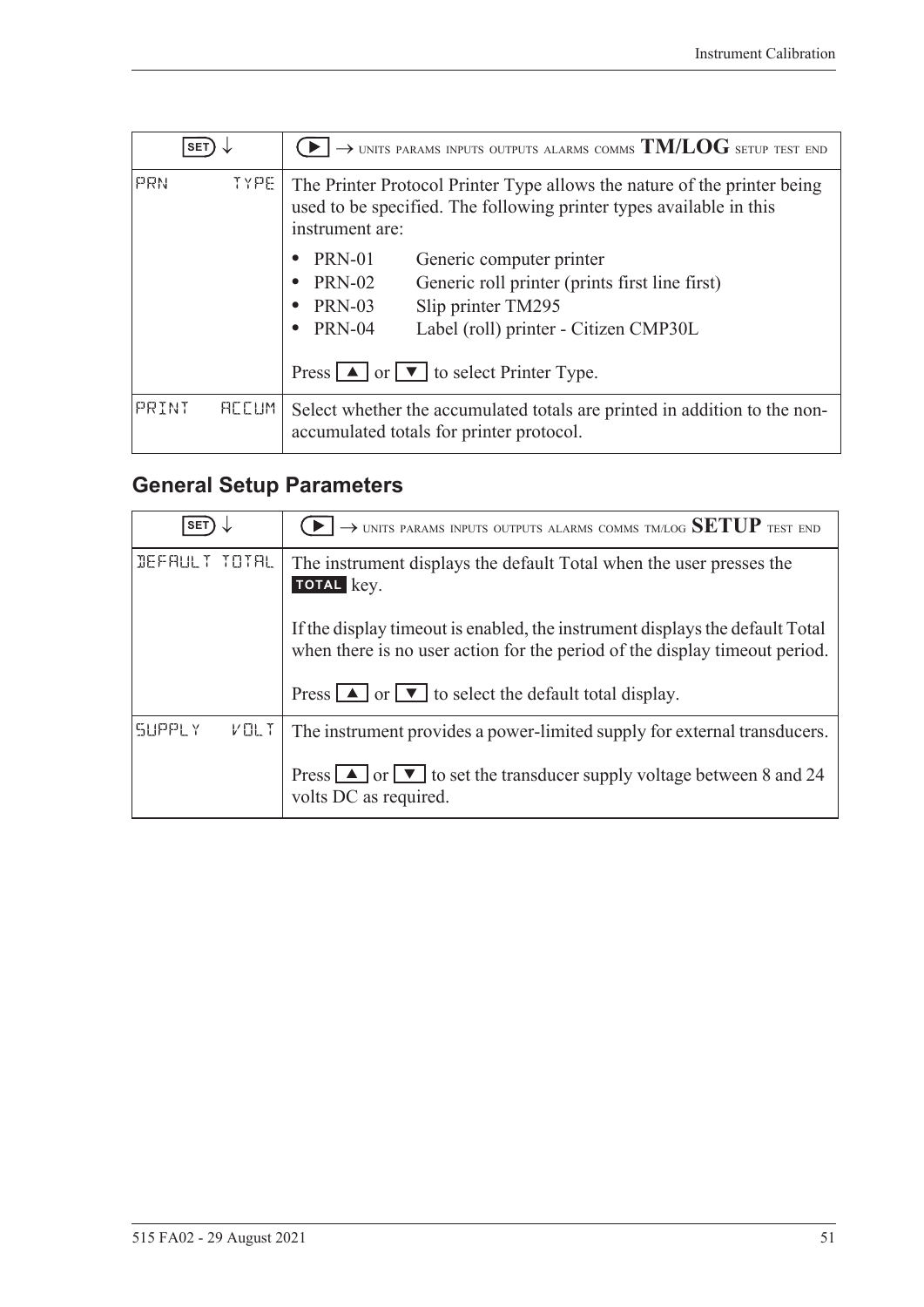| SET ↓ | ▶ → UNITS PARAMS INPUTS OUTPUTS ALARMS COMMS **TM/LOG** SETUP TEST END |
|---|---|
| PRN TYPE | The Printer Protocol Printer Type allows the nature of the printer being used to be specified. The following printer types available in this instrument are:<br>• PRN-01 Generic computer printer<br>• PRN-02 Generic roll printer (prints first line first)<br>• PRN-03 Slip printer TM295<br>• PRN-04 Label (roll) printer - Citizen CMP30L<br><br>Press ▲ or ▼ to select Printer Type. |
| PRINT ACCUM | Select whether the accumulated totals are printed in addition to the non-accumulated totals for printer protocol. |

## General Setup Parameters

| SET ↓ | ▶ → UNITS PARAMS INPUTS OUTPUTS ALARMS COMMS TM/LOG **SETUP** TEST END |
|---|---|
| DEFAULT TOTAL | The instrument displays the default Total when the user presses the **TOTAL** key.<br><br>If the display timeout is enabled, the instrument displays the default Total when there is no user action for the period of the display timeout period.<br><br>Press ▲ or ▼ to select the default total display. |
| SUPPLY VOLT | The instrument provides a power-limited supply for external transducers.<br><br>Press ▲ or ▼ to set the transducer supply voltage between 8 and 24 volts DC as required. |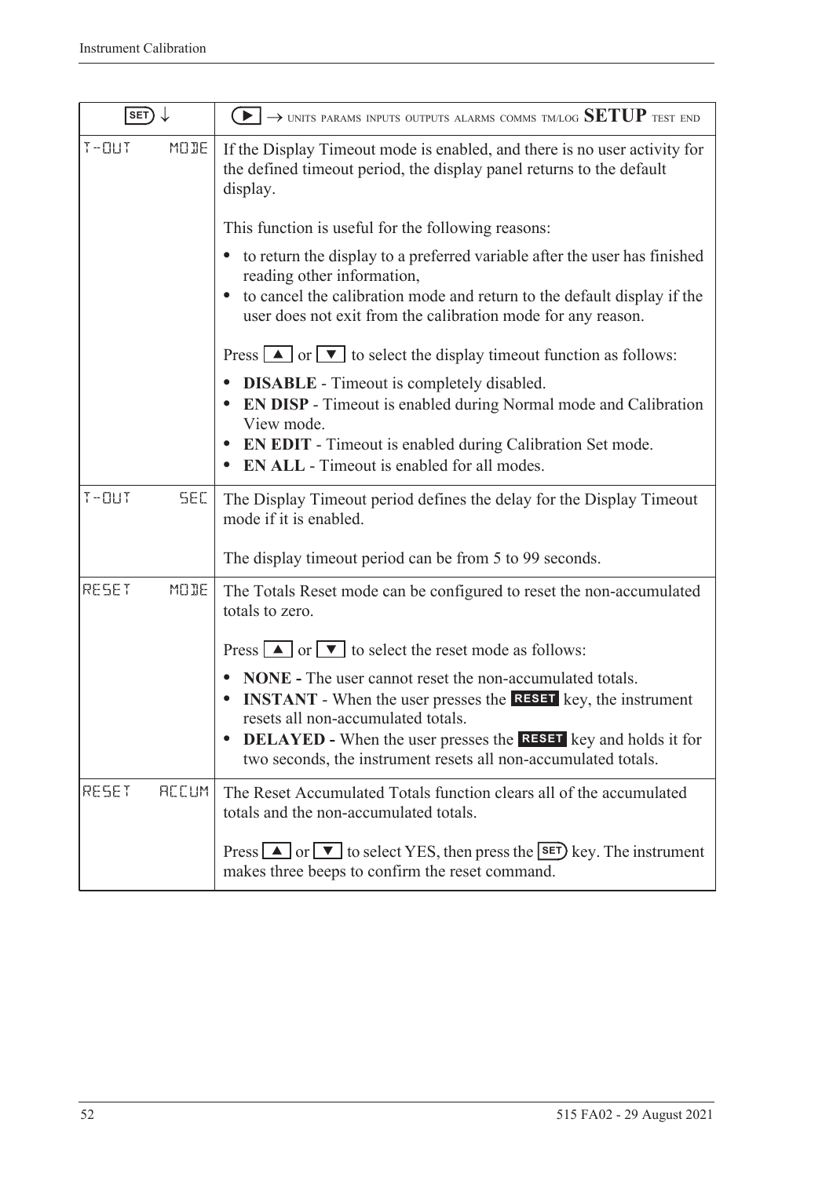| SET ↓ | ▶ → UNITS PARAMS INPUTS OUTPUTS ALARMS COMMS TM/LOG **SETUP** TEST END |
|---|---|
| T-OUT MODE | If the Display Timeout mode is enabled, and there is no user activity for the defined timeout period, the display panel returns to the default display.<br><br>This function is useful for the following reasons:<br>• to return the display to a preferred variable after the user has finished reading other information,<br>• to cancel the calibration mode and return to the default display if the user does not exit from the calibration mode for any reason.<br><br>Press ▲ or ▼ to select the display timeout function as follows:<br>• **DISABLE** - Timeout is completely disabled.<br>• **EN DISP** - Timeout is enabled during Normal mode and Calibration View mode.<br>• **EN EDIT** - Timeout is enabled during Calibration Set mode.<br>• **EN ALL** - Timeout is enabled for all modes. |
| T-OUT SEC | The Display Timeout period defines the delay for the Display Timeout mode if it is enabled.<br><br>The display timeout period can be from 5 to 99 seconds. |
| RESET MODE | The Totals Reset mode can be configured to reset the non-accumulated totals to zero.<br><br>Press ▲ or ▼ to select the reset mode as follows:<br>• **NONE -** The user cannot reset the non-accumulated totals.<br>• **INSTANT** - When the user presses the RESET key, the instrument resets all non-accumulated totals.<br>• **DELAYED -** When the user presses the RESET key and holds it for two seconds, the instrument resets all non-accumulated totals. |
| RESET ACCUM | The Reset Accumulated Totals function clears all of the accumulated totals and the non-accumulated totals.<br><br>Press ▲ or ▼ to select YES, then press the SET key. The instrument makes three beeps to confirm the reset command. |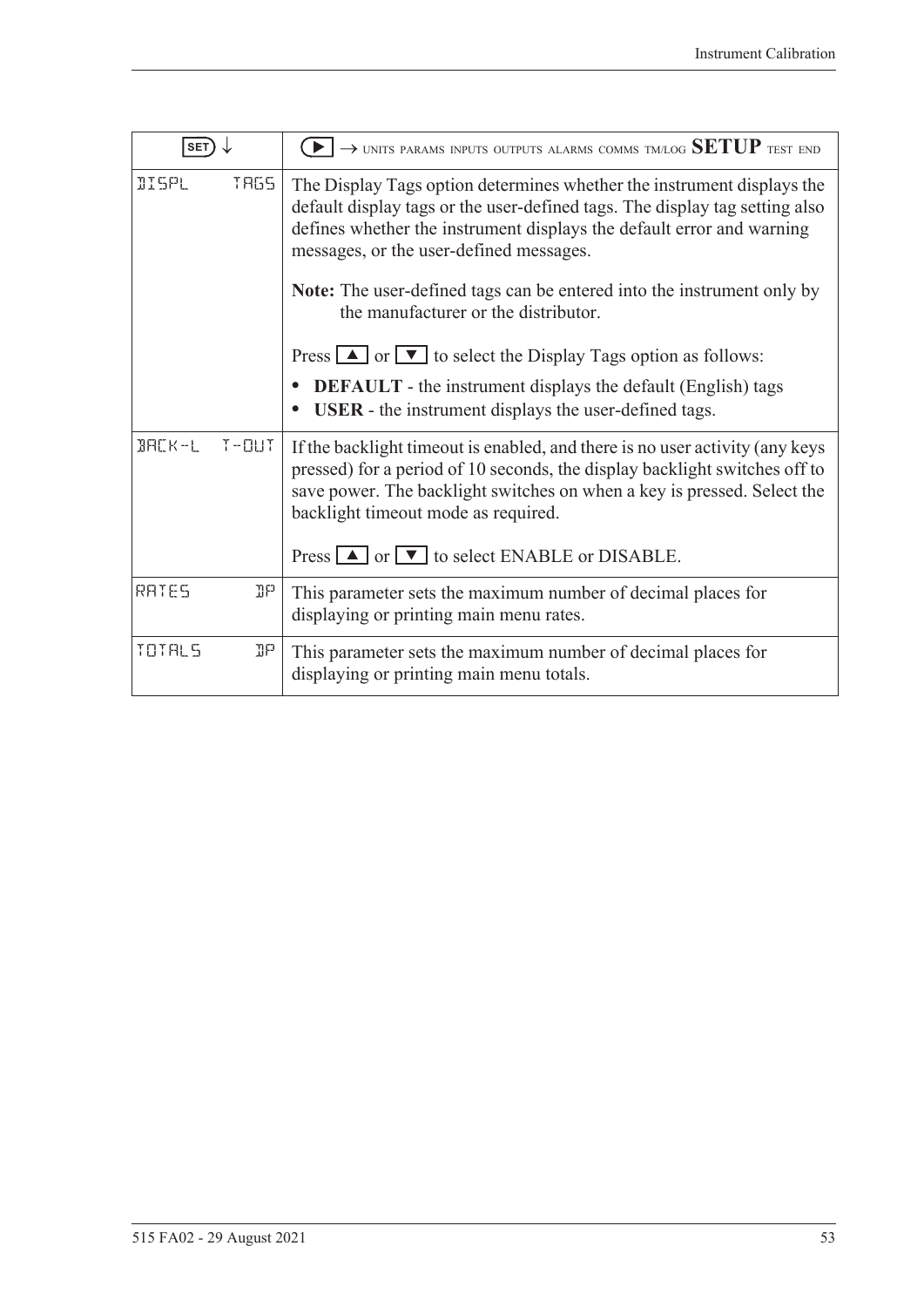| SET ↓ | ▶ → UNITS PARAMS INPUTS OUTPUTS ALARMS COMMS TM/LOG **SETUP** TEST END |
|---|---|
| DISPL TAGS | The Display Tags option determines whether the instrument displays the default display tags or the user-defined tags. The display tag setting also defines whether the instrument displays the default error and warning messages, or the user-defined messages.<br><br>**Note:** The user-defined tags can be entered into the instrument only by the manufacturer or the distributor.<br><br>Press ▲ or ▼ to select the Display Tags option as follows:<br>• **DEFAULT** - the instrument displays the default (English) tags<br>• **USER** - the instrument displays the user-defined tags. |
| BACK-L T-OUT | If the backlight timeout is enabled, and there is no user activity (any keys pressed) for a period of 10 seconds, the display backlight switches off to save power. The backlight switches on when a key is pressed. Select the backlight timeout mode as required.<br><br>Press ▲ or ▼ to select ENABLE or DISABLE. |
| RATES DP | This parameter sets the maximum number of decimal places for displaying or printing main menu rates. |
| TOTALS DP | This parameter sets the maximum number of decimal places for displaying or printing main menu totals. |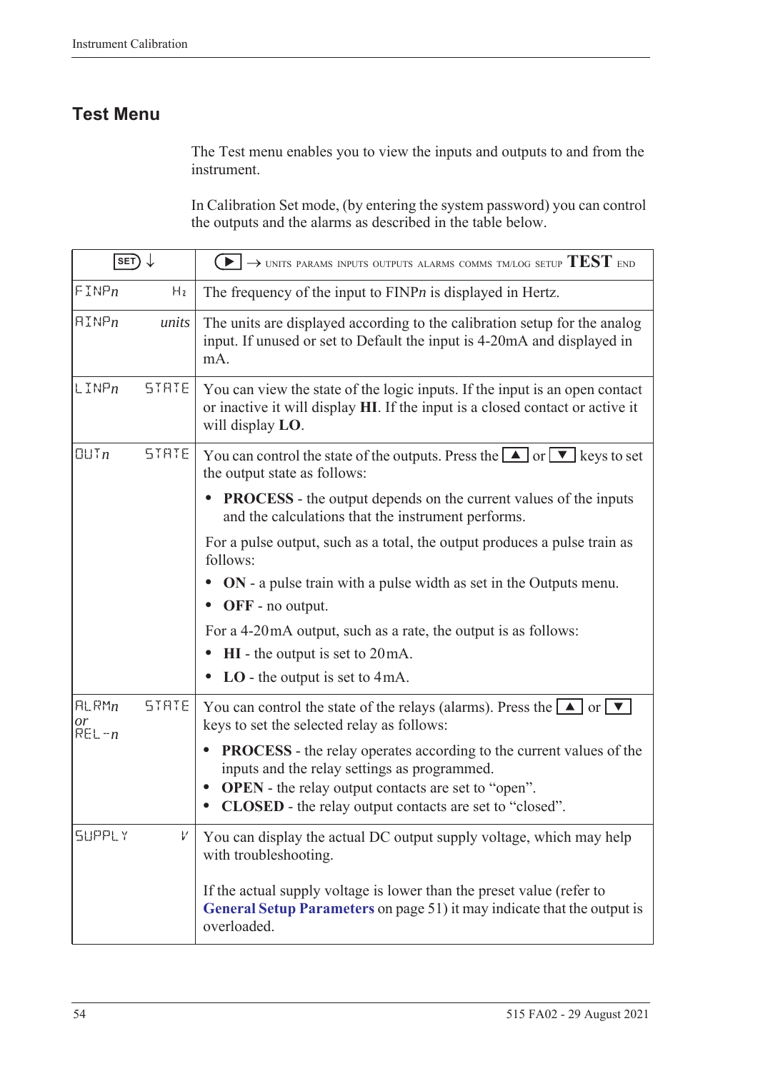## Test Menu

The Test menu enables you to view the inputs and outputs to and from the instrument.

In Calibration Set mode, (by entering the system password) you can control the outputs and the alarms as described in the table below.

| SET ↓ | | ▶ → UNITS PARAMS INPUTS OUTPUTS ALARMS COMMS TM/LOG SETUP **TEST** END |
|---|---|---|
| FINP*n* | Hz | The frequency of the input to FINP*n* is displayed in Hertz. |
| AINP*n* | *units* | The units are displayed according to the calibration setup for the analog input. If unused or set to Default the input is 4-20mA and displayed in mA. |
| LINP*n* | STATE | You can view the state of the logic inputs. If the input is an open contact or inactive it will display **HI**. If the input is a closed contact or active it will display **LO**. |
| OUT*n* | STATE | You can control the state of the outputs. Press the ▲ or ▼ keys to set the output state as follows:<br>• **PROCESS** - the output depends on the current values of the inputs and the calculations that the instrument performs.<br>For a pulse output, such as a total, the output produces a pulse train as follows:<br>• **ON** - a pulse train with a pulse width as set in the Outputs menu.<br>• **OFF** - no output.<br>For a 4-20mA output, such as a rate, the output is as follows:<br>• **HI** - the output is set to 20mA.<br>• **LO** - the output is set to 4mA. |
| ALRM*n* *or* REL-*n* | STATE | You can control the state of the relays (alarms). Press the ▲ or ▼ keys to set the selected relay as follows:<br>• **PROCESS** - the relay operates according to the current values of the inputs and the relay settings as programmed.<br>• **OPEN** - the relay output contacts are set to "open".<br>• **CLOSED** - the relay output contacts are set to "closed". |
| SUPPLY | V | You can display the actual DC output supply voltage, which may help with troubleshooting.<br><br>If the actual supply voltage is lower than the preset value (refer to **General Setup Parameters** on page 51) it may indicate that the output is overloaded. |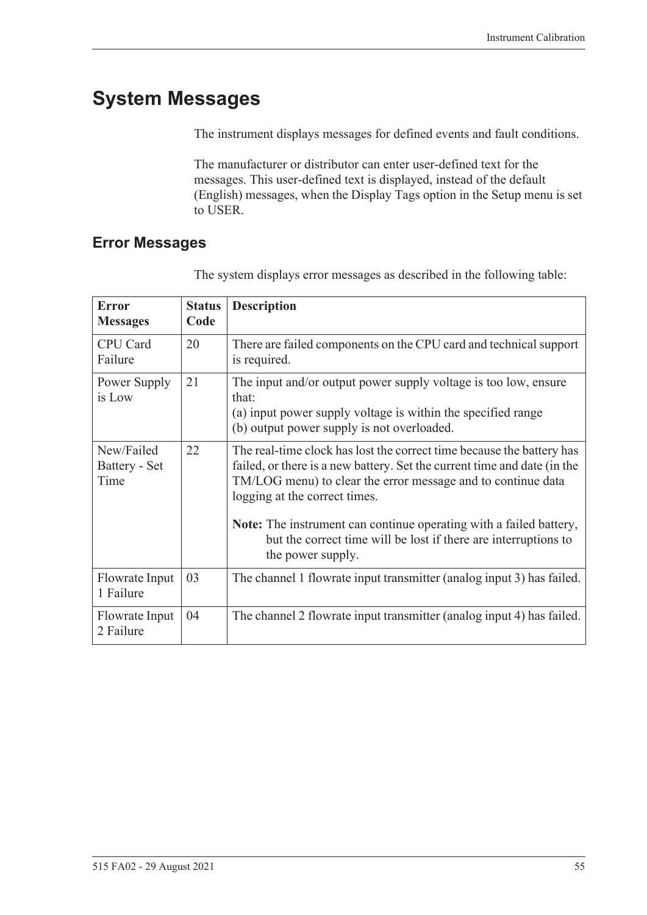# System Messages

The instrument displays messages for defined events and fault conditions.

The manufacturer or distributor can enter user-defined text for the messages. This user-defined text is displayed, instead of the default (English) messages, when the Display Tags option in the Setup menu is set to USER.

## Error Messages

The system displays error messages as described in the following table:

| Error Messages | Status Code | Description |
|---|---|---|
| CPU Card Failure | 20 | There are failed components on the CPU card and technical support is required. |
| Power Supply is Low | 21 | The input and/or output power supply voltage is too low, ensure that:<br>(a) input power supply voltage is within the specified range<br>(b) output power supply is not overloaded. |
| New/Failed Battery - Set Time | 22 | The real-time clock has lost the correct time because the battery has failed, or there is a new battery. Set the current time and date (in the TM/LOG menu) to clear the error message and to continue data logging at the correct times.<br><br>**Note:** The instrument can continue operating with a failed battery, but the correct time will be lost if there are interruptions to the power supply. |
| Flowrate Input 1 Failure | 03 | The channel 1 flowrate input transmitter (analog input 3) has failed. |
| Flowrate Input 2 Failure | 04 | The channel 2 flowrate input transmitter (analog input 4) has failed. |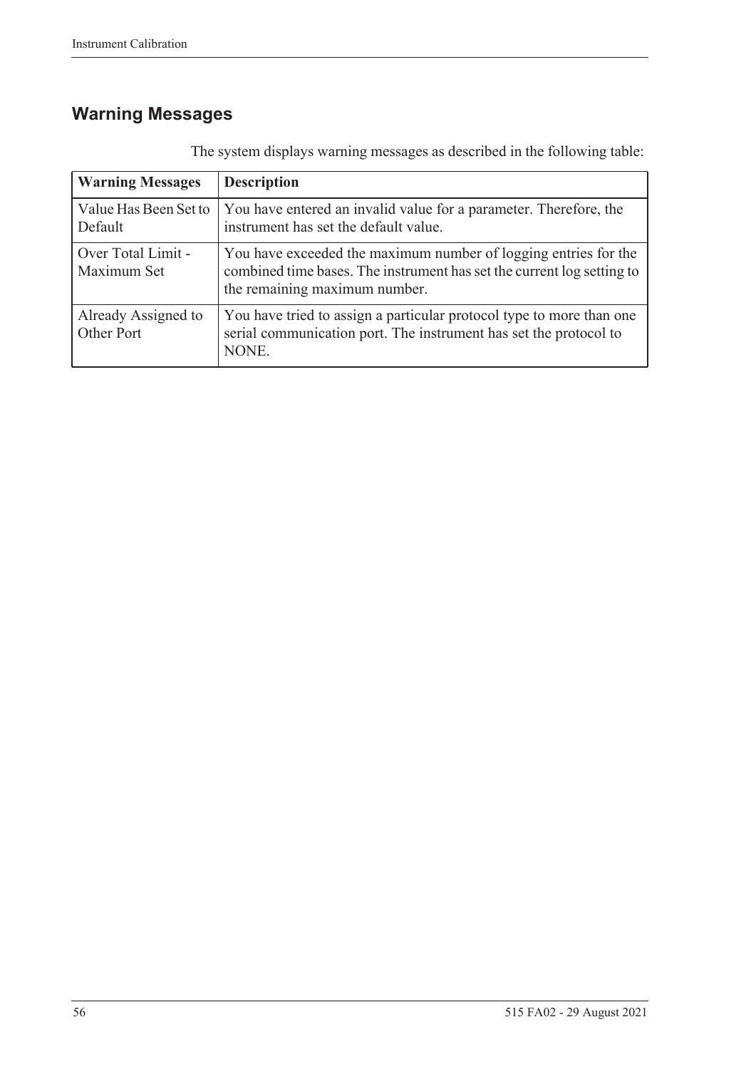## Warning Messages

The system displays warning messages as described in the following table:

| Warning Messages | Description |
|---|---|
| Value Has Been Set to Default | You have entered an invalid value for a parameter. Therefore, the instrument has set the default value. |
| Over Total Limit - Maximum Set | You have exceeded the maximum number of logging entries for the combined time bases. The instrument has set the current log setting to the remaining maximum number. |
| Already Assigned to Other Port | You have tried to assign a particular protocol type to more than one serial communication port. The instrument has set the protocol to NONE. |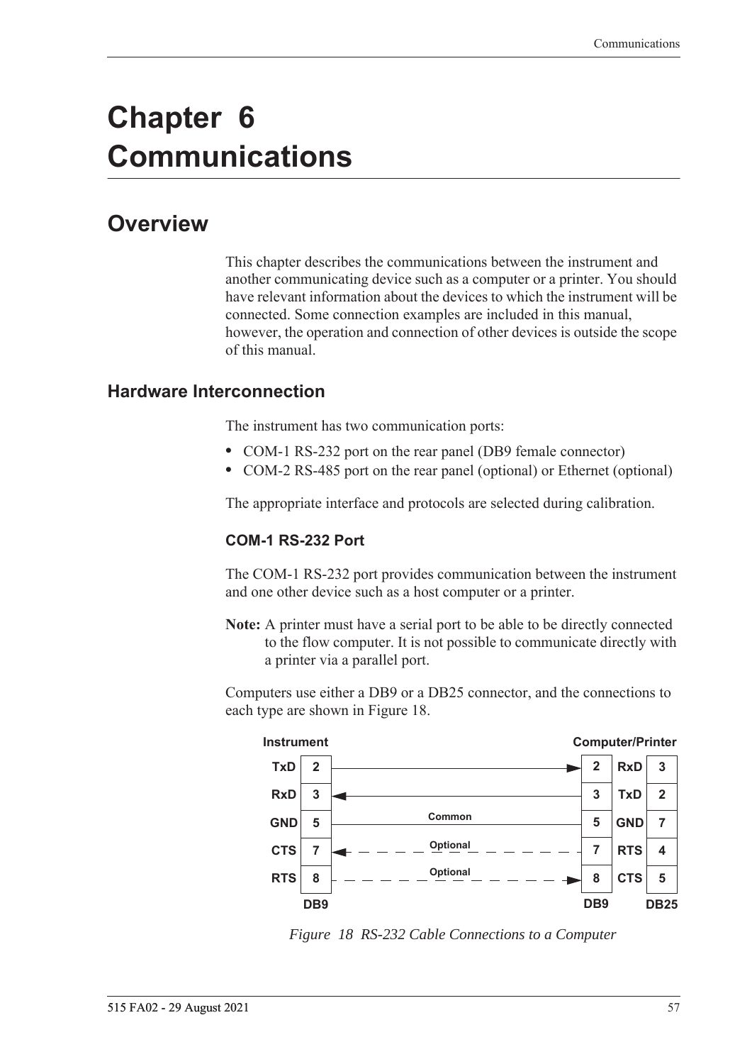# Chapter 6 Communications

## Overview

This chapter describes the communications between the instrument and another communicating device such as a computer or a printer. You should have relevant information about the devices to which the instrument will be connected. Some connection examples are included in this manual, however, the operation and connection of other devices is outside the scope of this manual.

### Hardware Interconnection

The instrument has two communication ports:

- COM-1 RS-232 port on the rear panel (DB9 female connector)
- COM-2 RS-485 port on the rear panel (optional) or Ethernet (optional)

The appropriate interface and protocols are selected during calibration.

#### COM-1 RS-232 Port

The COM-1 RS-232 port provides communication between the instrument and one other device such as a host computer or a printer.

**Note:** A printer must have a serial port to be able to be directly connected to the flow computer. It is not possible to communicate directly with a printer via a parallel port.

Computers use either a DB9 or a DB25 connector, and the connections to each type are shown in Figure 18.

| Instrument | DB9 | Connection | Computer/Printer DB9 | Signal | DB25 |
|---|---|---|---|---|---|
| TxD | 2 | → | 2 | RxD | 3 |
| RxD | 3 | ← | 3 | TxD | 2 |
| GND | 5 | Common | 5 | GND | 7 |
| CTS | 7 | ← Optional | 7 | RTS | 4 |
| RTS | 8 | → Optional | 8 | CTS | 5 |

*Figure 18 RS-232 Cable Connections to a Computer*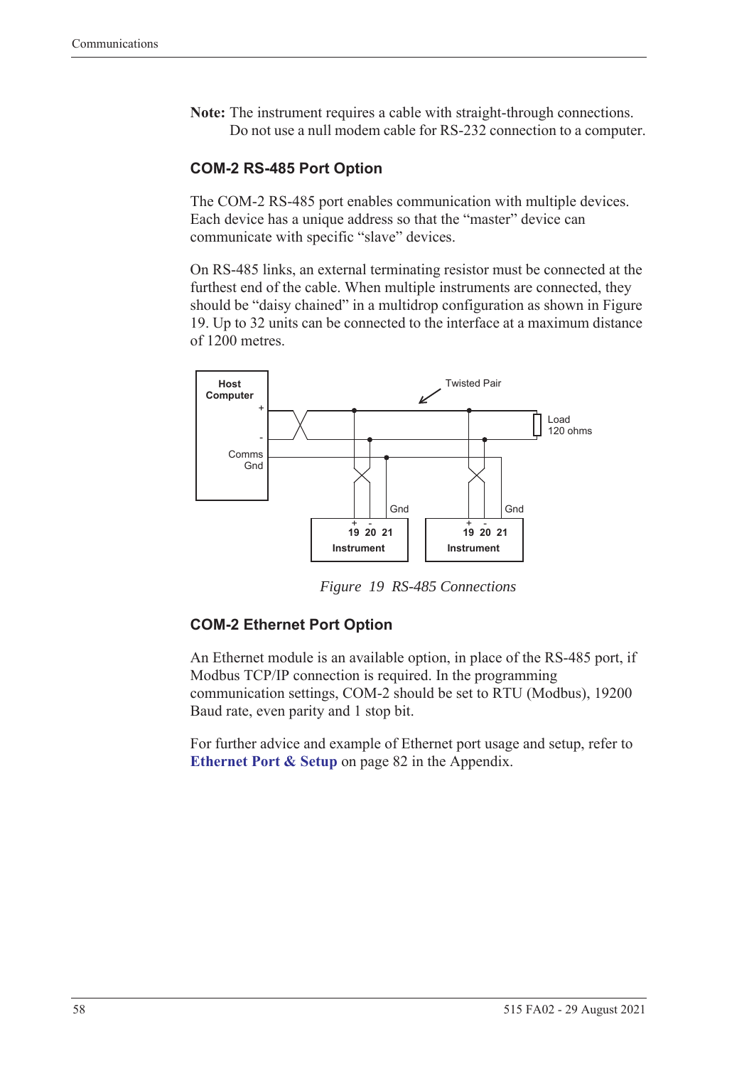**Note:** The instrument requires a cable with straight-through connections. Do not use a null modem cable for RS-232 connection to a computer.

### COM-2 RS-485 Port Option

The COM-2 RS-485 port enables communication with multiple devices. Each device has a unique address so that the "master" device can communicate with specific "slave" devices.

On RS-485 links, an external terminating resistor must be connected at the furthest end of the cable. When multiple instruments are connected, they should be "daisy chained" in a multidrop configuration as shown in Figure 19. Up to 32 units can be connected to the interface at a maximum distance of 1200 metres.

*Figure 19 RS-485 Connections*

### COM-2 Ethernet Port Option

An Ethernet module is an available option, in place of the RS-485 port, if Modbus TCP/IP connection is required. In the programming communication settings, COM-2 should be set to RTU (Modbus), 19200 Baud rate, even parity and 1 stop bit.

For further advice and example of Ethernet port usage and setup, refer to **Ethernet Port & Setup** on page 82 in the Appendix.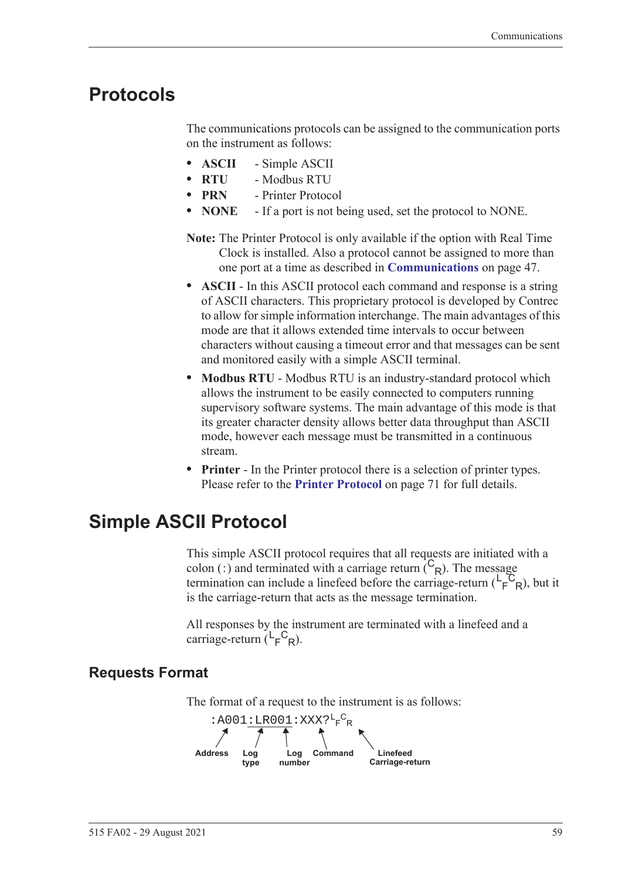## Protocols

The communications protocols can be assigned to the communication ports on the instrument as follows:

- **ASCII** - Simple ASCII
- **RTU** - Modbus RTU
- **PRN** - Printer Protocol
- **NONE** - If a port is not being used, set the protocol to NONE.

**Note:** The Printer Protocol is only available if the option with Real Time Clock is installed. Also a protocol cannot be assigned to more than one port at a time as described in **Communications** on page 47.

- **ASCII** - In this ASCII protocol each command and response is a string of ASCII characters. This proprietary protocol is developed by Contrec to allow for simple information interchange. The main advantages of this mode are that it allows extended time intervals to occur between characters without causing a timeout error and that messages can be sent and monitored easily with a simple ASCII terminal.
- **Modbus RTU** - Modbus RTU is an industry-standard protocol which allows the instrument to be easily connected to computers running supervisory software systems. The main advantage of this mode is that its greater character density allows better data throughput than ASCII mode, however each message must be transmitted in a continuous stream.
- **Printer** - In the Printer protocol there is a selection of printer types. Please refer to the **Printer Protocol** on page 71 for full details.

## Simple ASCII Protocol

This simple ASCII protocol requires that all requests are initiated with a colon (:) and terminated with a carriage return ($^{C}_{R}$). The message termination can include a linefeed before the carriage-return ($^{L}_{F}{}^{C}_{R}$), but it is the carriage-return that acts as the message termination.

All responses by the instrument are terminated with a linefeed and a carriage-return ($^{L}_{F}{}^{C}_{R}$).

### Requests Format

The format of a request to the instrument is as follows:

```
:A001:LR001:XXX?LFCR
```

Address — Log type — Log number — Command — Linefeed Carriage-return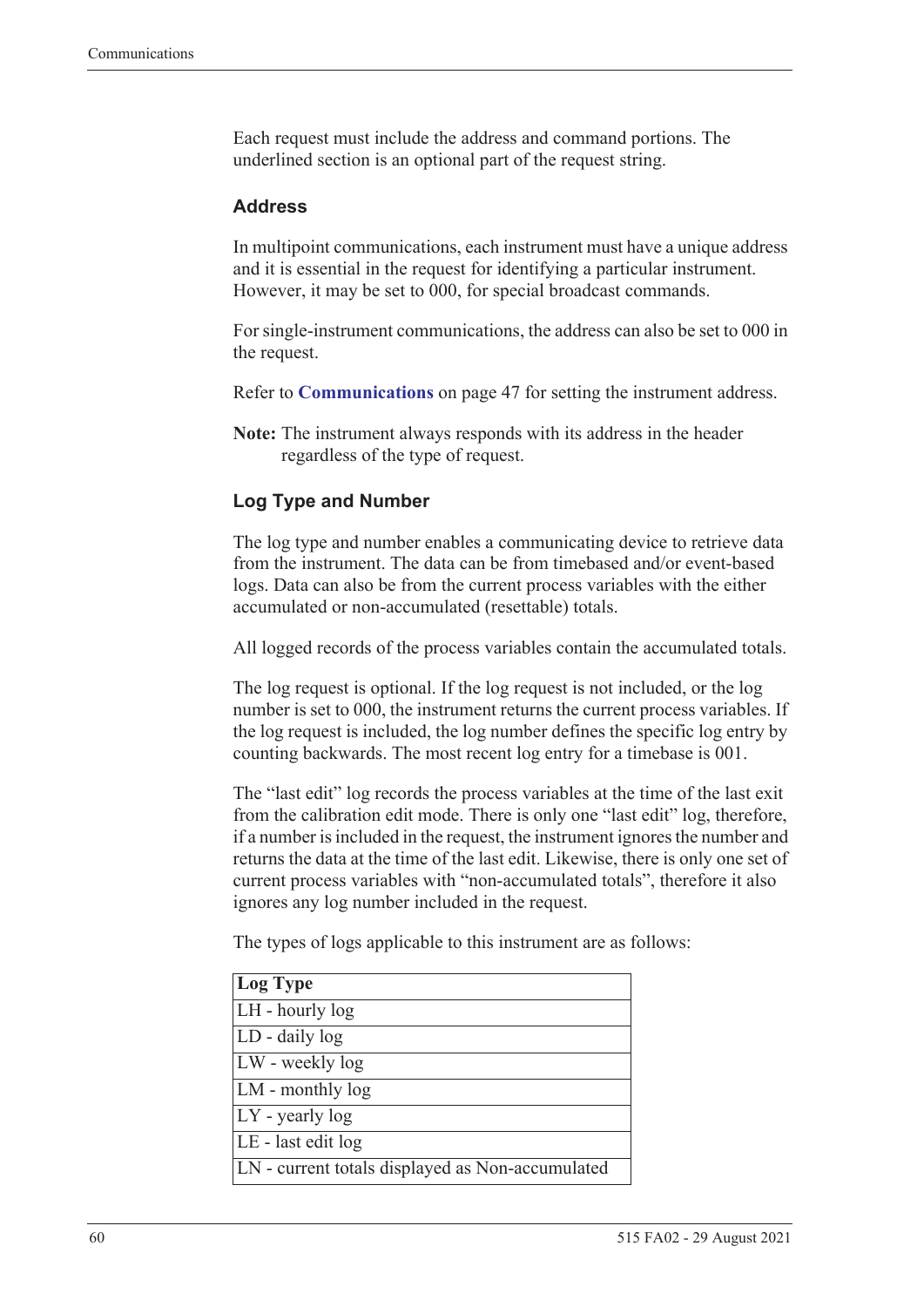Each request must include the address and command portions. The underlined section is an optional part of the request string.

### Address

In multipoint communications, each instrument must have a unique address and it is essential in the request for identifying a particular instrument. However, it may be set to 000, for special broadcast commands.

For single-instrument communications, the address can also be set to 000 in the request.

Refer to **Communications** on page 47 for setting the instrument address.

**Note:** The instrument always responds with its address in the header regardless of the type of request.

### Log Type and Number

The log type and number enables a communicating device to retrieve data from the instrument. The data can be from timebased and/or event-based logs. Data can also be from the current process variables with the either accumulated or non-accumulated (resettable) totals.

All logged records of the process variables contain the accumulated totals.

The log request is optional. If the log request is not included, or the log number is set to 000, the instrument returns the current process variables. If the log request is included, the log number defines the specific log entry by counting backwards. The most recent log entry for a timebase is 001.

The "last edit" log records the process variables at the time of the last exit from the calibration edit mode. There is only one "last edit" log, therefore, if a number is included in the request, the instrument ignores the number and returns the data at the time of the last edit. Likewise, there is only one set of current process variables with "non-accumulated totals", therefore it also ignores any log number included in the request.

The types of logs applicable to this instrument are as follows:

| Log Type |
|---|
| LH - hourly log |
| LD - daily log |
| LW - weekly log |
| LM - monthly log |
| LY - yearly log |
| LE - last edit log |
| LN - current totals displayed as Non-accumulated |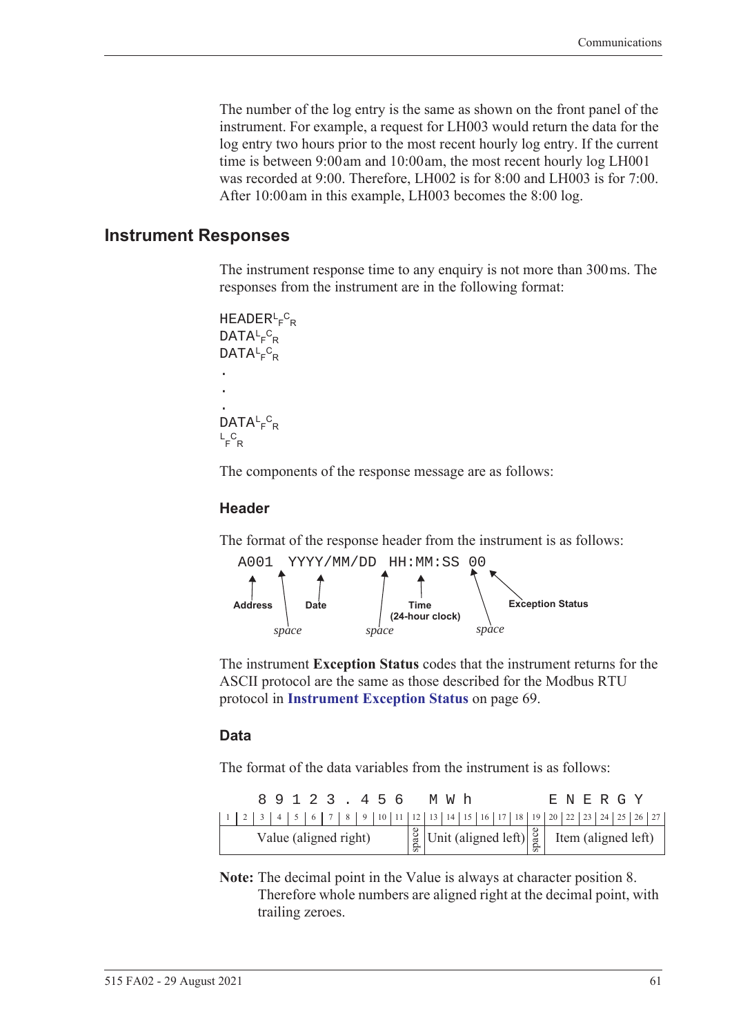The number of the log entry is the same as shown on the front panel of the instrument. For example, a request for LH003 would return the data for the log entry two hours prior to the most recent hourly log entry. If the current time is between 9:00 am and 10:00 am, the most recent hourly log LH001 was recorded at 9:00. Therefore, LH002 is for 8:00 and LH003 is for 7:00. After 10:00 am in this example, LH003 becomes the 8:00 log.

## Instrument Responses

The instrument response time to any enquiry is not more than 300 ms. The responses from the instrument are in the following format:

```
HEADER LF CR
DATA LF CR
DATA LF CR
.
.
.
DATA LF CR
LF CR
```

The components of the response message are as follows:

### Header

The format of the response header from the instrument is as follows:

```
A001 YYYY/MM/DD HH:MM:SS 00
```

- **Address** (A001), followed by a *space*
- **Date** (YYYY/MM/DD), followed by a *space*
- **Time (24-hour clock)** (HH:MM:SS), followed by a *space*
- **Exception Status** (00)

The instrument **Exception Status** codes that the instrument returns for the ASCII protocol are the same as those described for the Modbus RTU protocol in **Instrument Exception Status** on page 69.

### Data

The format of the data variables from the instrument is as follows:

```
  89123.456 MWh      ENERGY
```

| Character positions | Content |
|---|---|
| 1–11 | Value (aligned right) |
| 12 | space |
| 13–18 | Unit (aligned left) |
| 19 | space |
| 20–27 | Item (aligned left) |

**Note:** The decimal point in the Value is always at character position 8. Therefore whole numbers are aligned right at the decimal point, with trailing zeroes.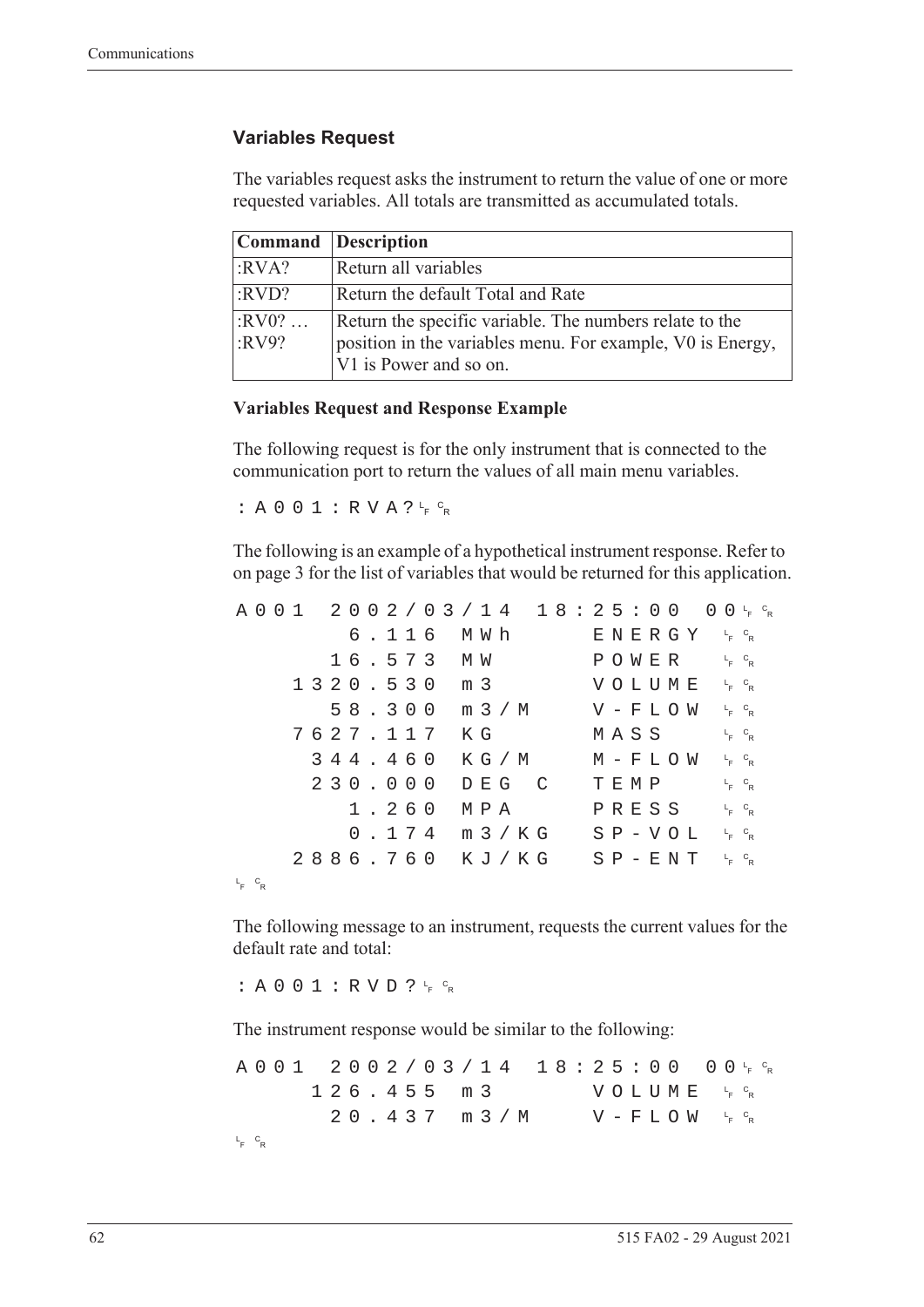### Variables Request

The variables request asks the instrument to return the value of one or more requested variables. All totals are transmitted as accumulated totals.

| Command | Description |
|---|---|
| :RVA? | Return all variables |
| :RVD? | Return the default Total and Rate |
| :RV0? … :RV9? | Return the specific variable. The numbers relate to the position in the variables menu. For example, V0 is Energy, V1 is Power and so on. |

**Variables Request and Response Example**

The following request is for the only instrument that is connected to the communication port to return the values of all main menu variables.

```
:A001:RVA?␊␍
```

The following is an example of a hypothetical instrument response. Refer to on page 3 for the list of variables that would be returned for this application.

```
A001 2002/03/14 18:25:00 00␊␍
      6.116 MWh      ENERGY ␊␍
     16.573 MW       POWER  ␊␍
   1320.530 m3       VOLUME ␊␍
     58.300 m3/M     V-FLOW ␊␍
   7627.117 KG       MASS   ␊␍
    344.460 KG/M     M-FLOW ␊␍
    230.000 DEG C    TEMP   ␊␍
      1.260 MPA      PRESS  ␊␍
      0.174 m3/KG    SP-VOL ␊␍
   2886.760 KJ/KG    SP-ENT ␊␍
␊␍
```

The following message to an instrument, requests the current values for the default rate and total:

```
:A001:RVD?␊␍
```

The instrument response would be similar to the following:

```
A001 2002/03/14 18:25:00 00␊␍
    126.455 m3       VOLUME ␊␍
     20.437 m3/M     V-FLOW ␊␍
␊␍
```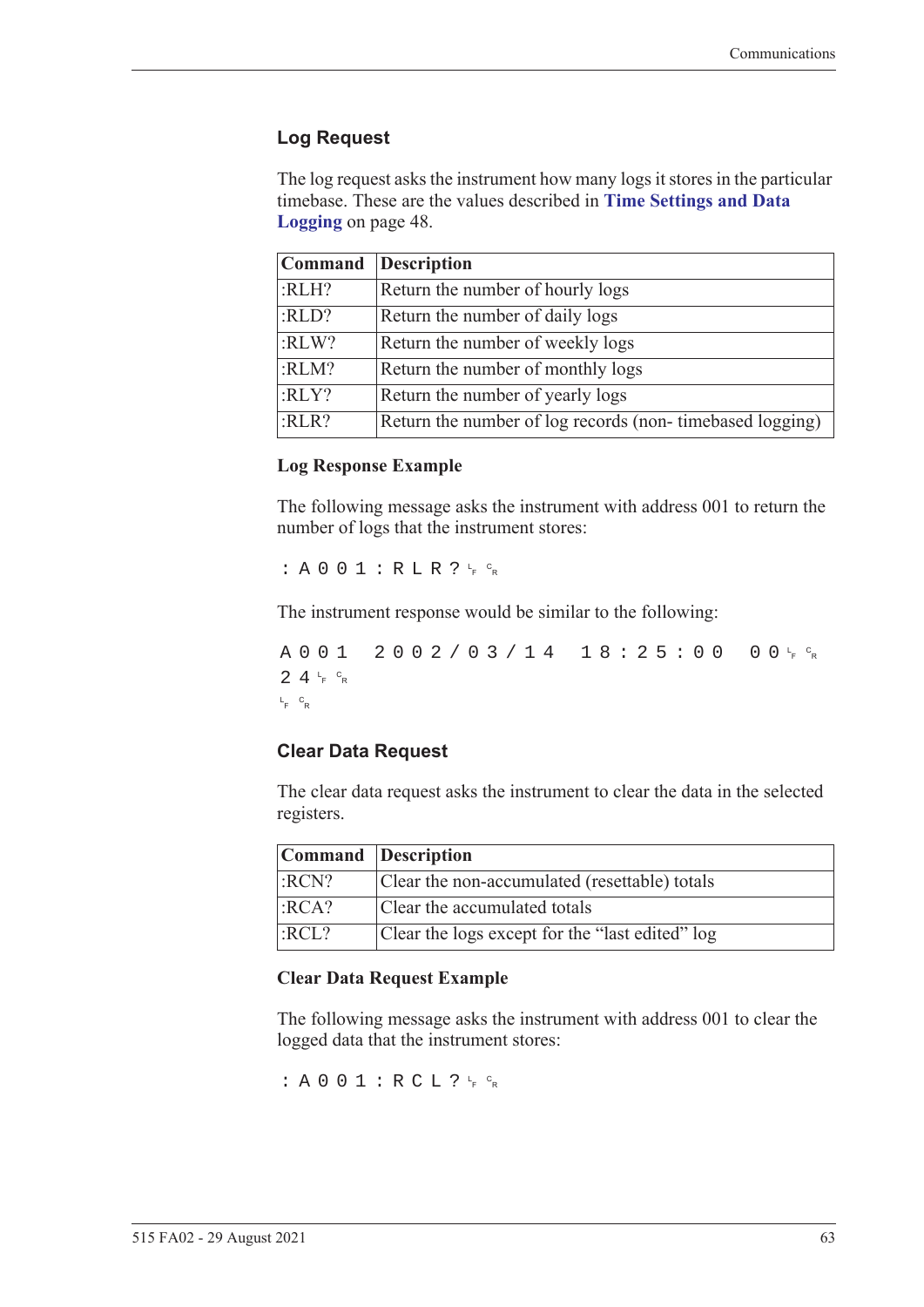### Log Request

The log request asks the instrument how many logs it stores in the particular timebase. These are the values described in **Time Settings and Data Logging** on page 48.

| Command | Description |
|---|---|
| :RLH? | Return the number of hourly logs |
| :RLD? | Return the number of daily logs |
| :RLW? | Return the number of weekly logs |
| :RLM? | Return the number of monthly logs |
| :RLY? | Return the number of yearly logs |
| :RLR? | Return the number of log records (non- timebased logging) |

#### Log Response Example

The following message asks the instrument with address 001 to return the number of logs that the instrument stores:

```
:A001:RLR?LFCR
```

The instrument response would be similar to the following:

```
A001 2002/03/14 18:25:00 00LFCR
24LFCR
LFCR
```

### Clear Data Request

The clear data request asks the instrument to clear the data in the selected registers.

| Command | Description |
|---|---|
| :RCN? | Clear the non-accumulated (resettable) totals |
| :RCA? | Clear the accumulated totals |
| :RCL? | Clear the logs except for the "last edited" log |

#### Clear Data Request Example

The following message asks the instrument with address 001 to clear the logged data that the instrument stores:

```
:A001:RCL?LFCR
```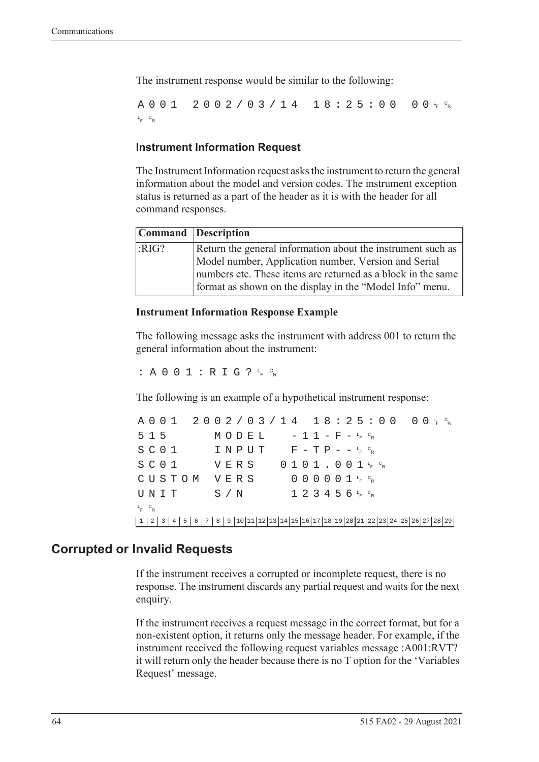The instrument response would be similar to the following:

```
A001 2002/03/14 18:25:00 00LF CR
LF CR
```

### Instrument Information Request

The Instrument Information request asks the instrument to return the general information about the model and version codes. The instrument exception status is returned as a part of the header as it is with the header for all command responses.

| Command | Description |
|---|---|
| :RIG? | Return the general information about the instrument such as Model number, Application number, Version and Serial numbers etc. These items are returned as a block in the same format as shown on the display in the "Model Info" menu. |

#### Instrument Information Response Example

The following message asks the instrument with address 001 to return the general information about the instrument:

```
:A001:RIG?LF CR
```

The following is an example of a hypothetical instrument response:

```
A001 2002/03/14 18:25:00 00LF CR
515     MODEL   -11-F-LF CR
SC01    INPUT   F-TP--LF CR
SC01    VERS   0101.001LF CR
CUSTOM  VERS    000001LF CR
UNIT    S/N     123456LF CR
LF CR
1 2 3 4 5 6 7 8 9 10 11 12 13 14 15 16 17 18 19 20 21 22 23 24 25 26 27 28 29
```

## Corrupted or Invalid Requests

If the instrument receives a corrupted or incomplete request, there is no response. The instrument discards any partial request and waits for the next enquiry.

If the instrument receives a request message in the correct format, but for a non-existent option, it returns only the message header. For example, if the instrument received the following request variables message :A001:RVT? it will return only the header because there is no T option for the 'Variables Request' message.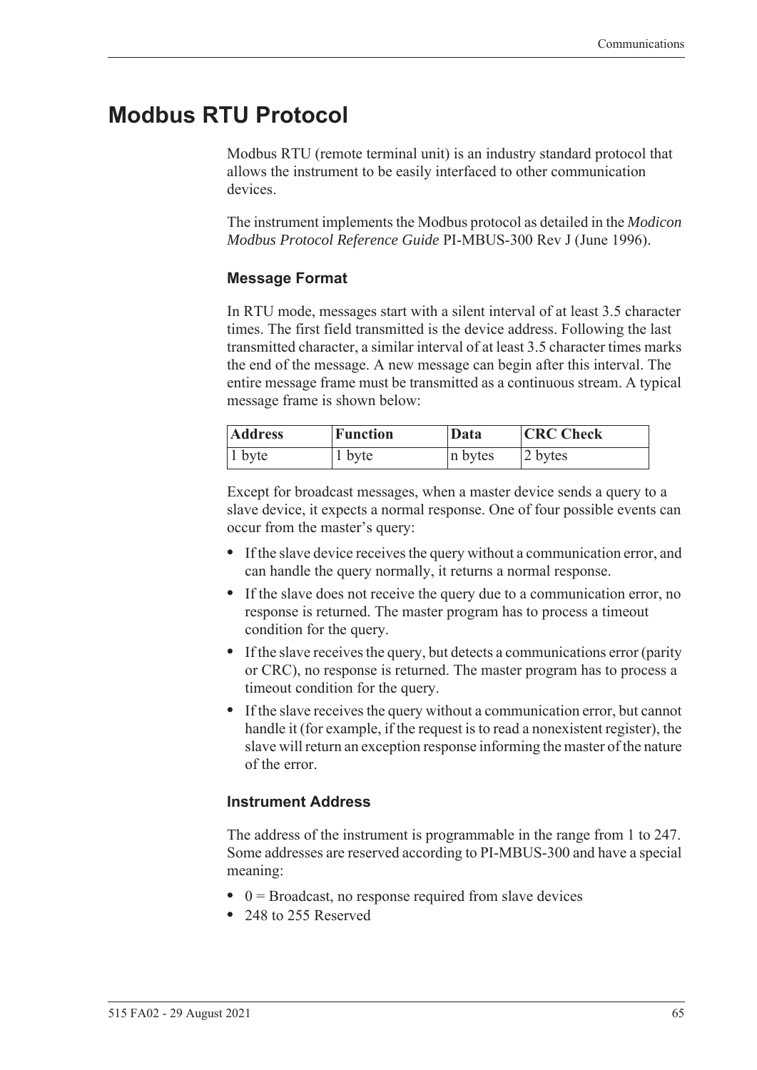# Modbus RTU Protocol

Modbus RTU (remote terminal unit) is an industry standard protocol that allows the instrument to be easily interfaced to other communication devices.

The instrument implements the Modbus protocol as detailed in the *Modicon Modbus Protocol Reference Guide* PI-MBUS-300 Rev J (June 1996).

### Message Format

In RTU mode, messages start with a silent interval of at least 3.5 character times. The first field transmitted is the device address. Following the last transmitted character, a similar interval of at least 3.5 character times marks the end of the message. A new message can begin after this interval. The entire message frame must be transmitted as a continuous stream. A typical message frame is shown below:

| Address | Function | Data | CRC Check |
|---|---|---|---|
| 1 byte | 1 byte | n bytes | 2 bytes |

Except for broadcast messages, when a master device sends a query to a slave device, it expects a normal response. One of four possible events can occur from the master's query:

- If the slave device receives the query without a communication error, and can handle the query normally, it returns a normal response.
- If the slave does not receive the query due to a communication error, no response is returned. The master program has to process a timeout condition for the query.
- If the slave receives the query, but detects a communications error (parity or CRC), no response is returned. The master program has to process a timeout condition for the query.
- If the slave receives the query without a communication error, but cannot handle it (for example, if the request is to read a nonexistent register), the slave will return an exception response informing the master of the nature of the error.

### Instrument Address

The address of the instrument is programmable in the range from 1 to 247. Some addresses are reserved according to PI-MBUS-300 and have a special meaning:

- 0 = Broadcast, no response required from slave devices
- 248 to 255 Reserved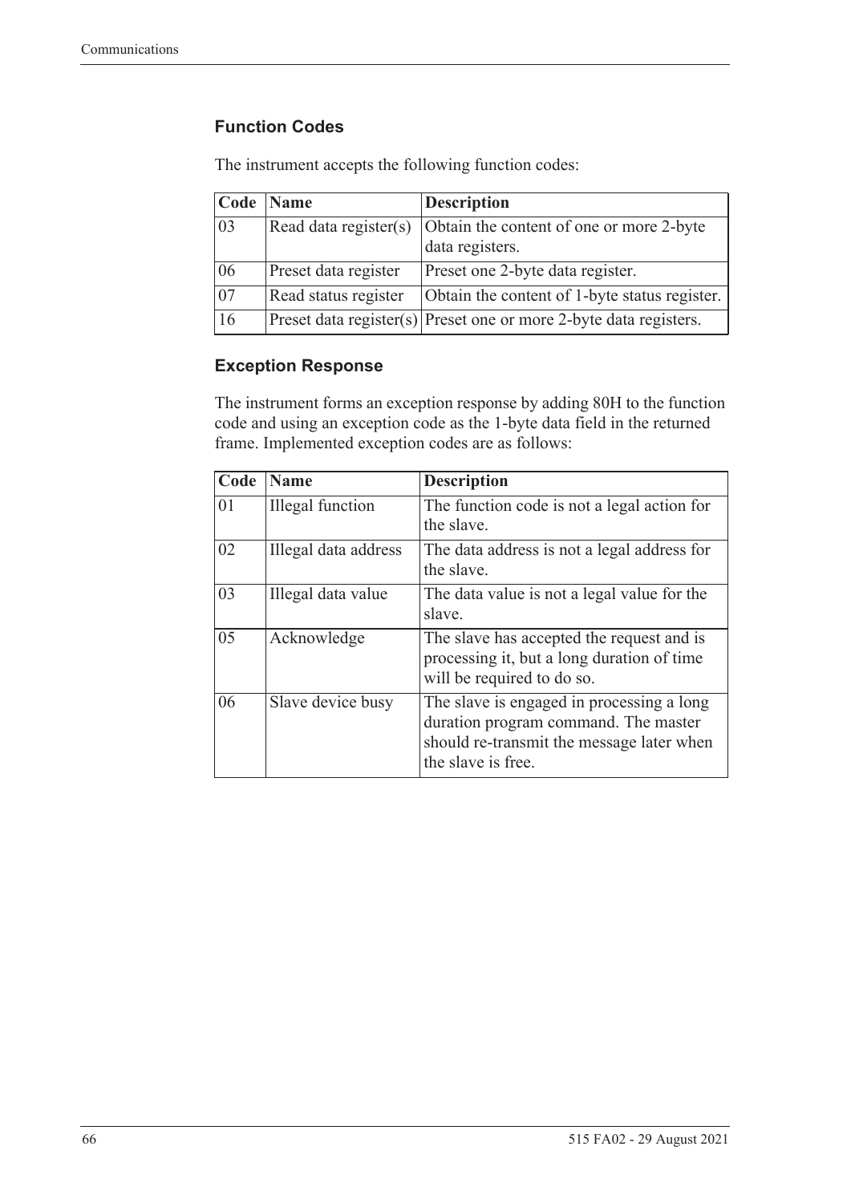### Function Codes

The instrument accepts the following function codes:

| Code | Name | Description |
| --- | --- | --- |
| 03 | Read data register(s) | Obtain the content of one or more 2-byte data registers. |
| 06 | Preset data register | Preset one 2-byte data register. |
| 07 | Read status register | Obtain the content of 1-byte status register. |
| 16 | Preset data register(s) | Preset one or more 2-byte data registers. |

### Exception Response

The instrument forms an exception response by adding 80H to the function code and using an exception code as the 1-byte data field in the returned frame. Implemented exception codes are as follows:

| Code | Name | Description |
| --- | --- | --- |
| 01 | Illegal function | The function code is not a legal action for the slave. |
| 02 | Illegal data address | The data address is not a legal address for the slave. |
| 03 | Illegal data value | The data value is not a legal value for the slave. |
| 05 | Acknowledge | The slave has accepted the request and is processing it, but a long duration of time will be required to do so. |
| 06 | Slave device busy | The slave is engaged in processing a long duration program command. The master should re-transmit the message later when the slave is free. |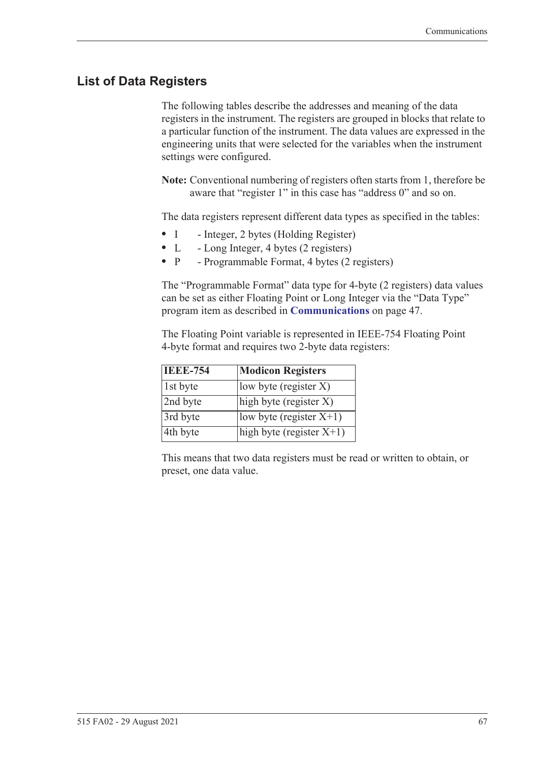## List of Data Registers

The following tables describe the addresses and meaning of the data registers in the instrument. The registers are grouped in blocks that relate to a particular function of the instrument. The data values are expressed in the engineering units that were selected for the variables when the instrument settings were configured.

**Note:** Conventional numbering of registers often starts from 1, therefore be aware that "register 1" in this case has "address 0" and so on.

The data registers represent different data types as specified in the tables:

- I - Integer, 2 bytes (Holding Register)
- L - Long Integer, 4 bytes (2 registers)
- P - Programmable Format, 4 bytes (2 registers)

The "Programmable Format" data type for 4-byte (2 registers) data values can be set as either Floating Point or Long Integer via the "Data Type" program item as described in **Communications** on page 47.

The Floating Point variable is represented in IEEE-754 Floating Point 4-byte format and requires two 2-byte data registers:

| IEEE-754 | Modicon Registers |
|---|---|
| 1st byte | low byte (register X) |
| 2nd byte | high byte (register X) |
| 3rd byte | low byte (register X+1) |
| 4th byte | high byte (register X+1) |

This means that two data registers must be read or written to obtain, or preset, one data value.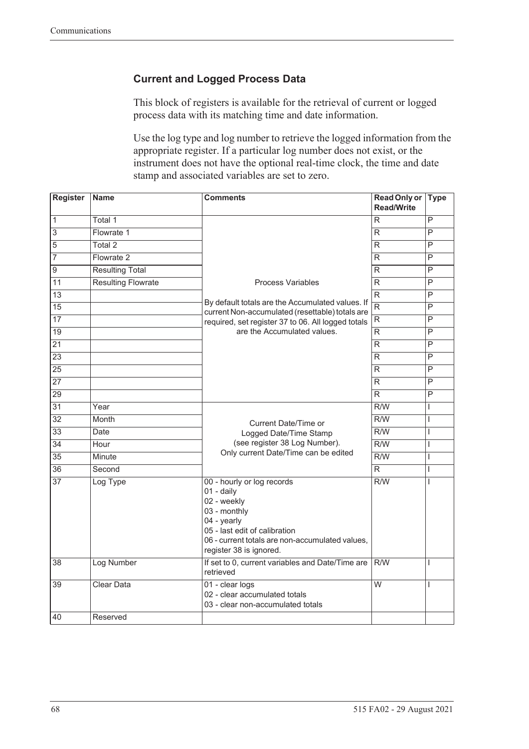### Current and Logged Process Data

This block of registers is available for the retrieval of current or logged process data with its matching time and date information.

Use the log type and log number to retrieve the logged information from the appropriate register. If a particular log number does not exist, or the instrument does not have the optional real-time clock, the time and date stamp and associated variables are set to zero.

| Register | Name | Comments | Read Only or Read/Write | Type |
|---|---|---|---|---|
| 1 | Total 1 | Process Variables<br><br>By default totals are the Accumulated values. If current Non-accumulated (resettable) totals are required, set register 37 to 06. All logged totals are the Accumulated values. | R | P |
| 3 | Flowrate 1 | | R | P |
| 5 | Total 2 | | R | P |
| 7 | Flowrate 2 | | R | P |
| 9 | Resulting Total | | R | P |
| 11 | Resulting Flowrate | | R | P |
| 13 | | | R | P |
| 15 | | | R | P |
| 17 | | | R | P |
| 19 | | | R | P |
| 21 | | | R | P |
| 23 | | | R | P |
| 25 | | | R | P |
| 27 | | | R | P |
| 29 | | | R | P |
| 31 | Year | Current Date/Time or Logged Date/Time Stamp (see register 38 Log Number). Only current Date/Time can be edited | R/W | I |
| 32 | Month | | R/W | I |
| 33 | Date | | R/W | I |
| 34 | Hour | | R/W | I |
| 35 | Minute | | R/W | I |
| 36 | Second | | R | I |
| 37 | Log Type | 00 - hourly or log records<br>01 - daily<br>02 - weekly<br>03 - monthly<br>04 - yearly<br>05 - last edit of calibration<br>06 - current totals are non-accumulated values, register 38 is ignored. | R/W | I |
| 38 | Log Number | If set to 0, current variables and Date/Time are retrieved | R/W | I |
| 39 | Clear Data | 01 - clear logs<br>02 - clear accumulated totals<br>03 - clear non-accumulated totals | W | I |
| 40 | Reserved | | | |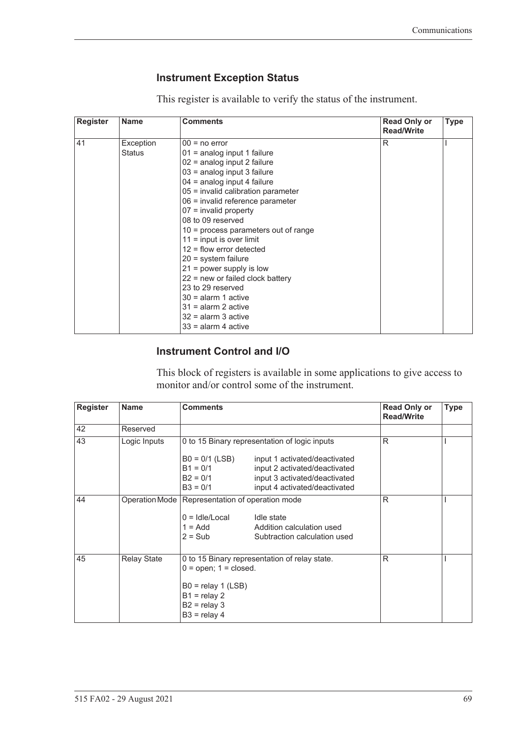### Instrument Exception Status

This register is available to verify the status of the instrument.

| Register | Name | Comments | Read Only or Read/Write | Type |
|---|---|---|---|---|
| 41 | Exception Status | 00 = no error<br>01 = analog input 1 failure<br>02 = analog input 2 failure<br>03 = analog input 3 failure<br>04 = analog input 4 failure<br>05 = invalid calibration parameter<br>06 = invalid reference parameter<br>07 = invalid property<br>08 to 09 reserved<br>10 = process parameters out of range<br>11 = input is over limit<br>12 = flow error detected<br>20 = system failure<br>21 = power supply is low<br>22 = new or failed clock battery<br>23 to 29 reserved<br>30 = alarm 1 active<br>31 = alarm 2 active<br>32 = alarm 3 active<br>33 = alarm 4 active | R | I |

### Instrument Control and I/O

This block of registers is available in some applications to give access to monitor and/or control some of the instrument.

| Register | Name | Comments | Read Only or Read/Write | Type |
|---|---|---|---|---|
| 42 | Reserved | | | |
| 43 | Logic Inputs | 0 to 15 Binary representation of logic inputs<br><br>B0 = 0/1 (LSB) input 1 activated/deactivated<br>B1 = 0/1 input 2 activated/deactivated<br>B2 = 0/1 input 3 activated/deactivated<br>B3 = 0/1 input 4 activated/deactivated | R | I |
| 44 | Operation Mode | Representation of operation mode<br><br>0 = Idle/Local Idle state<br>1 = Add Addition calculation used<br>2 = Sub Subtraction calculation used | R | I |
| 45 | Relay State | 0 to 15 Binary representation of relay state.<br>0 = open; 1 = closed.<br><br>B0 = relay 1 (LSB)<br>B1 = relay 2<br>B2 = relay 3<br>B3 = relay 4 | R | I |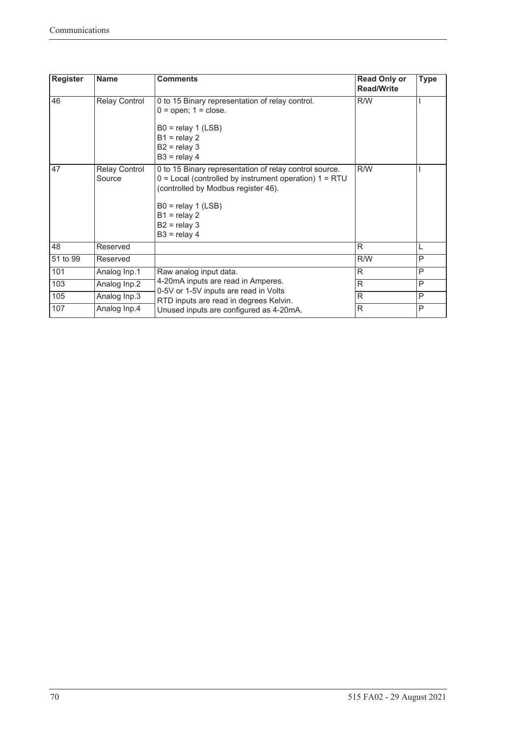| Register | Name | Comments | Read Only or Read/Write | Type |
|---|---|---|---|---|
| 46 | Relay Control | 0 to 15 Binary representation of relay control.<br>0 = open; 1 = close.<br><br>B0 = relay 1 (LSB)<br>B1 = relay 2<br>B2 = relay 3<br>B3 = relay 4 | R/W | I |
| 47 | Relay Control Source | 0 to 15 Binary representation of relay control source.<br>0 = Local (controlled by instrument operation) 1 = RTU (controlled by Modbus register 46).<br><br>B0 = relay 1 (LSB)<br>B1 = relay 2<br>B2 = relay 3<br>B3 = relay 4 | R/W | I |
| 48 | Reserved | | R | L |
| 51 to 99 | Reserved | | R/W | P |
| 101 | Analog Inp.1 | Raw analog input data.<br>4-20mA inputs are read in Amperes.<br>0-5V or 1-5V inputs are read in Volts<br>RTD inputs are read in degrees Kelvin.<br>Unused inputs are configured as 4-20mA. | R | P |
| 103 | Analog Inp.2 | | R | P |
| 105 | Analog Inp.3 | | R | P |
| 107 | Analog Inp.4 | | R | P |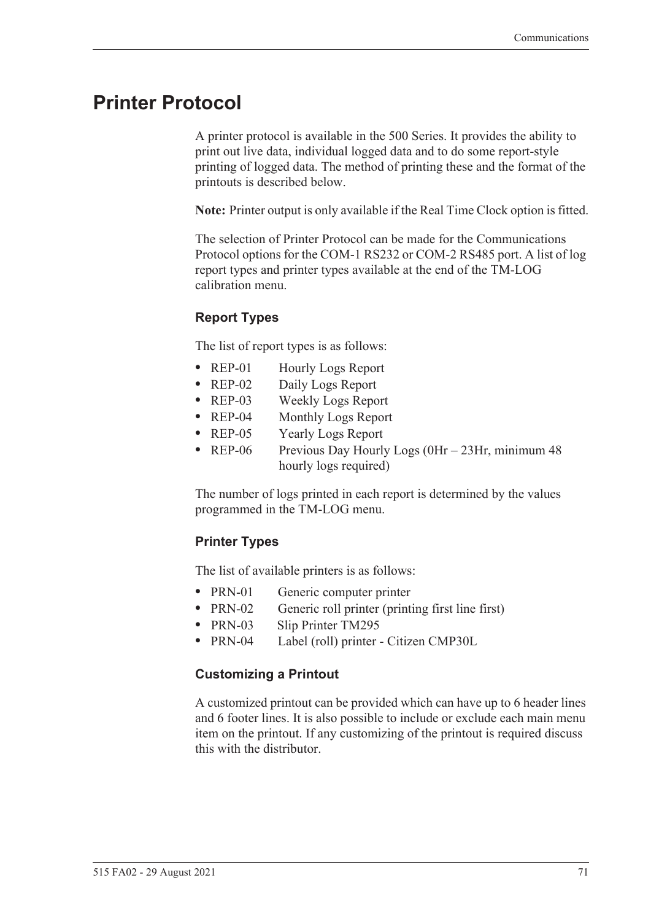# Printer Protocol

A printer protocol is available in the 500 Series. It provides the ability to print out live data, individual logged data and to do some report-style printing of logged data. The method of printing these and the format of the printouts is described below.

**Note:** Printer output is only available if the Real Time Clock option is fitted.

The selection of Printer Protocol can be made for the Communications Protocol options for the COM-1 RS232 or COM-2 RS485 port. A list of log report types and printer types available at the end of the TM-LOG calibration menu.

### Report Types

The list of report types is as follows:

- REP-01 Hourly Logs Report
- REP-02 Daily Logs Report
- REP-03 Weekly Logs Report
- REP-04 Monthly Logs Report
- REP-05 Yearly Logs Report
- REP-06 Previous Day Hourly Logs (0Hr – 23Hr, minimum 48 hourly logs required)

The number of logs printed in each report is determined by the values programmed in the TM-LOG menu.

### Printer Types

The list of available printers is as follows:

- PRN-01 Generic computer printer
- PRN-02 Generic roll printer (printing first line first)
- PRN-03 Slip Printer TM295
- PRN-04 Label (roll) printer - Citizen CMP30L

### Customizing a Printout

A customized printout can be provided which can have up to 6 header lines and 6 footer lines. It is also possible to include or exclude each main menu item on the printout. If any customizing of the printout is required discuss this with the distributor.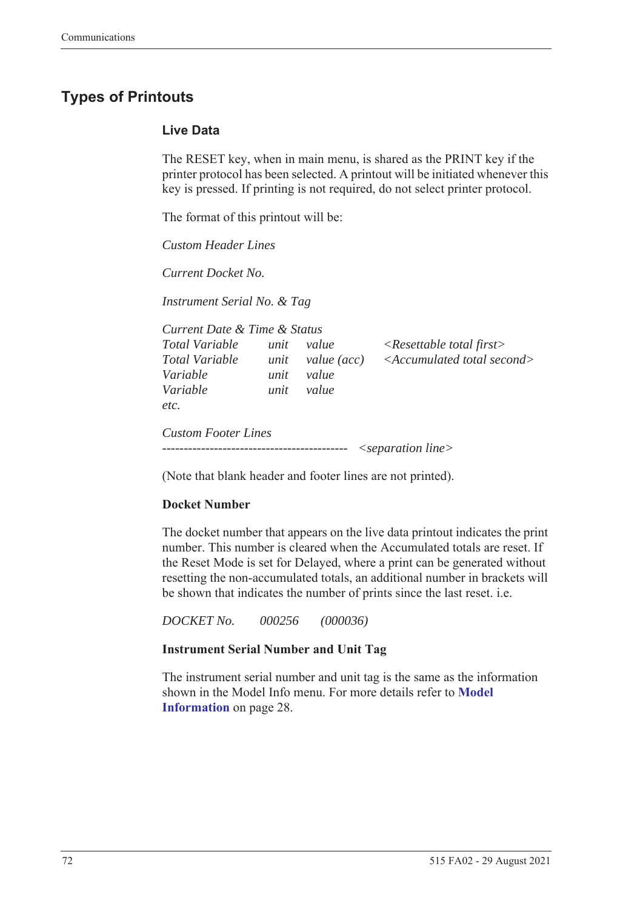## Types of Printouts

### Live Data

The RESET key, when in main menu, is shared as the PRINT key if the printer protocol has been selected. A printout will be initiated whenever this key is pressed. If printing is not required, do not select printer protocol.

The format of this printout will be:

*Custom Header Lines*

*Current Docket No.*

*Instrument Serial No. & Tag*

*Current Date & Time & Status*

| | | | |
|---|---|---|---|
| *Total Variable* | *unit* | *value* | *<Resettable total first>* |
| *Total Variable* | *unit* | *value (acc)* | *<Accumulated total second>* |
| *Variable* | *unit* | *value* | |
| *Variable* | *unit* | *value* | |
| *etc.* | | | |

*Custom Footer Lines*

------------------------------------------- *<separation line>*

(Note that blank header and footer lines are not printed).

**Docket Number**

The docket number that appears on the live data printout indicates the print number. This number is cleared when the Accumulated totals are reset. If the Reset Mode is set for Delayed, where a print can be generated without resetting the non-accumulated totals, an additional number in brackets will be shown that indicates the number of prints since the last reset. i.e.

*DOCKET No.* *000256* *(000036)*

**Instrument Serial Number and Unit Tag**

The instrument serial number and unit tag is the same as the information shown in the Model Info menu. For more details refer to **Model Information** on page 28.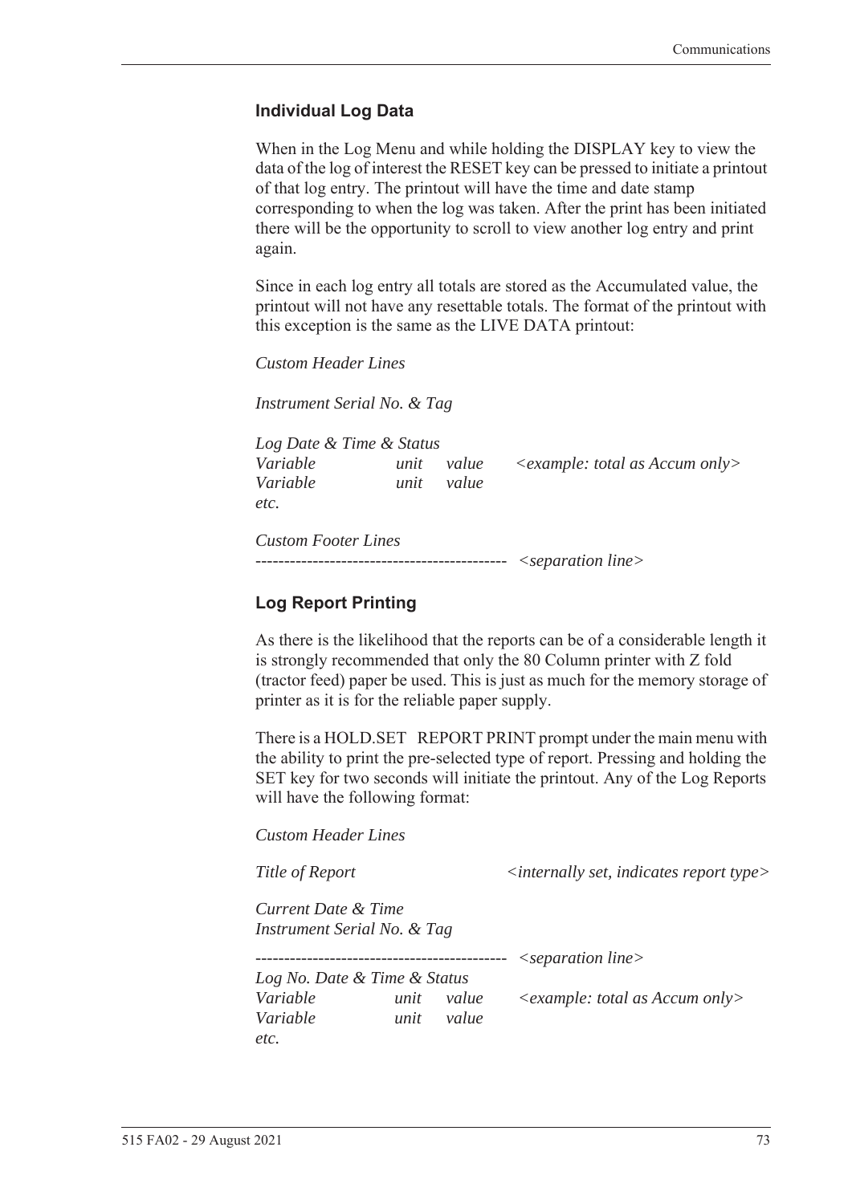### Individual Log Data

When in the Log Menu and while holding the DISPLAY key to view the data of the log of interest the RESET key can be pressed to initiate a printout of that log entry. The printout will have the time and date stamp corresponding to when the log was taken. After the print has been initiated there will be the opportunity to scroll to view another log entry and print again.

Since in each log entry all totals are stored as the Accumulated value, the printout will not have any resettable totals. The format of the printout with this exception is the same as the LIVE DATA printout:

*Custom Header Lines*

*Instrument Serial No. & Tag*

*Log Date & Time & Status*
*Variable unit value <example: total as Accum only>*
*Variable unit value*
*etc.*

*Custom Footer Lines*
------------------------------------------- *<separation line>*

### Log Report Printing

As there is the likelihood that the reports can be of a considerable length it is strongly recommended that only the 80 Column printer with Z fold (tractor feed) paper be used. This is just as much for the memory storage of printer as it is for the reliable paper supply.

There is a HOLD.SET REPORT PRINT prompt under the main menu with the ability to print the pre-selected type of report. Pressing and holding the SET key for two seconds will initiate the printout. Any of the Log Reports will have the following format:

*Custom Header Lines*

*Title of Report <internally set, indicates report type>*

*Current Date & Time*
*Instrument Serial No. & Tag*

------------------------------------------- *<separation line>*
*Log No. Date & Time & Status*
*Variable unit value <example: total as Accum only>*
*Variable unit value*
*etc.*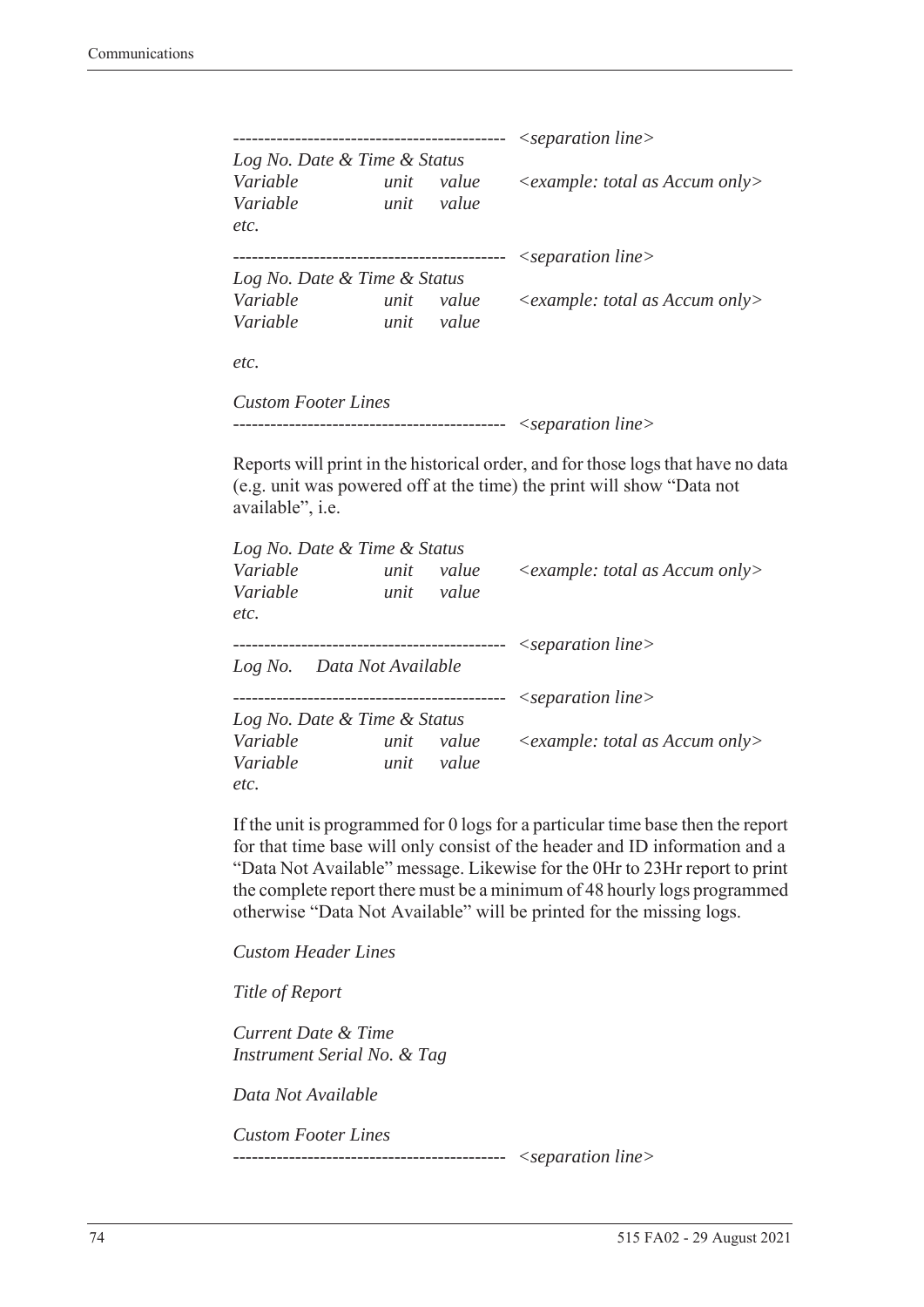```
-------------------------------------------  <separation line>
Log No. Date & Time & Status
Variable          unit    value    <example: total as Accum only>
Variable          unit    value
etc.
-------------------------------------------  <separation line>
Log No. Date & Time & Status
Variable          unit    value    <example: total as Accum only>
Variable          unit    value

etc.

Custom Footer Lines
-------------------------------------------  <separation line>
```

Reports will print in the historical order, and for those logs that have no data (e.g. unit was powered off at the time) the print will show "Data not available", i.e.

```
Log No. Date & Time & Status
Variable          unit    value    <example: total as Accum only>
Variable          unit    value
etc.
-------------------------------------------  <separation line>
Log No.    Data Not Available
-------------------------------------------  <separation line>
Log No. Date & Time & Status
Variable          unit    value    <example: total as Accum only>
Variable          unit    value
etc.
```

If the unit is programmed for 0 logs for a particular time base then the report for that time base will only consist of the header and ID information and a "Data Not Available" message. Likewise for the 0Hr to 23Hr report to print the complete report there must be a minimum of 48 hourly logs programmed otherwise "Data Not Available" will be printed for the missing logs.

```
Custom Header Lines

Title of Report

Current Date & Time
Instrument Serial No. & Tag

Data Not Available

Custom Footer Lines
-------------------------------------------  <separation line>
```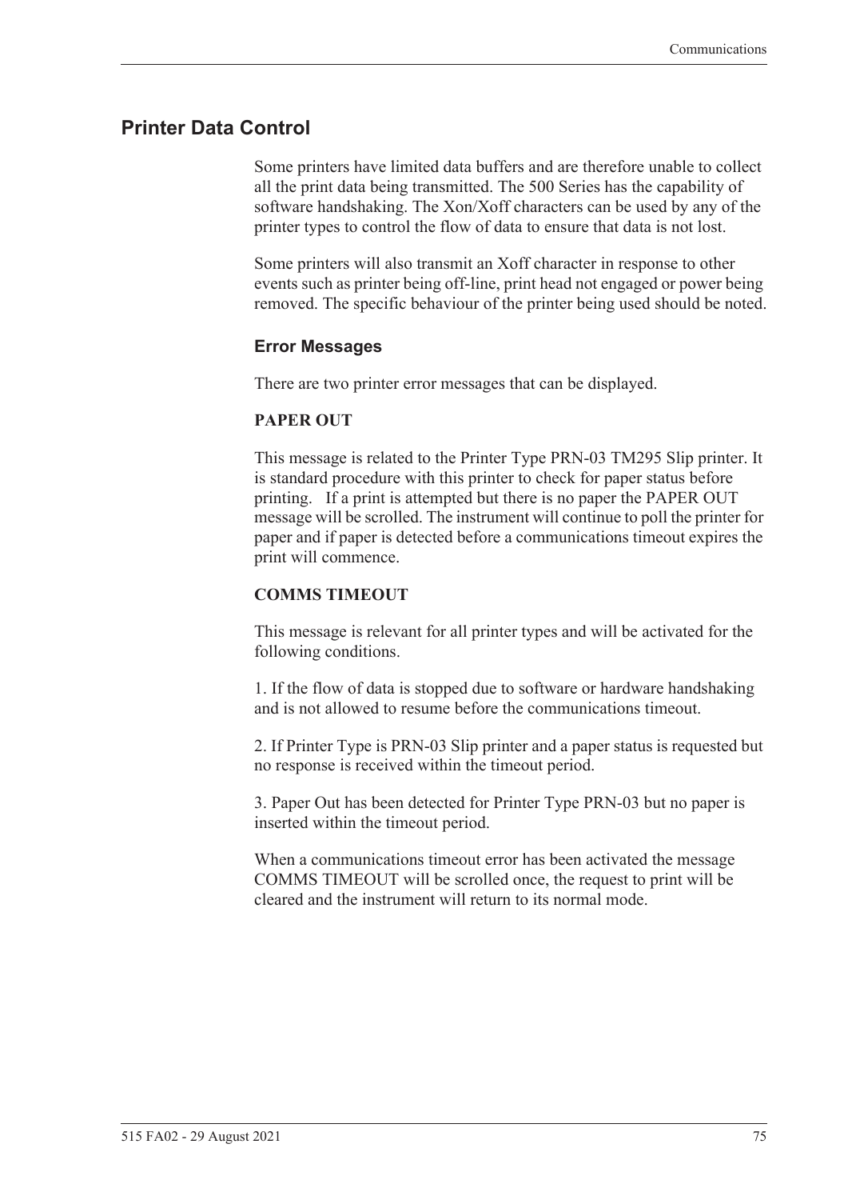## Printer Data Control

Some printers have limited data buffers and are therefore unable to collect all the print data being transmitted. The 500 Series has the capability of software handshaking. The Xon/Xoff characters can be used by any of the printer types to control the flow of data to ensure that data is not lost.

Some printers will also transmit an Xoff character in response to other events such as printer being off-line, print head not engaged or power being removed. The specific behaviour of the printer being used should be noted.

### Error Messages

There are two printer error messages that can be displayed.

**PAPER OUT**

This message is related to the Printer Type PRN-03 TM295 Slip printer. It is standard procedure with this printer to check for paper status before printing. If a print is attempted but there is no paper the PAPER OUT message will be scrolled. The instrument will continue to poll the printer for paper and if paper is detected before a communications timeout expires the print will commence.

**COMMS TIMEOUT**

This message is relevant for all printer types and will be activated for the following conditions.

1. If the flow of data is stopped due to software or hardware handshaking and is not allowed to resume before the communications timeout.

2. If Printer Type is PRN-03 Slip printer and a paper status is requested but no response is received within the timeout period.

3. Paper Out has been detected for Printer Type PRN-03 but no paper is inserted within the timeout period.

When a communications timeout error has been activated the message COMMS TIMEOUT will be scrolled once, the request to print will be cleared and the instrument will return to its normal mode.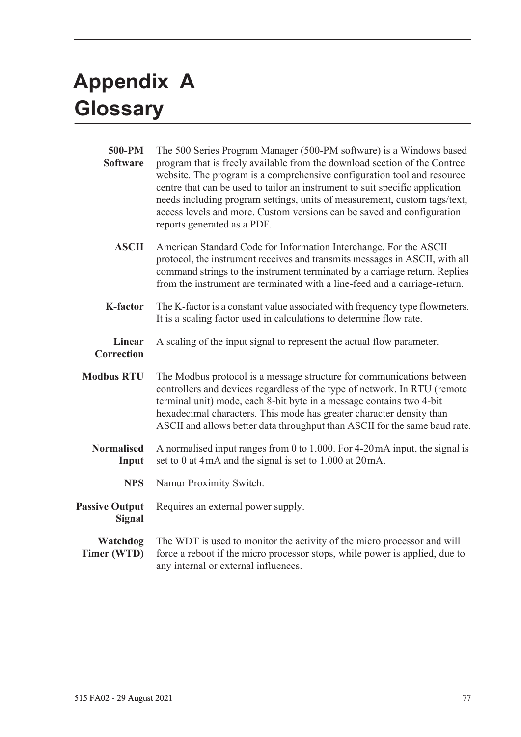# Appendix A Glossary

**500-PM Software** The 500 Series Program Manager (500-PM software) is a Windows based program that is freely available from the download section of the Contrec website. The program is a comprehensive configuration tool and resource centre that can be used to tailor an instrument to suit specific application needs including program settings, units of measurement, custom tags/text, access levels and more. Custom versions can be saved and configuration reports generated as a PDF.

**ASCII** American Standard Code for Information Interchange. For the ASCII protocol, the instrument receives and transmits messages in ASCII, with all command strings to the instrument terminated by a carriage return. Replies from the instrument are terminated with a line-feed and a carriage-return.

**K-factor** The K-factor is a constant value associated with frequency type flowmeters. It is a scaling factor used in calculations to determine flow rate.

**Linear Correction** A scaling of the input signal to represent the actual flow parameter.

**Modbus RTU** The Modbus protocol is a message structure for communications between controllers and devices regardless of the type of network. In RTU (remote terminal unit) mode, each 8-bit byte in a message contains two 4-bit hexadecimal characters. This mode has greater character density than ASCII and allows better data throughput than ASCII for the same baud rate.

**Normalised Input** A normalised input ranges from 0 to 1.000. For 4-20 mA input, the signal is set to 0 at 4 mA and the signal is set to 1.000 at 20 mA.

**NPS** Namur Proximity Switch.

**Passive Output Signal** Requires an external power supply.

**Watchdog Timer (WTD)** The WDT is used to monitor the activity of the micro processor and will force a reboot if the micro processor stops, while power is applied, due to any internal or external influences.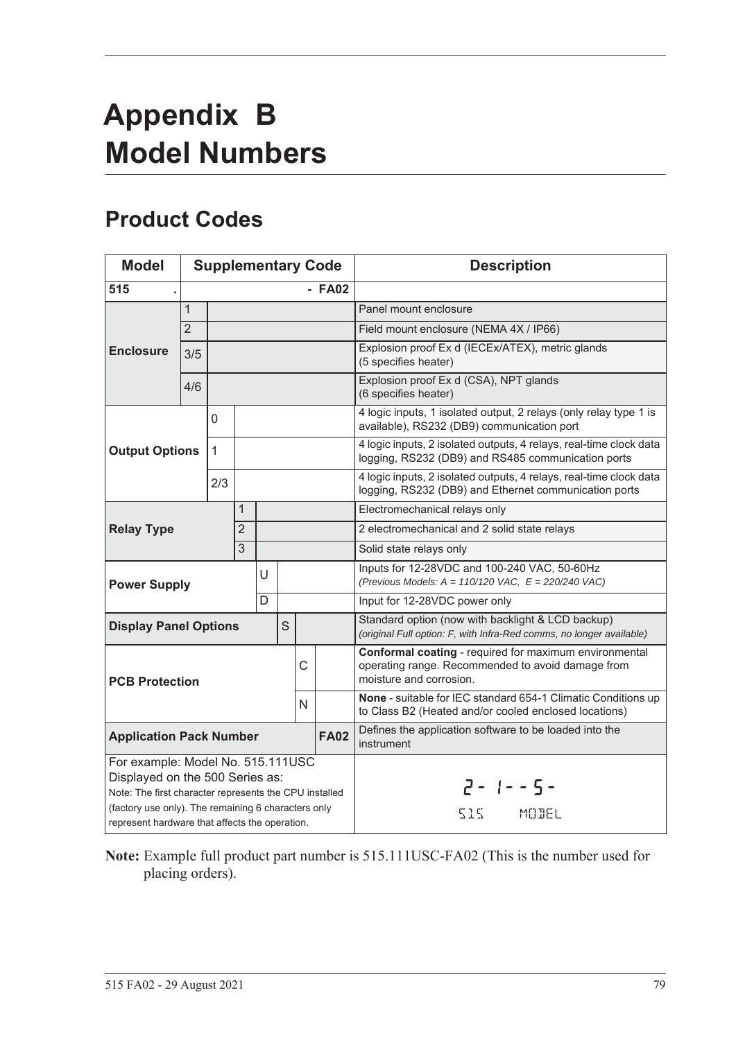# Appendix B Model Numbers

## Product Codes

| Model | Supplementary Code | | | | | | | Description |
|---|---|---|---|---|---|---|---|---|
| **515 .** | | | | | | | **- FA02** | |
| **Enclosure** | 1 | | | | | | | Panel mount enclosure |
| | 2 | | | | | | | Field mount enclosure (NEMA 4X / IP66) |
| | 3/5 | | | | | | | Explosion proof Ex d (IECEx/ATEX), metric glands (5 specifies heater) |
| | 4/6 | | | | | | | Explosion proof Ex d (CSA), NPT glands (6 specifies heater) |
| **Output Options** | | 0 | | | | | | 4 logic inputs, 1 isolated output, 2 relays (only relay type 1 is available), RS232 (DB9) communication port |
| | | 1 | | | | | | 4 logic inputs, 2 isolated outputs, 4 relays, real-time clock data logging, RS232 (DB9) and RS485 communication ports |
| | | 2/3 | | | | | | 4 logic inputs, 2 isolated outputs, 4 relays, real-time clock data logging, RS232 (DB9) and Ethernet communication ports |
| **Relay Type** | | | 1 | | | | | Electromechanical relays only |
| | | | 2 | | | | | 2 electromechanical and 2 solid state relays |
| | | | 3 | | | | | Solid state relays only |
| **Power Supply** | | | | U | | | | Inputs for 12-28VDC and 100-240 VAC, 50-60Hz *(Previous Models: A = 110/120 VAC, E = 220/240 VAC)* |
| | | | | D | | | | Input for 12-28VDC power only |
| **Display Panel Options** | | | | | S | | | Standard option (now with backlight & LCD backup) *(original Full option: F, with Infra-Red comms, no longer available)* |
| **PCB Protection** | | | | | | C | | **Conformal coating** - required for maximum environmental operating range. Recommended to avoid damage from moisture and corrosion. |
| | | | | | | N | | **None** - suitable for IEC standard 654-1 Climatic Conditions up to Class B2 (Heated and/or cooled enclosed locations) |
| **Application Pack Number** | | | | | | | **FA02** | Defines the application software to be loaded into the instrument |
| For example: Model No. 515.111USC Displayed on the 500 Series as: Note: The first character represents the CPU installed (factory use only). The remaining 6 characters only represent hardware that affects the operation. | | | | | | | | 2- 1-- 5- 515 MODEL |

**Note:** Example full product part number is 515.111USC-FA02 (This is the number used for placing orders).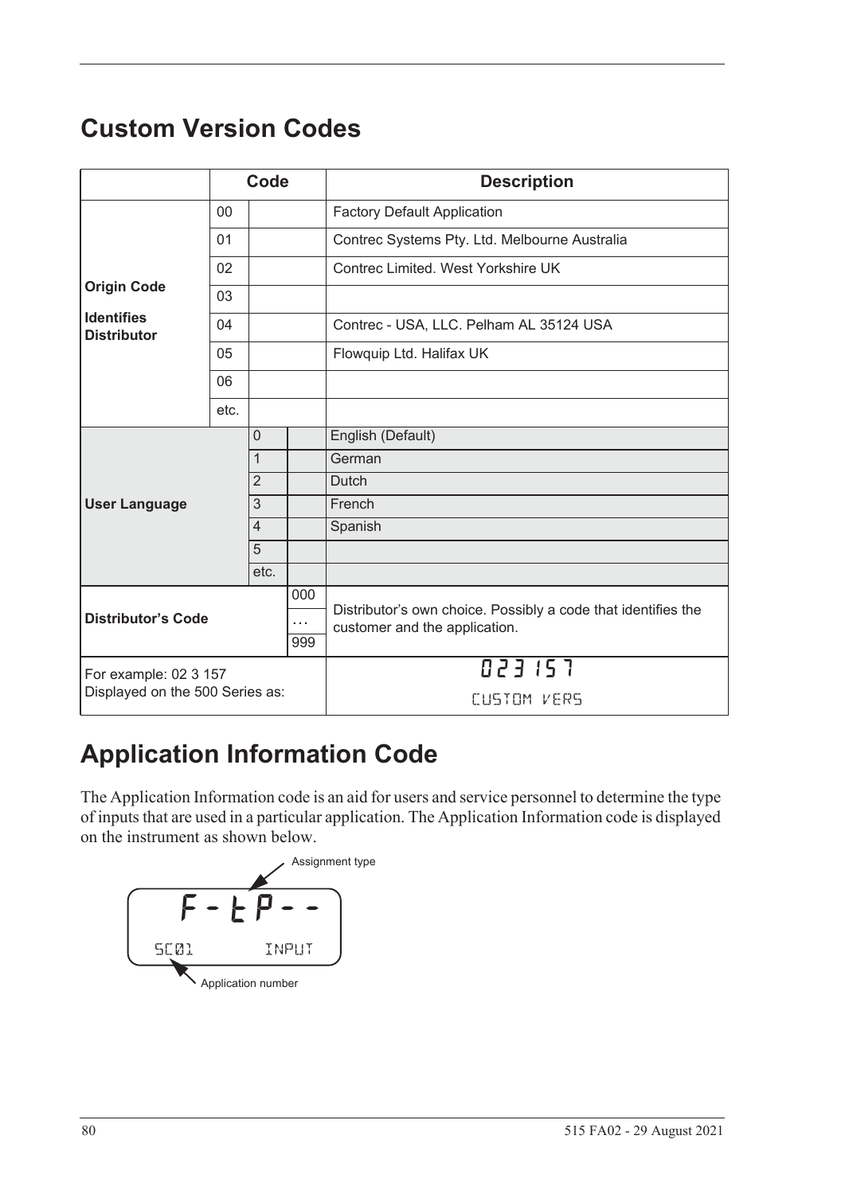# Custom Version Codes

| | Code | | | Description |
|---|---|---|---|---|
| **Origin Code** **Identifies Distributor** | 00 | | | Factory Default Application |
| | 01 | | | Contrec Systems Pty. Ltd. Melbourne Australia |
| | 02 | | | Contrec Limited. West Yorkshire UK |
| | 03 | | | |
| | 04 | | | Contrec - USA, LLC. Pelham AL 35124 USA |
| | 05 | | | Flowquip Ltd. Halifax UK |
| | 06 | | | |
| | etc. | | | |
| **User Language** | | 0 | | English (Default) |
| | | 1 | | German |
| | | 2 | | Dutch |
| | | 3 | | French |
| | | 4 | | Spanish |
| | | 5 | | |
| | | etc. | | |
| **Distributor's Code** | | | 000 … 999 | Distributor's own choice. Possibly a code that identifies the customer and the application. |
| For example: 02 3 157 Displayed on the 500 Series as: | | | | 023 157 CUSTOM VERS |

# Application Information Code

The Application Information code is an aid for users and service personnel to determine the type of inputs that are used in a particular application. The Application Information code is displayed on the instrument as shown below.

Assignment type

F - t P - -

SC01 INPUT

Application number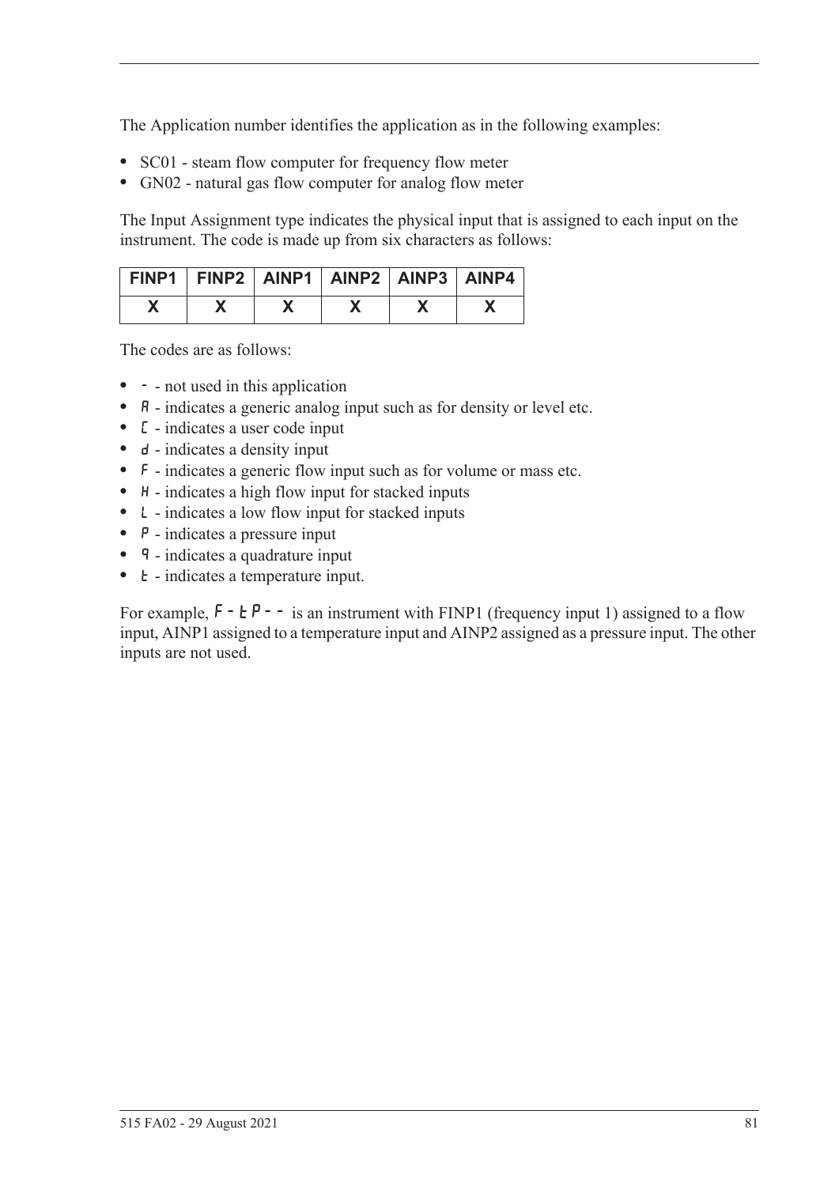The Application number identifies the application as in the following examples:

- SC01 - steam flow computer for frequency flow meter
- GN02 - natural gas flow computer for analog flow meter

The Input Assignment type indicates the physical input that is assigned to each input on the instrument. The code is made up from six characters as follows:

| FINP1 | FINP2 | AINP1 | AINP2 | AINP3 | AINP4 |
|---|---|---|---|---|---|
| X | X | X | X | X | X |

The codes are as follows:

- - - not used in this application
- A - indicates a generic analog input such as for density or level etc.
- C - indicates a user code input
- d - indicates a density input
- F - indicates a generic flow input such as for volume or mass etc.
- H - indicates a high flow input for stacked inputs
- L - indicates a low flow input for stacked inputs
- P - indicates a pressure input
- q - indicates a quadrature input
- t - indicates a temperature input.

For example, F-tP-- is an instrument with FINP1 (frequency input 1) assigned to a flow input, AINP1 assigned to a temperature input and AINP2 assigned as a pressure input. The other inputs are not used.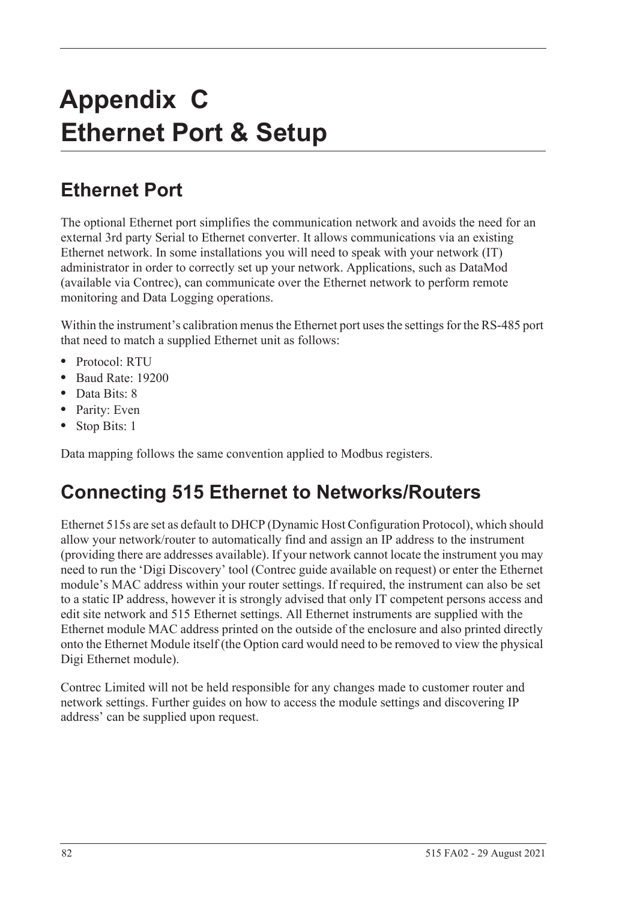# Appendix C
# Ethernet Port & Setup

## Ethernet Port

The optional Ethernet port simplifies the communication network and avoids the need for an external 3rd party Serial to Ethernet converter. It allows communications via an existing Ethernet network. In some installations you will need to speak with your network (IT) administrator in order to correctly set up your network. Applications, such as DataMod (available via Contrec), can communicate over the Ethernet network to perform remote monitoring and Data Logging operations.

Within the instrument's calibration menus the Ethernet port uses the settings for the RS-485 port that need to match a supplied Ethernet unit as follows:

- Protocol: RTU
- Baud Rate: 19200
- Data Bits: 8
- Parity: Even
- Stop Bits: 1

Data mapping follows the same convention applied to Modbus registers.

## Connecting 515 Ethernet to Networks/Routers

Ethernet 515s are set as default to DHCP (Dynamic Host Configuration Protocol), which should allow your network/router to automatically find and assign an IP address to the instrument (providing there are addresses available). If your network cannot locate the instrument you may need to run the 'Digi Discovery' tool (Contrec guide available on request) or enter the Ethernet module's MAC address within your router settings. If required, the instrument can also be set to a static IP address, however it is strongly advised that only IT competent persons access and edit site network and 515 Ethernet settings. All Ethernet instruments are supplied with the Ethernet module MAC address printed on the outside of the enclosure and also printed directly onto the Ethernet Module itself (the Option card would need to be removed to view the physical Digi Ethernet module).

Contrec Limited will not be held responsible for any changes made to customer router and network settings. Further guides on how to access the module settings and discovering IP address' can be supplied upon request.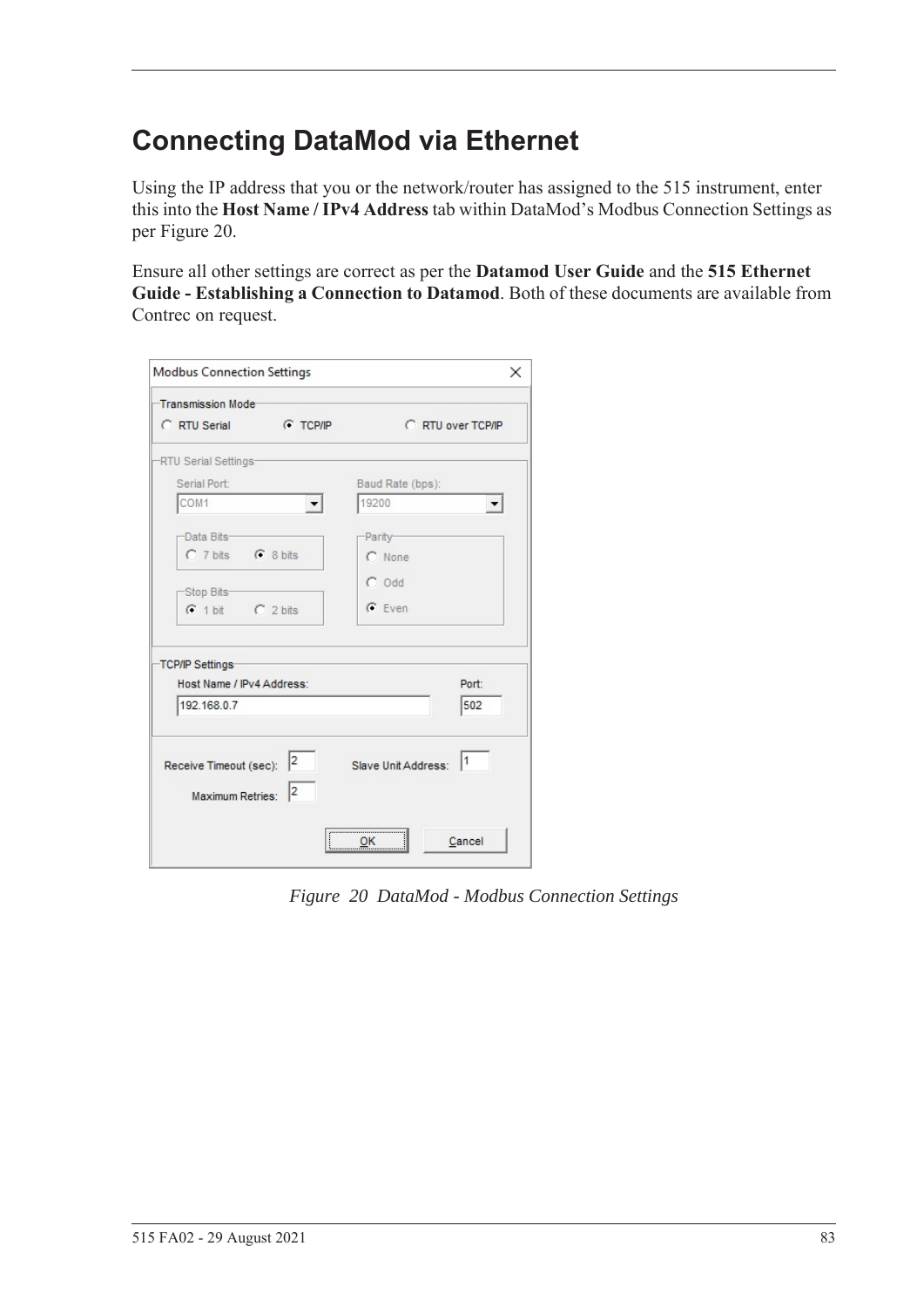# Connecting DataMod via Ethernet

Using the IP address that you or the network/router has assigned to the 515 instrument, enter this into the **Host Name / IPv4 Address** tab within DataMod's Modbus Connection Settings as per Figure 20.

Ensure all other settings are correct as per the **Datamod User Guide** and the **515 Ethernet Guide - Establishing a Connection to Datamod**. Both of these documents are available from Contrec on request.

*Figure 20 DataMod - Modbus Connection Settings*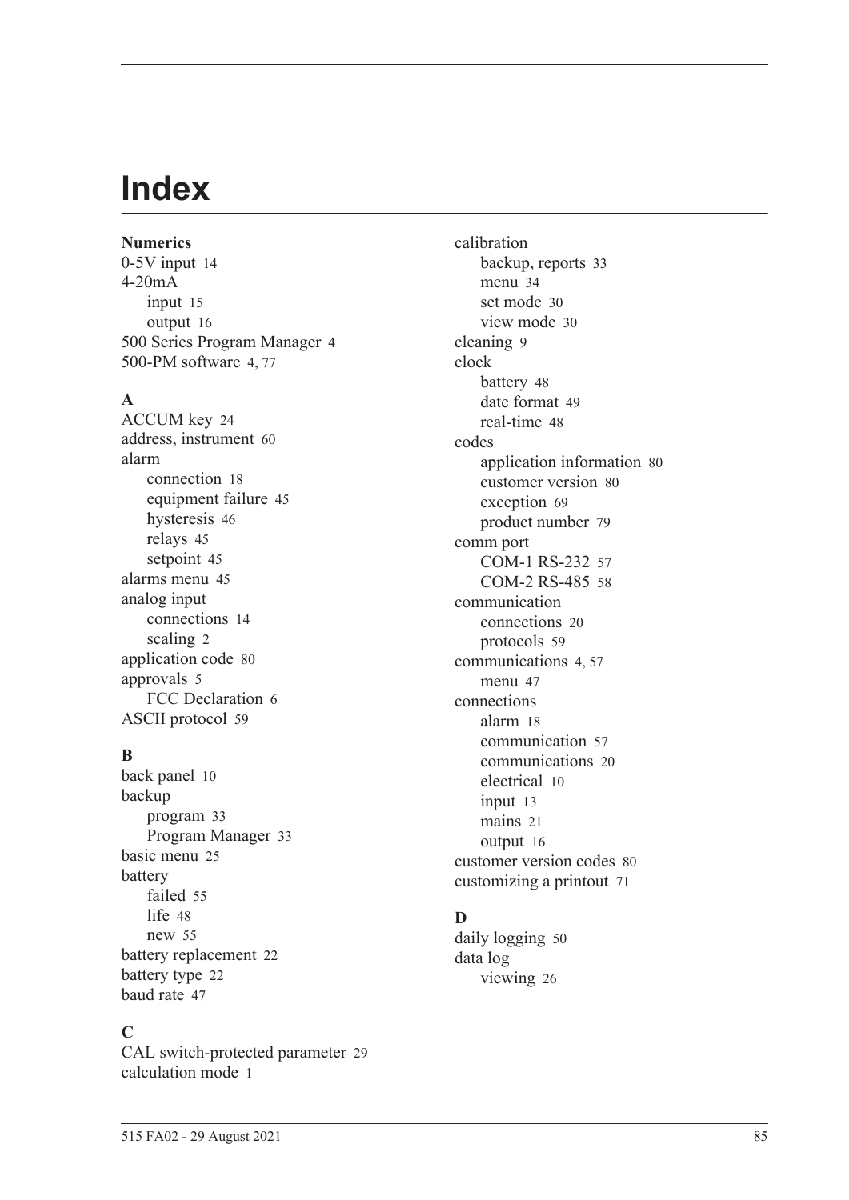# Index

**Numerics**

0-5V input 14
4-20mA
- input 15
- output 16

500 Series Program Manager 4
500-PM software 4, 77

**A**

ACCUM key 24
address, instrument 60
alarm
- connection 18
- equipment failure 45
- hysteresis 46
- relays 45
- setpoint 45

alarms menu 45
analog input
- connections 14
- scaling 2

application code 80
approvals 5
- FCC Declaration 6

ASCII protocol 59

**B**

back panel 10
backup
- program 33
- Program Manager 33

basic menu 25
battery
- failed 55
- life 48
- new 55

battery replacement 22
battery type 22
baud rate 47

**C**

CAL switch-protected parameter 29
calculation mode 1
calibration
- backup, reports 33
- menu 34
- set mode 30
- view mode 30

cleaning 9
clock
- battery 48
- date format 49
- real-time 48

codes
- application information 80
- customer version 80
- exception 69
- product number 79

comm port
- COM-1 RS-232 57
- COM-2 RS-485 58

communication
- connections 20
- protocols 59

communications 4, 57
- menu 47

connections
- alarm 18
- communication 57
- communications 20
- electrical 10
- input 13
- mains 21
- output 16

customer version codes 80
customizing a printout 71

**D**

daily logging 50
data log
- viewing 26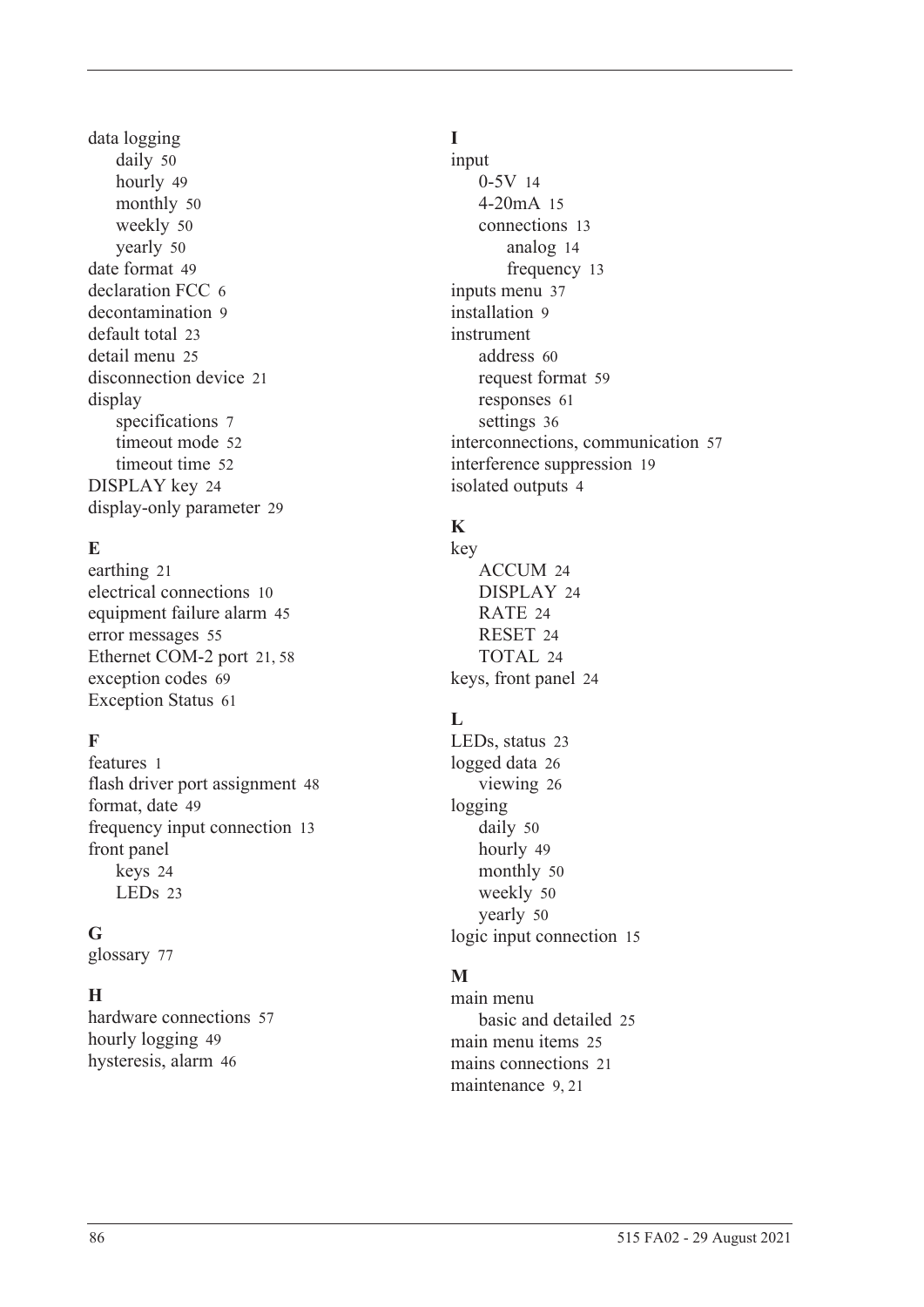data logging
- daily 50
- hourly 49
- monthly 50
- weekly 50
- yearly 50

date format 49
declaration FCC 6
decontamination 9
default total 23
detail menu 25
disconnection device 21
display
- specifications 7
- timeout mode 52
- timeout time 52

DISPLAY key 24
display-only parameter 29

### E

earthing 21
electrical connections 10
equipment failure alarm 45
error messages 55
Ethernet COM-2 port 21, 58
exception codes 69
Exception Status 61

### F

features 1
flash driver port assignment 48
format, date 49
frequency input connection 13
front panel
- keys 24
- LEDs 23

### G

glossary 77

### H

hardware connections 57
hourly logging 49
hysteresis, alarm 46

### I

input
- 0-5V 14
- 4-20mA 15
- connections 13
    - analog 14
    - frequency 13

inputs menu 37
installation 9
instrument
- address 60
- request format 59
- responses 61
- settings 36

interconnections, communication 57
interference suppression 19
isolated outputs 4

### K

key
- ACCUM 24
- DISPLAY 24
- RATE 24
- RESET 24
- TOTAL 24

keys, front panel 24

### L

LEDs, status 23
logged data 26
- viewing 26

logging
- daily 50
- hourly 49
- monthly 50
- weekly 50
- yearly 50

logic input connection 15

### M

main menu
- basic and detailed 25

main menu items 25
mains connections 21
maintenance 9, 21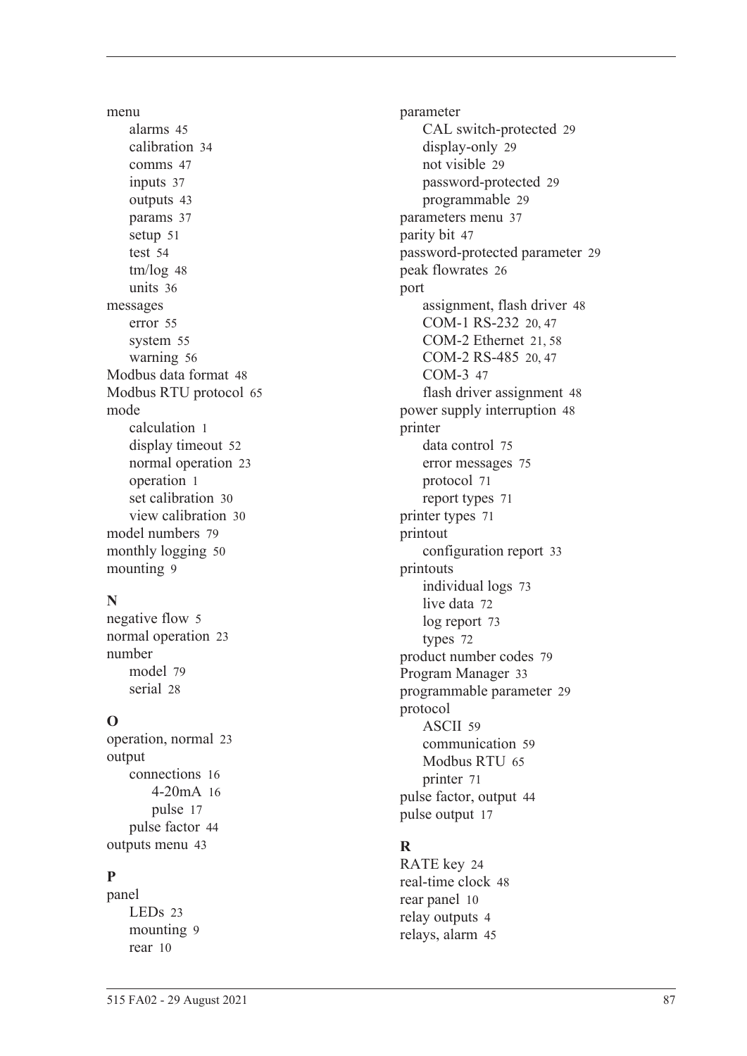menu
- alarms 45
- calibration 34
- comms 47
- inputs 37
- outputs 43
- params 37
- setup 51
- test 54
- tm/log 48
- units 36

messages
- error 55
- system 55
- warning 56

Modbus data format 48
Modbus RTU protocol 65
mode
- calculation 1
- display timeout 52
- normal operation 23
- operation 1
- set calibration 30
- view calibration 30

model numbers 79
monthly logging 50
mounting 9

**N**

negative flow 5
normal operation 23
number
- model 79
- serial 28

**O**

operation, normal 23
output
- connections 16
    - 4-20mA 16
    - pulse 17
- pulse factor 44

outputs menu 43

**P**

panel
- LEDs 23
- mounting 9
- rear 10

parameter
- CAL switch-protected 29
- display-only 29
- not visible 29
- password-protected 29
- programmable 29

parameters menu 37
parity bit 47
password-protected parameter 29
peak flowrates 26
port
- assignment, flash driver 48
- COM-1 RS-232 20, 47
- COM-2 Ethernet 21, 58
- COM-2 RS-485 20, 47
- COM-3 47
- flash driver assignment 48

power supply interruption 48
printer
- data control 75
- error messages 75
- protocol 71
- report types 71

printer types 71
printout
- configuration report 33

printouts
- individual logs 73
- live data 72
- log report 73
- types 72

product number codes 79
Program Manager 33
programmable parameter 29
protocol
- ASCII 59
- communication 59
- Modbus RTU 65
- printer 71

pulse factor, output 44
pulse output 17

**R**

RATE key 24
real-time clock 48
rear panel 10
relay outputs 4
relays, alarm 45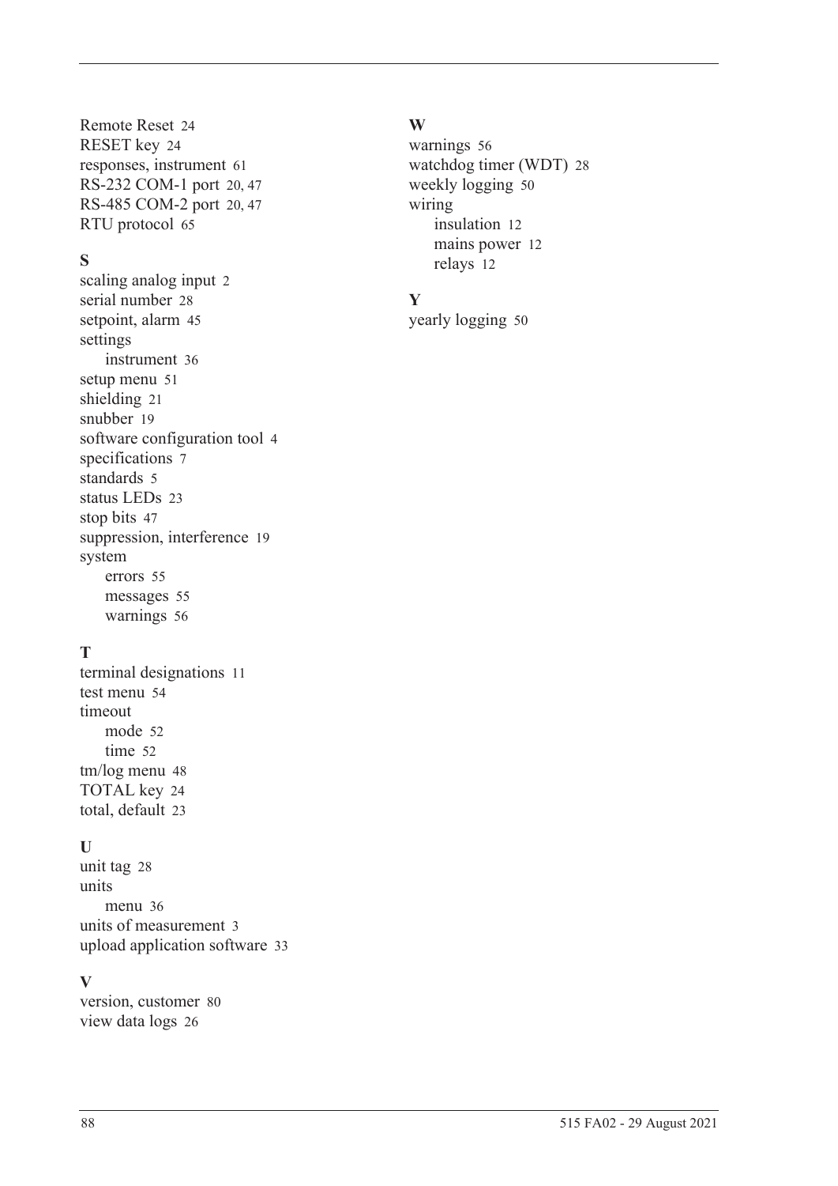Remote Reset 24
RESET key 24
responses, instrument 61
RS-232 COM-1 port 20, 47
RS-485 COM-2 port 20, 47
RTU protocol 65

**S**

scaling analog input 2
serial number 28
setpoint, alarm 45
settings
    instrument 36
setup menu 51
shielding 21
snubber 19
software configuration tool 4
specifications 7
standards 5
status LEDs 23
stop bits 47
suppression, interference 19
system
    errors 55
    messages 55
    warnings 56

**T**

terminal designations 11
test menu 54
timeout
    mode 52
    time 52
tm/log menu 48
TOTAL key 24
total, default 23

**U**

unit tag 28
units
    menu 36
units of measurement 3
upload application software 33

**V**

version, customer 80
view data logs 26

**W**

warnings 56
watchdog timer (WDT) 28
weekly logging 50
wiring
    insulation 12
    mains power 12
    relays 12

**Y**

yearly logging 50